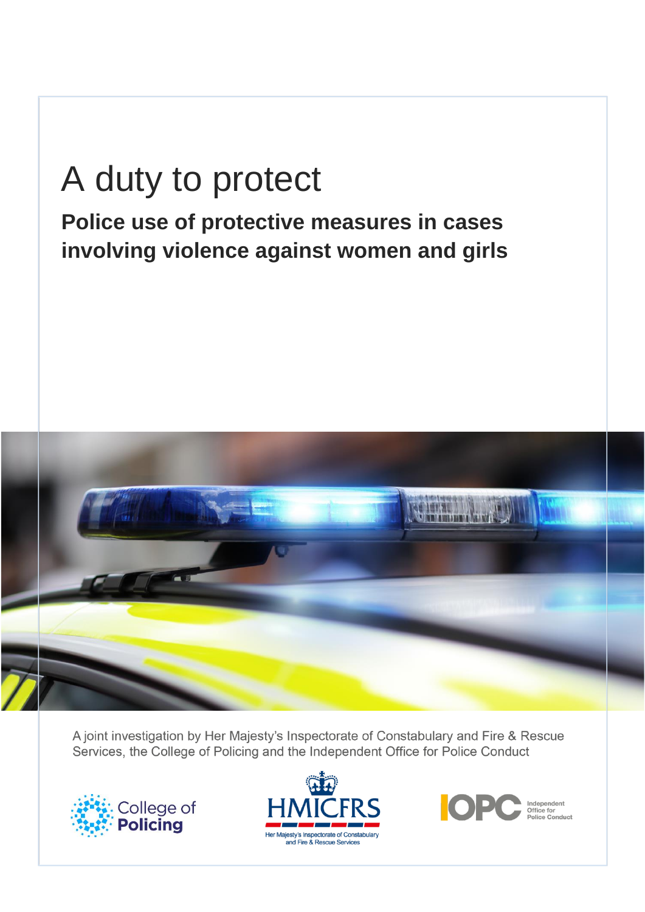# A duty to protect

## Police use of protective measures in cases involving violence against women and girls

A joint investigation by Her Majesty's Inspectorate of Constabulary and Fire & Rescue Services, the College of Policing and the Independent Office for Police Conduct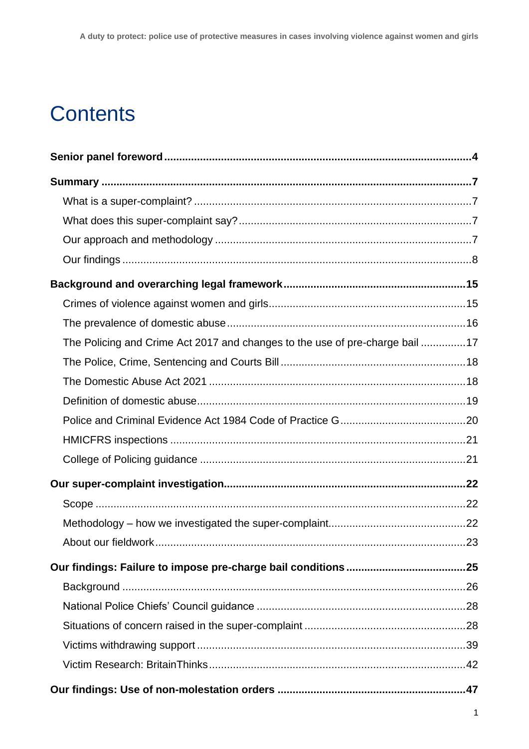# Contents

**Senior panel foreword** ..... **4**

**Summary** ..... **7**

- What is a super-complaint? ..... 7
- What does this super-complaint say? ..... 7
- Our approach and methodology ..... 7
- Our findings ..... 8

**Background and overarching legal framework** ..... **15**

- Crimes of violence against women and girls ..... 15
- The prevalence of domestic abuse ..... 16
- The Policing and Crime Act 2017 and changes to the use of pre-charge bail ..... 17
- The Police, Crime, Sentencing and Courts Bill ..... 18
- The Domestic Abuse Act 2021 ..... 18
- Definition of domestic abuse ..... 19
- Police and Criminal Evidence Act 1984 Code of Practice G ..... 20
- HMICFRS inspections ..... 21
- College of Policing guidance ..... 21

**Our super-complaint investigation** ..... **22**

- Scope ..... 22
- Methodology – how we investigated the super-complaint ..... 22
- About our fieldwork ..... 23

**Our findings: Failure to impose pre-charge bail conditions** ..... **25**

- Background ..... 26
- National Police Chiefs' Council guidance ..... 28
- Situations of concern raised in the super-complaint ..... 28
- Victims withdrawing support ..... 39
- Victim Research: BritainThinks ..... 42

**Our findings: Use of non-molestation orders** ..... **47**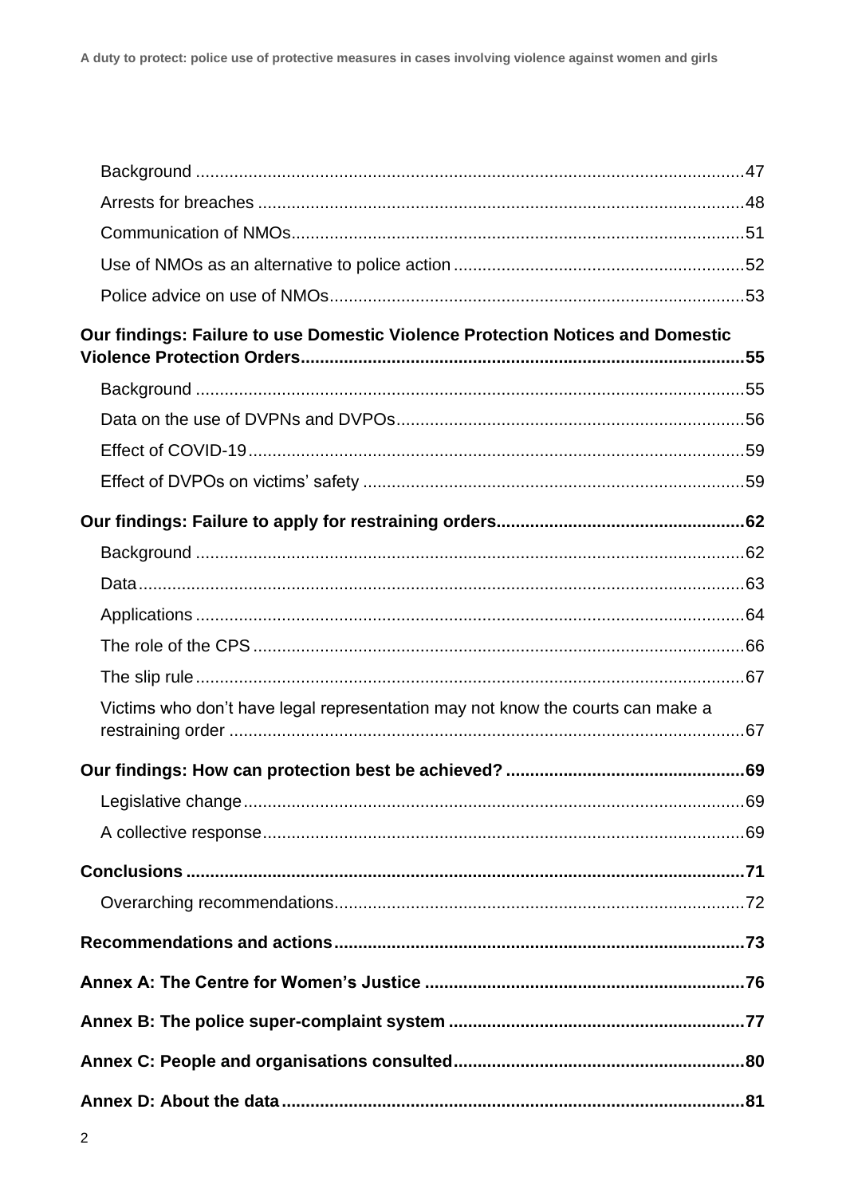Background ....................................................................................................47

Arrests for breaches .......................................................................................48

Communication of NMOs................................................................................51

Use of NMOs as an alternative to police action ...............................................52

Police advice on use of NMOs.........................................................................53

**Our findings: Failure to use Domestic Violence Protection Notices and Domestic Violence Protection Orders..........................................................................................55**

Background ....................................................................................................55

Data on the use of DVPNs and DVPOs...........................................................56

Effect of COVID-19..........................................................................................59

Effect of DVPOs on victims' safety .................................................................59

**Our findings: Failure to apply for restraining orders...................................................62**

Background ....................................................................................................62

Data................................................................................................................63

Applications ....................................................................................................64

The role of the CPS ........................................................................................66

The slip rule ....................................................................................................67

Victims who don't have legal representation may not know the courts can make a restraining order .............................................................................................67

**Our findings: How can protection best be achieved? .................................................69**

Legislative change..........................................................................................69

A collective response......................................................................................69

**Conclusions ...................................................................................................................71**

Overarching recommendations.......................................................................72

**Recommendations and actions.....................................................................................73**

**Annex A: The Centre for Women's Justice ..................................................................76**

**Annex B: The police super-complaint system .............................................................77**

**Annex C: People and organisations consulted............................................................80**

**Annex D: About the data ...............................................................................................81**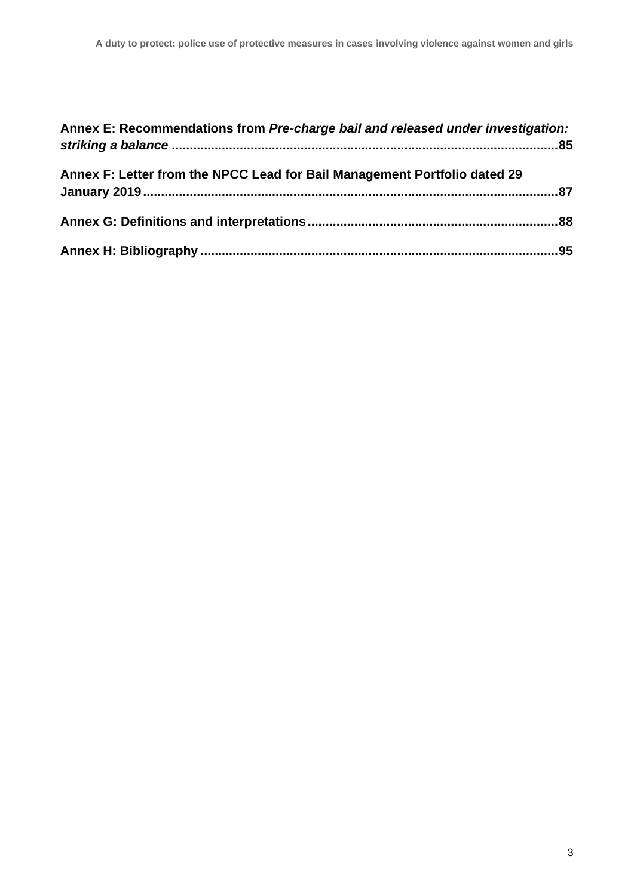**Annex E: Recommendations from *Pre-charge bail and released under investigation: striking a balance* ........................................................................................................85**

**Annex F: Letter from the NPCC Lead for Bail Management Portfolio dated 29 January 2019 ..............................................................................................................87**

**Annex G: Definitions and interpretations ...................................................................88**

**Annex H: Bibliography ...............................................................................................95**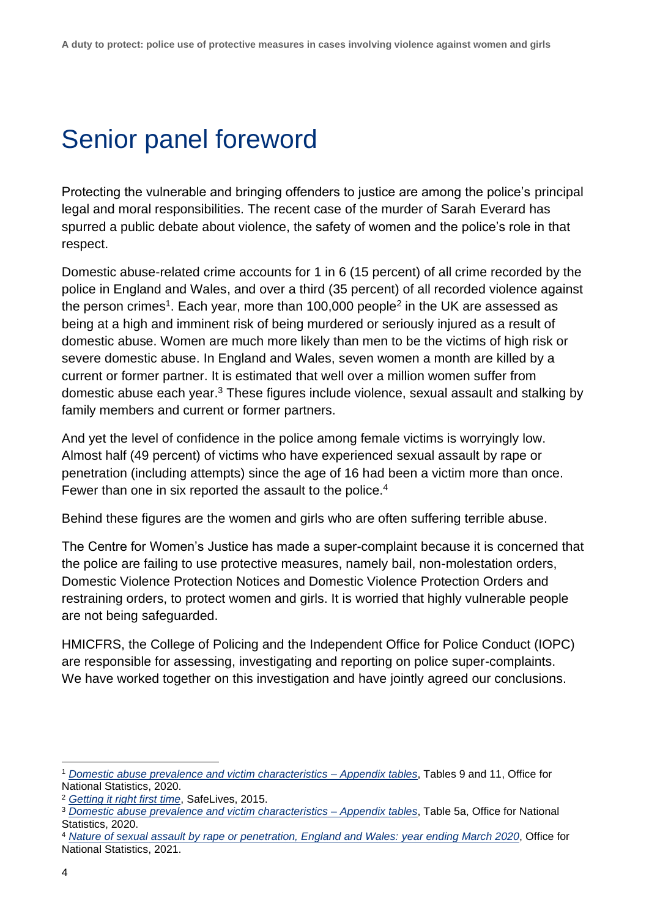# Senior panel foreword

Protecting the vulnerable and bringing offenders to justice are among the police's principal legal and moral responsibilities. The recent case of the murder of Sarah Everard has spurred a public debate about violence, the safety of women and the police's role in that respect.

Domestic abuse-related crime accounts for 1 in 6 (15 percent) of all crime recorded by the police in England and Wales, and over a third (35 percent) of all recorded violence against the person crimes[1]. Each year, more than 100,000 people[2] in the UK are assessed as being at a high and imminent risk of being murdered or seriously injured as a result of domestic abuse. Women are much more likely than men to be the victims of high risk or severe domestic abuse. In England and Wales, seven women a month are killed by a current or former partner. It is estimated that well over a million women suffer from domestic abuse each year.[3] These figures include violence, sexual assault and stalking by family members and current or former partners.

And yet the level of confidence in the police among female victims is worryingly low. Almost half (49 percent) of victims who have experienced sexual assault by rape or penetration (including attempts) since the age of 16 had been a victim more than once. Fewer than one in six reported the assault to the police.[4]

Behind these figures are the women and girls who are often suffering terrible abuse.

The Centre for Women's Justice has made a super-complaint because it is concerned that the police are failing to use protective measures, namely bail, non-molestation orders, Domestic Violence Protection Notices and Domestic Violence Protection Orders and restraining orders, to protect women and girls. It is worried that highly vulnerable people are not being safeguarded.

HMICFRS, the College of Policing and the Independent Office for Police Conduct (IOPC) are responsible for assessing, investigating and reporting on police super-complaints. We have worked together on this investigation and have jointly agreed our conclusions.

---

[1] *Domestic abuse prevalence and victim characteristics – Appendix tables*, Tables 9 and 11, Office for National Statistics, 2020.

[2] *Getting it right first time*, SafeLives, 2015.

[3] *Domestic abuse prevalence and victim characteristics – Appendix tables*, Table 5a, Office for National Statistics, 2020.

[4] *Nature of sexual assault by rape or penetration, England and Wales: year ending March 2020*, Office for National Statistics, 2021.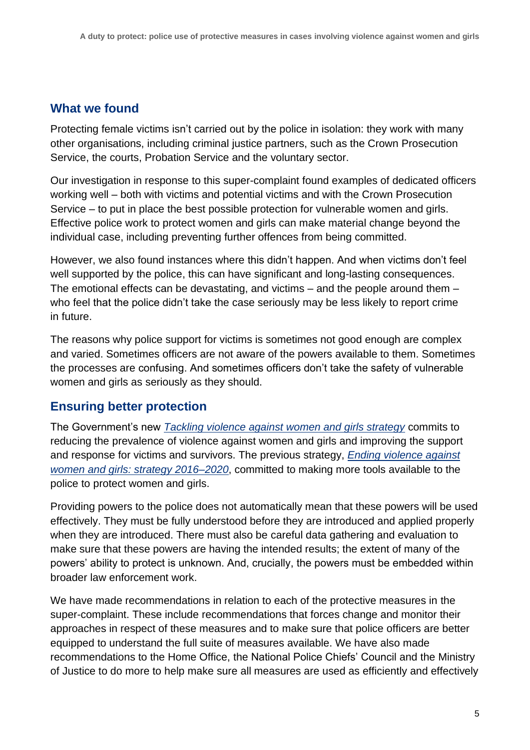## What we found

Protecting female victims isn't carried out by the police in isolation: they work with many other organisations, including criminal justice partners, such as the Crown Prosecution Service, the courts, Probation Service and the voluntary sector.

Our investigation in response to this super-complaint found examples of dedicated officers working well – both with victims and potential victims and with the Crown Prosecution Service – to put in place the best possible protection for vulnerable women and girls. Effective police work to protect women and girls can make material change beyond the individual case, including preventing further offences from being committed.

However, we also found instances where this didn't happen. And when victims don't feel well supported by the police, this can have significant and long-lasting consequences. The emotional effects can be devastating, and victims – and the people around them – who feel that the police didn't take the case seriously may be less likely to report crime in future.

The reasons why police support for victims is sometimes not good enough are complex and varied. Sometimes officers are not aware of the powers available to them. Sometimes the processes are confusing. And sometimes officers don't take the safety of vulnerable women and girls as seriously as they should.

## Ensuring better protection

The Government's new *Tackling violence against women and girls strategy* commits to reducing the prevalence of violence against women and girls and improving the support and response for victims and survivors. The previous strategy, *Ending violence against women and girls: strategy 2016–2020*, committed to making more tools available to the police to protect women and girls.

Providing powers to the police does not automatically mean that these powers will be used effectively. They must be fully understood before they are introduced and applied properly when they are introduced. There must also be careful data gathering and evaluation to make sure that these powers are having the intended results; the extent of many of the powers' ability to protect is unknown. And, crucially, the powers must be embedded within broader law enforcement work.

We have made recommendations in relation to each of the protective measures in the super-complaint. These include recommendations that forces change and monitor their approaches in respect of these measures and to make sure that police officers are better equipped to understand the full suite of measures available. We have also made recommendations to the Home Office, the National Police Chiefs' Council and the Ministry of Justice to do more to help make sure all measures are used as efficiently and effectively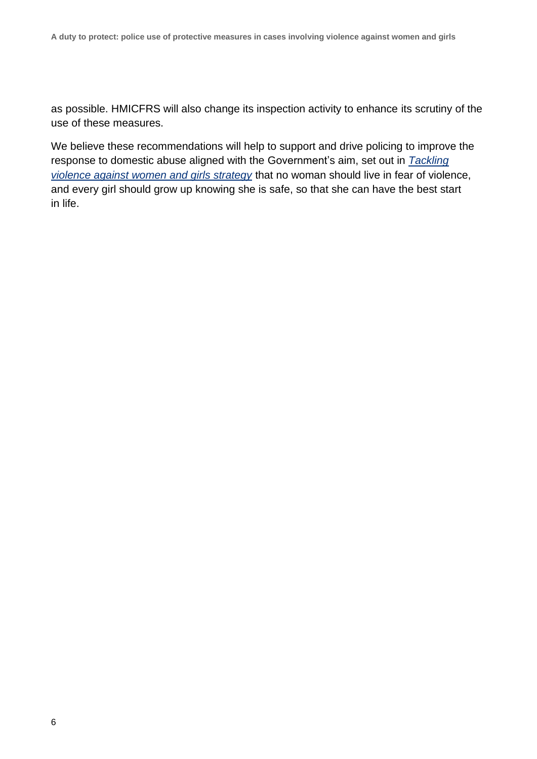as possible. HMICFRS will also change its inspection activity to enhance its scrutiny of the use of these measures.

We believe these recommendations will help to support and drive policing to improve the response to domestic abuse aligned with the Government's aim, set out in *Tackling violence against women and girls strategy* that no woman should live in fear of violence, and every girl should grow up knowing she is safe, so that she can have the best start in life.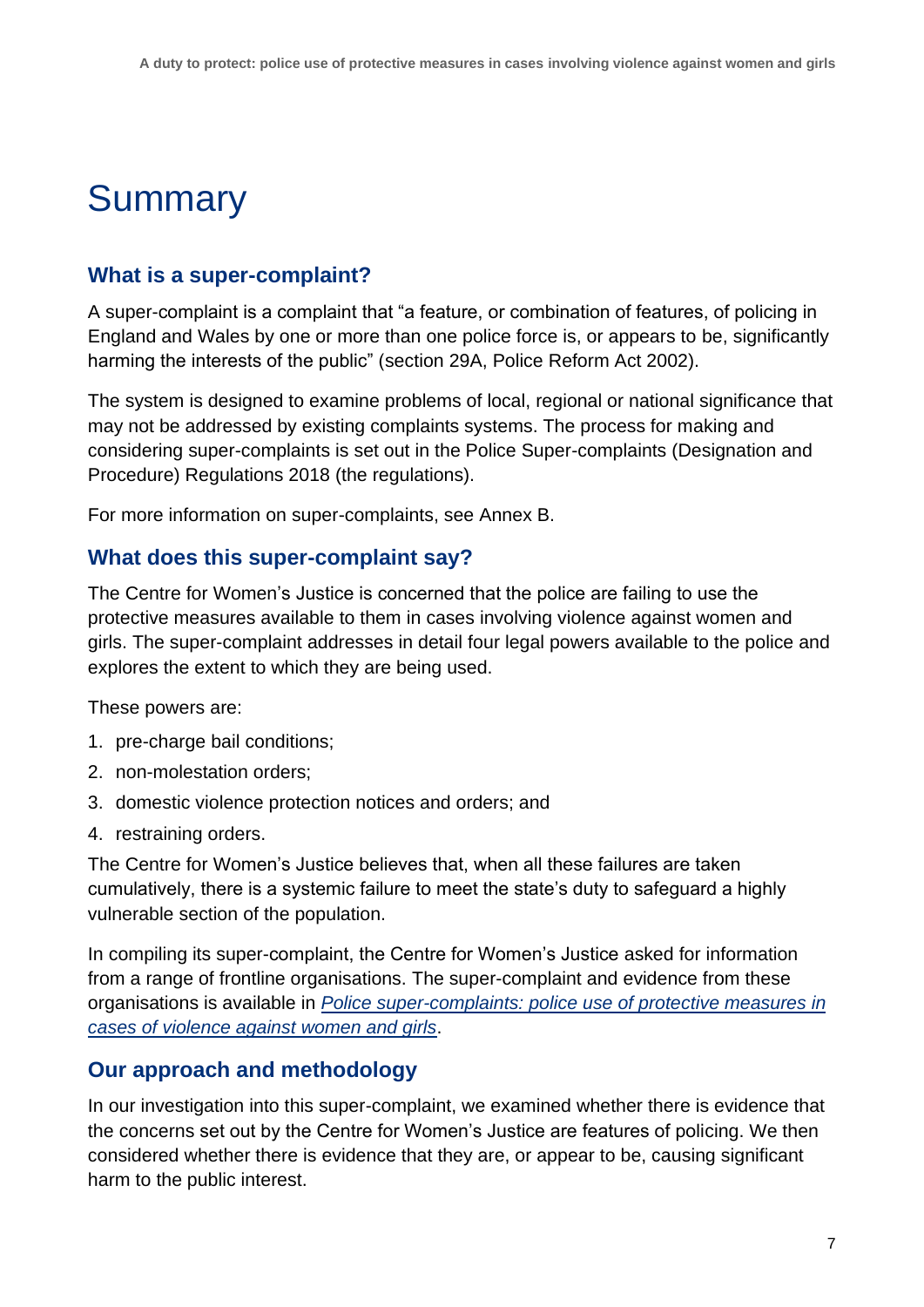# Summary

## What is a super-complaint?

A super-complaint is a complaint that "a feature, or combination of features, of policing in England and Wales by one or more than one police force is, or appears to be, significantly harming the interests of the public" (section 29A, Police Reform Act 2002).

The system is designed to examine problems of local, regional or national significance that may not be addressed by existing complaints systems. The process for making and considering super-complaints is set out in the Police Super-complaints (Designation and Procedure) Regulations 2018 (the regulations).

For more information on super-complaints, see Annex B.

## What does this super-complaint say?

The Centre for Women's Justice is concerned that the police are failing to use the protective measures available to them in cases involving violence against women and girls. The super-complaint addresses in detail four legal powers available to the police and explores the extent to which they are being used.

These powers are:

1. pre-charge bail conditions;
2. non-molestation orders;
3. domestic violence protection notices and orders; and
4. restraining orders.

The Centre for Women's Justice believes that, when all these failures are taken cumulatively, there is a systemic failure to meet the state's duty to safeguard a highly vulnerable section of the population.

In compiling its super-complaint, the Centre for Women's Justice asked for information from a range of frontline organisations. The super-complaint and evidence from these organisations is available in *Police super-complaints: police use of protective measures in cases of violence against women and girls*.

## Our approach and methodology

In our investigation into this super-complaint, we examined whether there is evidence that the concerns set out by the Centre for Women's Justice are features of policing. We then considered whether there is evidence that they are, or appear to be, causing significant harm to the public interest.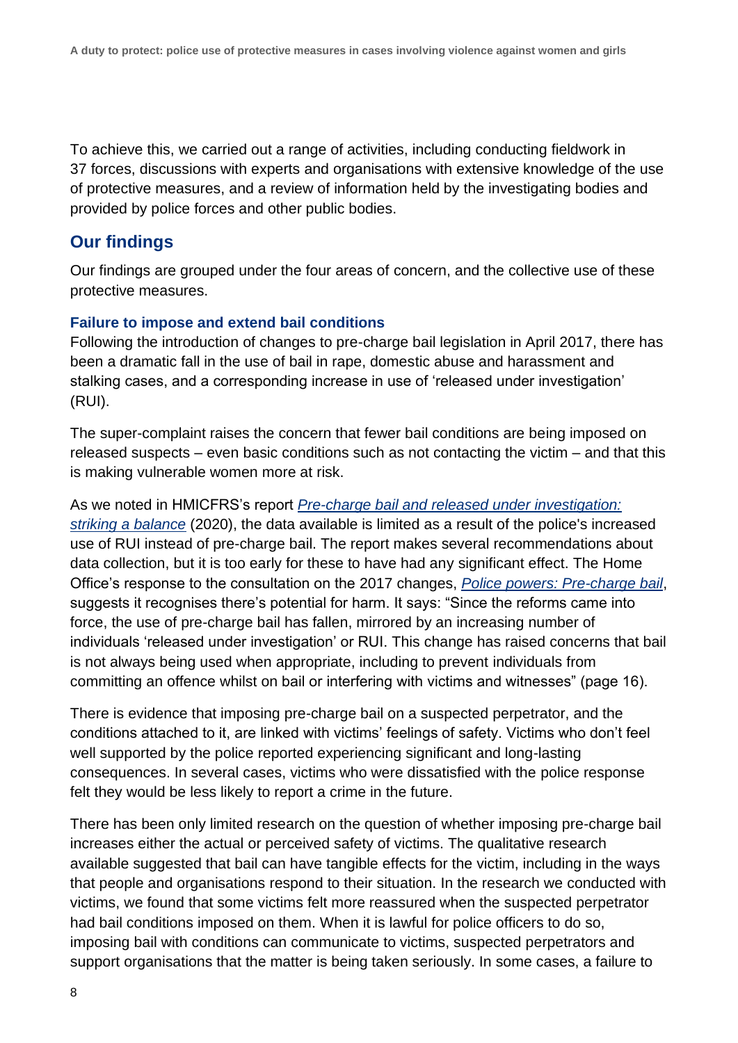To achieve this, we carried out a range of activities, including conducting fieldwork in 37 forces, discussions with experts and organisations with extensive knowledge of the use of protective measures, and a review of information held by the investigating bodies and provided by police forces and other public bodies.

## Our findings

Our findings are grouped under the four areas of concern, and the collective use of these protective measures.

### Failure to impose and extend bail conditions

Following the introduction of changes to pre-charge bail legislation in April 2017, there has been a dramatic fall in the use of bail in rape, domestic abuse and harassment and stalking cases, and a corresponding increase in use of 'released under investigation' (RUI).

The super-complaint raises the concern that fewer bail conditions are being imposed on released suspects – even basic conditions such as not contacting the victim – and that this is making vulnerable women more at risk.

As we noted in HMICFRS's report *Pre-charge bail and released under investigation: striking a balance* (2020), the data available is limited as a result of the police's increased use of RUI instead of pre-charge bail. The report makes several recommendations about data collection, but it is too early for these to have had any significant effect. The Home Office's response to the consultation on the 2017 changes, *Police powers: Pre-charge bail*, suggests it recognises there's potential for harm. It says: "Since the reforms came into force, the use of pre-charge bail has fallen, mirrored by an increasing number of individuals 'released under investigation' or RUI. This change has raised concerns that bail is not always being used when appropriate, including to prevent individuals from committing an offence whilst on bail or interfering with victims and witnesses" (page 16).

There is evidence that imposing pre-charge bail on a suspected perpetrator, and the conditions attached to it, are linked with victims' feelings of safety. Victims who don't feel well supported by the police reported experiencing significant and long-lasting consequences. In several cases, victims who were dissatisfied with the police response felt they would be less likely to report a crime in the future.

There has been only limited research on the question of whether imposing pre-charge bail increases either the actual or perceived safety of victims. The qualitative research available suggested that bail can have tangible effects for the victim, including in the ways that people and organisations respond to their situation. In the research we conducted with victims, we found that some victims felt more reassured when the suspected perpetrator had bail conditions imposed on them. When it is lawful for police officers to do so, imposing bail with conditions can communicate to victims, suspected perpetrators and support organisations that the matter is being taken seriously. In some cases, a failure to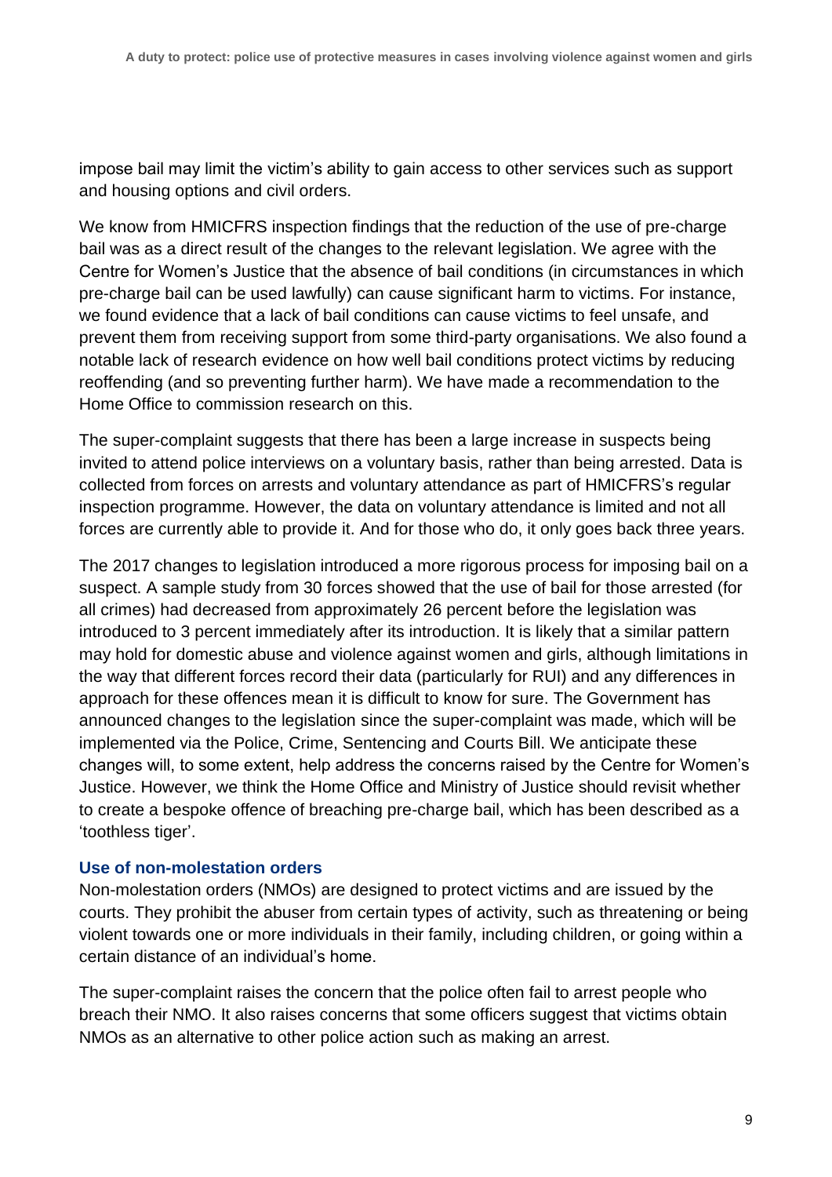impose bail may limit the victim's ability to gain access to other services such as support and housing options and civil orders.

We know from HMICFRS inspection findings that the reduction of the use of pre-charge bail was as a direct result of the changes to the relevant legislation. We agree with the Centre for Women's Justice that the absence of bail conditions (in circumstances in which pre-charge bail can be used lawfully) can cause significant harm to victims. For instance, we found evidence that a lack of bail conditions can cause victims to feel unsafe, and prevent them from receiving support from some third-party organisations. We also found a notable lack of research evidence on how well bail conditions protect victims by reducing reoffending (and so preventing further harm). We have made a recommendation to the Home Office to commission research on this.

The super-complaint suggests that there has been a large increase in suspects being invited to attend police interviews on a voluntary basis, rather than being arrested. Data is collected from forces on arrests and voluntary attendance as part of HMICFRS's regular inspection programme. However, the data on voluntary attendance is limited and not all forces are currently able to provide it. And for those who do, it only goes back three years.

The 2017 changes to legislation introduced a more rigorous process for imposing bail on a suspect. A sample study from 30 forces showed that the use of bail for those arrested (for all crimes) had decreased from approximately 26 percent before the legislation was introduced to 3 percent immediately after its introduction. It is likely that a similar pattern may hold for domestic abuse and violence against women and girls, although limitations in the way that different forces record their data (particularly for RUI) and any differences in approach for these offences mean it is difficult to know for sure. The Government has announced changes to the legislation since the super-complaint was made, which will be implemented via the Police, Crime, Sentencing and Courts Bill. We anticipate these changes will, to some extent, help address the concerns raised by the Centre for Women's Justice. However, we think the Home Office and Ministry of Justice should revisit whether to create a bespoke offence of breaching pre-charge bail, which has been described as a 'toothless tiger'.

### Use of non-molestation orders

Non-molestation orders (NMOs) are designed to protect victims and are issued by the courts. They prohibit the abuser from certain types of activity, such as threatening or being violent towards one or more individuals in their family, including children, or going within a certain distance of an individual's home.

The super-complaint raises the concern that the police often fail to arrest people who breach their NMO. It also raises concerns that some officers suggest that victims obtain NMOs as an alternative to other police action such as making an arrest.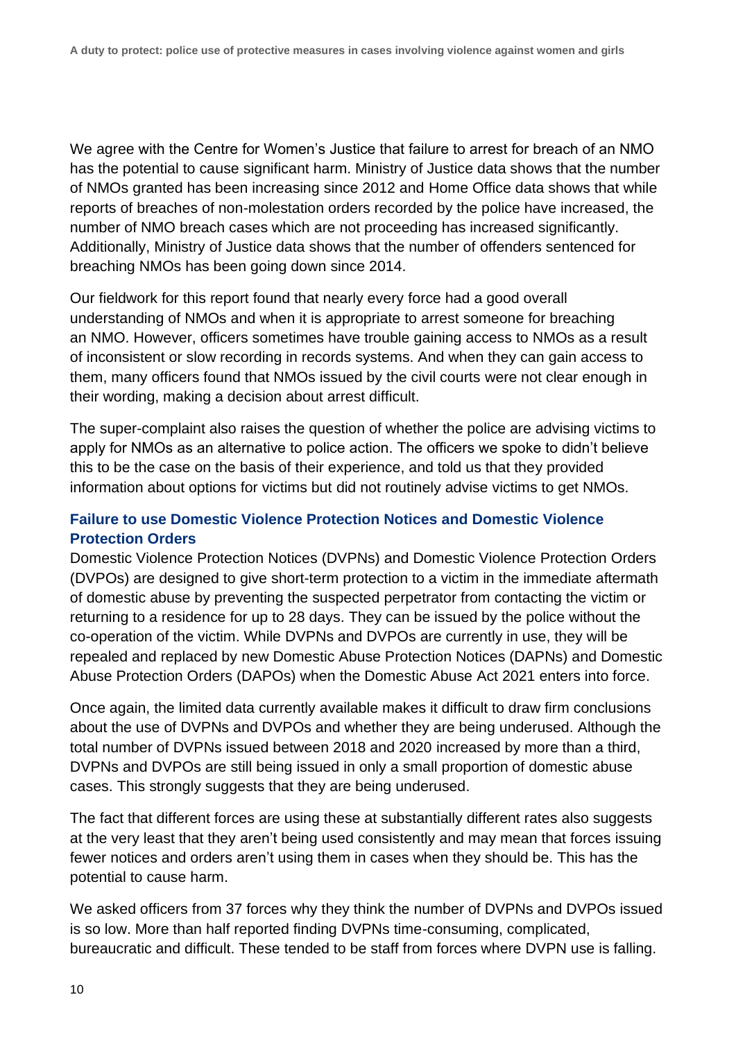We agree with the Centre for Women's Justice that failure to arrest for breach of an NMO has the potential to cause significant harm. Ministry of Justice data shows that the number of NMOs granted has been increasing since 2012 and Home Office data shows that while reports of breaches of non-molestation orders recorded by the police have increased, the number of NMO breach cases which are not proceeding has increased significantly. Additionally, Ministry of Justice data shows that the number of offenders sentenced for breaching NMOs has been going down since 2014.

Our fieldwork for this report found that nearly every force had a good overall understanding of NMOs and when it is appropriate to arrest someone for breaching an NMO. However, officers sometimes have trouble gaining access to NMOs as a result of inconsistent or slow recording in records systems. And when they can gain access to them, many officers found that NMOs issued by the civil courts were not clear enough in their wording, making a decision about arrest difficult.

The super-complaint also raises the question of whether the police are advising victims to apply for NMOs as an alternative to police action. The officers we spoke to didn't believe this to be the case on the basis of their experience, and told us that they provided information about options for victims but did not routinely advise victims to get NMOs.

### Failure to use Domestic Violence Protection Notices and Domestic Violence Protection Orders

Domestic Violence Protection Notices (DVPNs) and Domestic Violence Protection Orders (DVPOs) are designed to give short-term protection to a victim in the immediate aftermath of domestic abuse by preventing the suspected perpetrator from contacting the victim or returning to a residence for up to 28 days. They can be issued by the police without the co-operation of the victim. While DVPNs and DVPOs are currently in use, they will be repealed and replaced by new Domestic Abuse Protection Notices (DAPNs) and Domestic Abuse Protection Orders (DAPOs) when the Domestic Abuse Act 2021 enters into force.

Once again, the limited data currently available makes it difficult to draw firm conclusions about the use of DVPNs and DVPOs and whether they are being underused. Although the total number of DVPNs issued between 2018 and 2020 increased by more than a third, DVPNs and DVPOs are still being issued in only a small proportion of domestic abuse cases. This strongly suggests that they are being underused.

The fact that different forces are using these at substantially different rates also suggests at the very least that they aren't being used consistently and may mean that forces issuing fewer notices and orders aren't using them in cases when they should be. This has the potential to cause harm.

We asked officers from 37 forces why they think the number of DVPNs and DVPOs issued is so low. More than half reported finding DVPNs time-consuming, complicated, bureaucratic and difficult. These tended to be staff from forces where DVPN use is falling.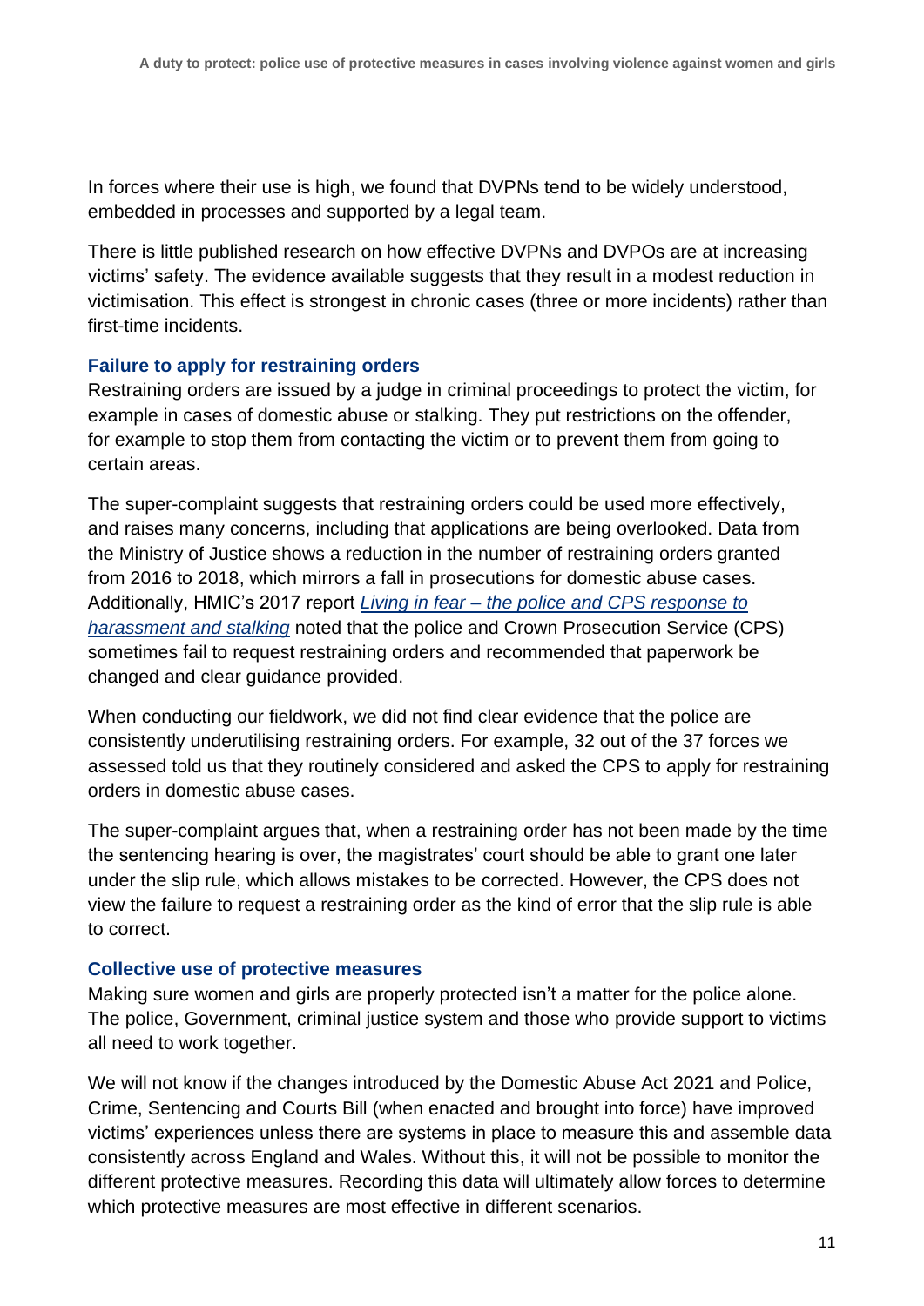In forces where their use is high, we found that DVPNs tend to be widely understood, embedded in processes and supported by a legal team.

There is little published research on how effective DVPNs and DVPOs are at increasing victims' safety. The evidence available suggests that they result in a modest reduction in victimisation. This effect is strongest in chronic cases (three or more incidents) rather than first-time incidents.

### Failure to apply for restraining orders

Restraining orders are issued by a judge in criminal proceedings to protect the victim, for example in cases of domestic abuse or stalking. They put restrictions on the offender, for example to stop them from contacting the victim or to prevent them from going to certain areas.

The super-complaint suggests that restraining orders could be used more effectively, and raises many concerns, including that applications are being overlooked. Data from the Ministry of Justice shows a reduction in the number of restraining orders granted from 2016 to 2018, which mirrors a fall in prosecutions for domestic abuse cases. Additionally, HMIC's 2017 report *Living in fear – the police and CPS response to harassment and stalking* noted that the police and Crown Prosecution Service (CPS) sometimes fail to request restraining orders and recommended that paperwork be changed and clear guidance provided.

When conducting our fieldwork, we did not find clear evidence that the police are consistently underutilising restraining orders. For example, 32 out of the 37 forces we assessed told us that they routinely considered and asked the CPS to apply for restraining orders in domestic abuse cases.

The super-complaint argues that, when a restraining order has not been made by the time the sentencing hearing is over, the magistrates' court should be able to grant one later under the slip rule, which allows mistakes to be corrected. However, the CPS does not view the failure to request a restraining order as the kind of error that the slip rule is able to correct.

### Collective use of protective measures

Making sure women and girls are properly protected isn't a matter for the police alone. The police, Government, criminal justice system and those who provide support to victims all need to work together.

We will not know if the changes introduced by the Domestic Abuse Act 2021 and Police, Crime, Sentencing and Courts Bill (when enacted and brought into force) have improved victims' experiences unless there are systems in place to measure this and assemble data consistently across England and Wales. Without this, it will not be possible to monitor the different protective measures. Recording this data will ultimately allow forces to determine which protective measures are most effective in different scenarios.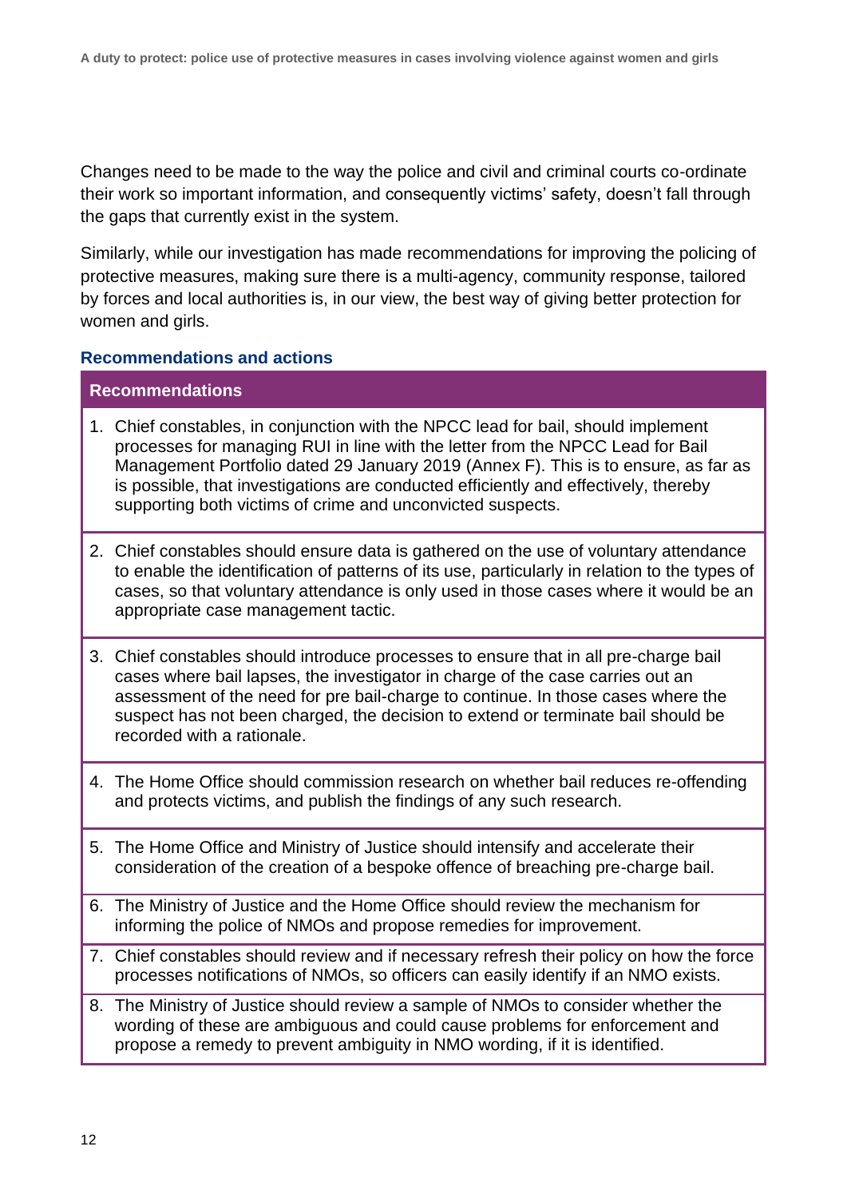Changes need to be made to the way the police and civil and criminal courts co-ordinate their work so important information, and consequently victims' safety, doesn't fall through the gaps that currently exist in the system.

Similarly, while our investigation has made recommendations for improving the policing of protective measures, making sure there is a multi-agency, community response, tailored by forces and local authorities is, in our view, the best way of giving better protection for women and girls.

### Recommendations and actions

| Recommendations |
| --- |
| 1. Chief constables, in conjunction with the NPCC lead for bail, should implement processes for managing RUI in line with the letter from the NPCC Lead for Bail Management Portfolio dated 29 January 2019 (Annex F). This is to ensure, as far as is possible, that investigations are conducted efficiently and effectively, thereby supporting both victims of crime and unconvicted suspects. |
| 2. Chief constables should ensure data is gathered on the use of voluntary attendance to enable the identification of patterns of its use, particularly in relation to the types of cases, so that voluntary attendance is only used in those cases where it would be an appropriate case management tactic. |
| 3. Chief constables should introduce processes to ensure that in all pre-charge bail cases where bail lapses, the investigator in charge of the case carries out an assessment of the need for pre bail-charge to continue. In those cases where the suspect has not been charged, the decision to extend or terminate bail should be recorded with a rationale. |
| 4. The Home Office should commission research on whether bail reduces re-offending and protects victims, and publish the findings of any such research. |
| 5. The Home Office and Ministry of Justice should intensify and accelerate their consideration of the creation of a bespoke offence of breaching pre-charge bail. |
| 6. The Ministry of Justice and the Home Office should review the mechanism for informing the police of NMOs and propose remedies for improvement. |
| 7. Chief constables should review and if necessary refresh their policy on how the force processes notifications of NMOs, so officers can easily identify if an NMO exists. |
| 8. The Ministry of Justice should review a sample of NMOs to consider whether the wording of these are ambiguous and could cause problems for enforcement and propose a remedy to prevent ambiguity in NMO wording, if it is identified. |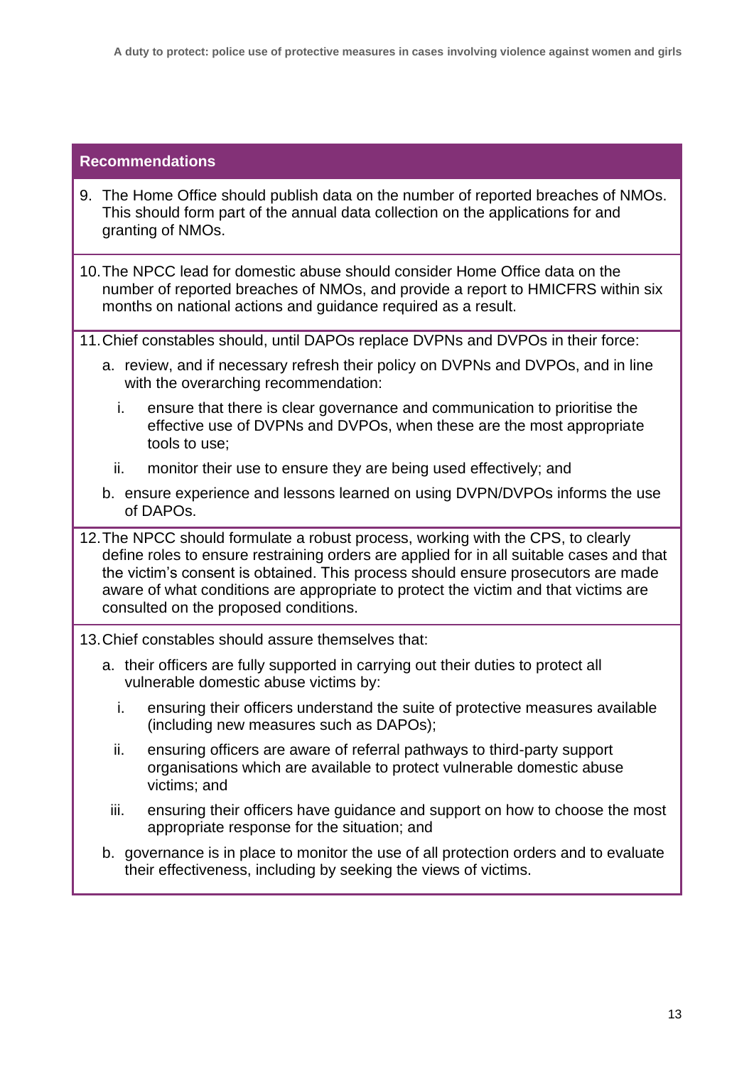## Recommendations

9. The Home Office should publish data on the number of reported breaches of NMOs. This should form part of the annual data collection on the applications for and granting of NMOs.

10. The NPCC lead for domestic abuse should consider Home Office data on the number of reported breaches of NMOs, and provide a report to HMICFRS within six months on national actions and guidance required as a result.

11. Chief constables should, until DAPOs replace DVPNs and DVPOs in their force:
    a. review, and if necessary refresh their policy on DVPNs and DVPOs, and in line with the overarching recommendation:
        i. ensure that there is clear governance and communication to prioritise the effective use of DVPNs and DVPOs, when these are the most appropriate tools to use;
        ii. monitor their use to ensure they are being used effectively; and
    b. ensure experience and lessons learned on using DVPN/DVPOs informs the use of DAPOs.

12. The NPCC should formulate a robust process, working with the CPS, to clearly define roles to ensure restraining orders are applied for in all suitable cases and that the victim's consent is obtained. This process should ensure prosecutors are made aware of what conditions are appropriate to protect the victim and that victims are consulted on the proposed conditions.

13. Chief constables should assure themselves that:
    a. their officers are fully supported in carrying out their duties to protect all vulnerable domestic abuse victims by:
        i. ensuring their officers understand the suite of protective measures available (including new measures such as DAPOs);
        ii. ensuring officers are aware of referral pathways to third-party support organisations which are available to protect vulnerable domestic abuse victims; and
        iii. ensuring their officers have guidance and support on how to choose the most appropriate response for the situation; and
    b. governance is in place to monitor the use of all protection orders and to evaluate their effectiveness, including by seeking the views of victims.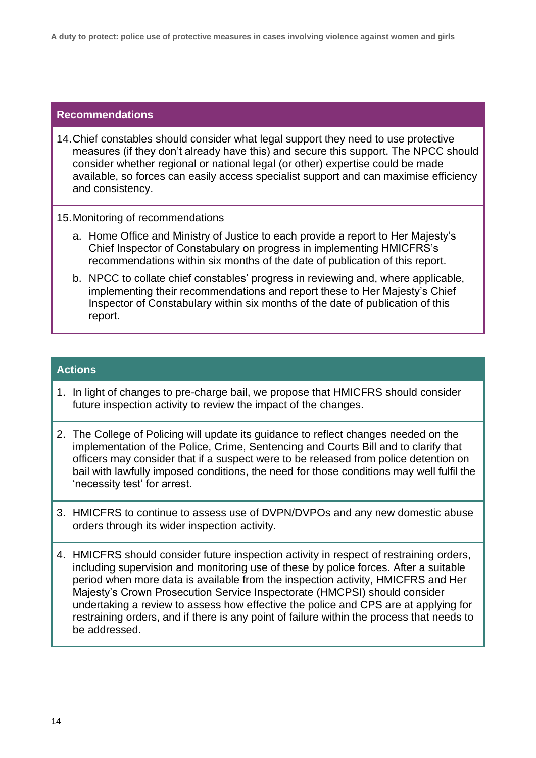## Recommendations

14. Chief constables should consider what legal support they need to use protective measures (if they don't already have this) and secure this support. The NPCC should consider whether regional or national legal (or other) expertise could be made available, so forces can easily access specialist support and can maximise efficiency and consistency.

15. Monitoring of recommendations

    a. Home Office and Ministry of Justice to each provide a report to Her Majesty's Chief Inspector of Constabulary on progress in implementing HMICFRS's recommendations within six months of the date of publication of this report.

    b. NPCC to collate chief constables' progress in reviewing and, where applicable, implementing their recommendations and report these to Her Majesty's Chief Inspector of Constabulary within six months of the date of publication of this report.

## Actions

1. In light of changes to pre-charge bail, we propose that HMICFRS should consider future inspection activity to review the impact of the changes.

2. The College of Policing will update its guidance to reflect changes needed on the implementation of the Police, Crime, Sentencing and Courts Bill and to clarify that officers may consider that if a suspect were to be released from police detention on bail with lawfully imposed conditions, the need for those conditions may well fulfil the 'necessity test' for arrest.

3. HMICFRS to continue to assess use of DVPN/DVPOs and any new domestic abuse orders through its wider inspection activity.

4. HMICFRS should consider future inspection activity in respect of restraining orders, including supervision and monitoring use of these by police forces. After a suitable period when more data is available from the inspection activity, HMICFRS and Her Majesty's Crown Prosecution Service Inspectorate (HMCPSI) should consider undertaking a review to assess how effective the police and CPS are at applying for restraining orders, and if there is any point of failure within the process that needs to be addressed.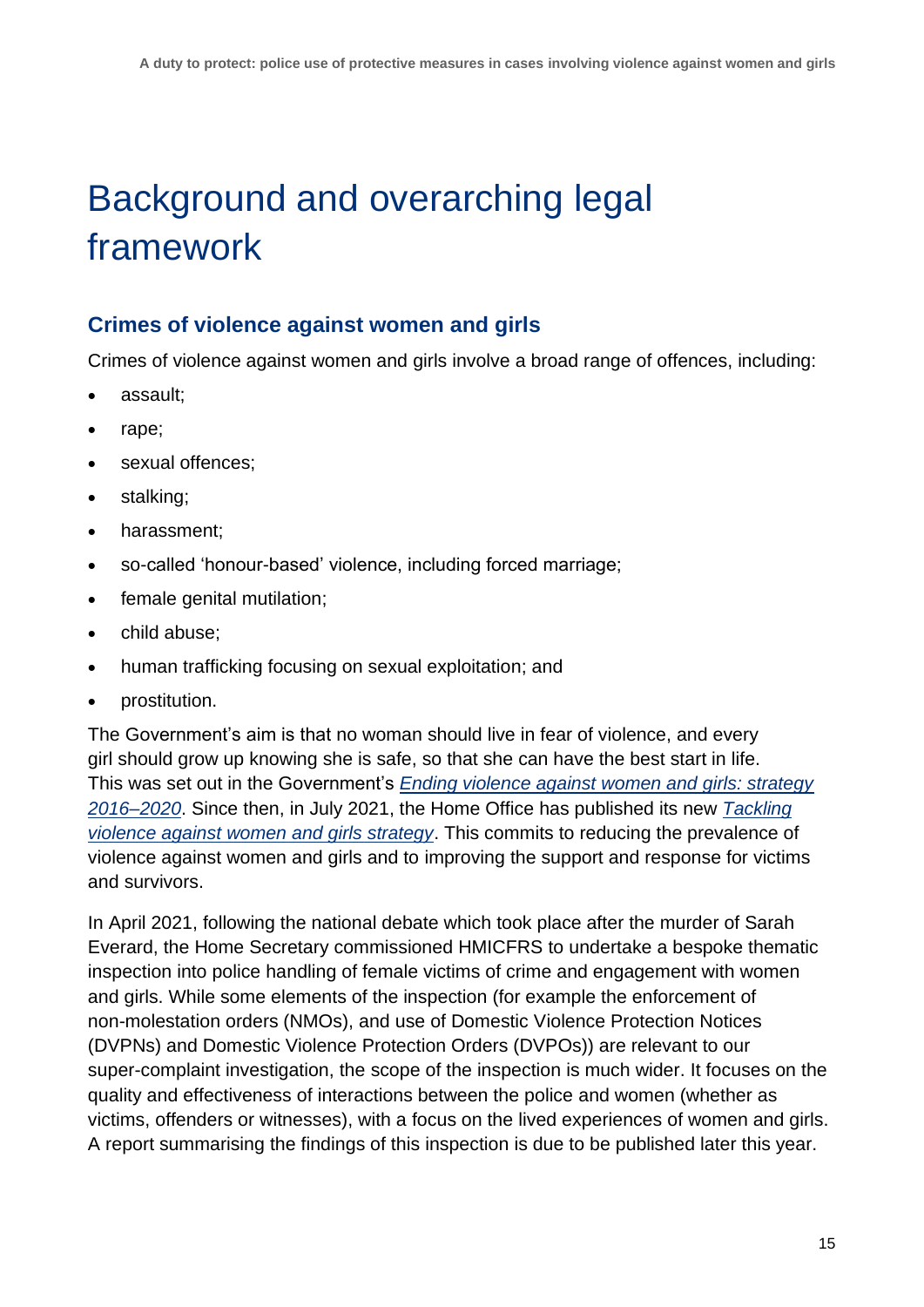# Background and overarching legal framework

## Crimes of violence against women and girls

Crimes of violence against women and girls involve a broad range of offences, including:

- assault;
- rape;
- sexual offences;
- stalking;
- harassment;
- so-called 'honour-based' violence, including forced marriage;
- female genital mutilation;
- child abuse;
- human trafficking focusing on sexual exploitation; and
- prostitution.

The Government's aim is that no woman should live in fear of violence, and every girl should grow up knowing she is safe, so that she can have the best start in life. This was set out in the Government's *Ending violence against women and girls: strategy 2016–2020*. Since then, in July 2021, the Home Office has published its new *Tackling violence against women and girls strategy*. This commits to reducing the prevalence of violence against women and girls and to improving the support and response for victims and survivors.

In April 2021, following the national debate which took place after the murder of Sarah Everard, the Home Secretary commissioned HMICFRS to undertake a bespoke thematic inspection into police handling of female victims of crime and engagement with women and girls. While some elements of the inspection (for example the enforcement of non-molestation orders (NMOs), and use of Domestic Violence Protection Notices (DVPNs) and Domestic Violence Protection Orders (DVPOs)) are relevant to our super-complaint investigation, the scope of the inspection is much wider. It focuses on the quality and effectiveness of interactions between the police and women (whether as victims, offenders or witnesses), with a focus on the lived experiences of women and girls. A report summarising the findings of this inspection is due to be published later this year.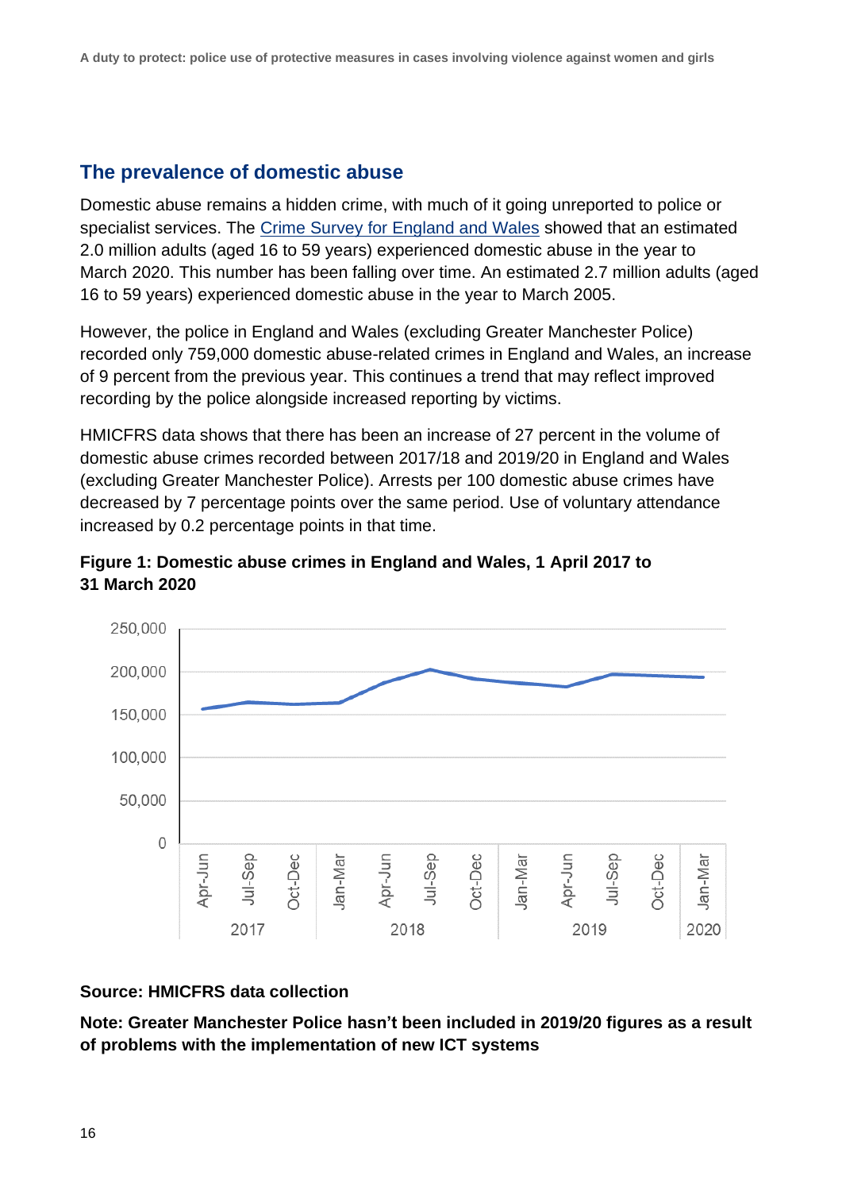## The prevalence of domestic abuse

Domestic abuse remains a hidden crime, with much of it going unreported to police or specialist services. The [Crime Survey for England and Wales](#) showed that an estimated 2.0 million adults (aged 16 to 59 years) experienced domestic abuse in the year to March 2020. This number has been falling over time. An estimated 2.7 million adults (aged 16 to 59 years) experienced domestic abuse in the year to March 2005.

However, the police in England and Wales (excluding Greater Manchester Police) recorded only 759,000 domestic abuse-related crimes in England and Wales, an increase of 9 percent from the previous year. This continues a trend that may reflect improved recording by the police alongside increased reporting by victims.

HMICFRS data shows that there has been an increase of 27 percent in the volume of domestic abuse crimes recorded between 2017/18 and 2019/20 in England and Wales (excluding Greater Manchester Police). Arrests per 100 domestic abuse crimes have decreased by 7 percentage points over the same period. Use of voluntary attendance increased by 0.2 percentage points in that time.

**Figure 1: Domestic abuse crimes in England and Wales, 1 April 2017 to 31 March 2020**

250,000
200,000
150,000
100,000
50,000
0

Apr-Jun Jul-Sep Oct-Dec Jan-Mar Apr-Jun Jul-Sep Oct-Dec Jan-Mar Apr-Jun Jul-Sep Oct-Dec Jan-Mar

2017 2018 2019 2020

**Source: HMICFRS data collection**

**Note: Greater Manchester Police hasn't been included in 2019/20 figures as a result of problems with the implementation of new ICT systems**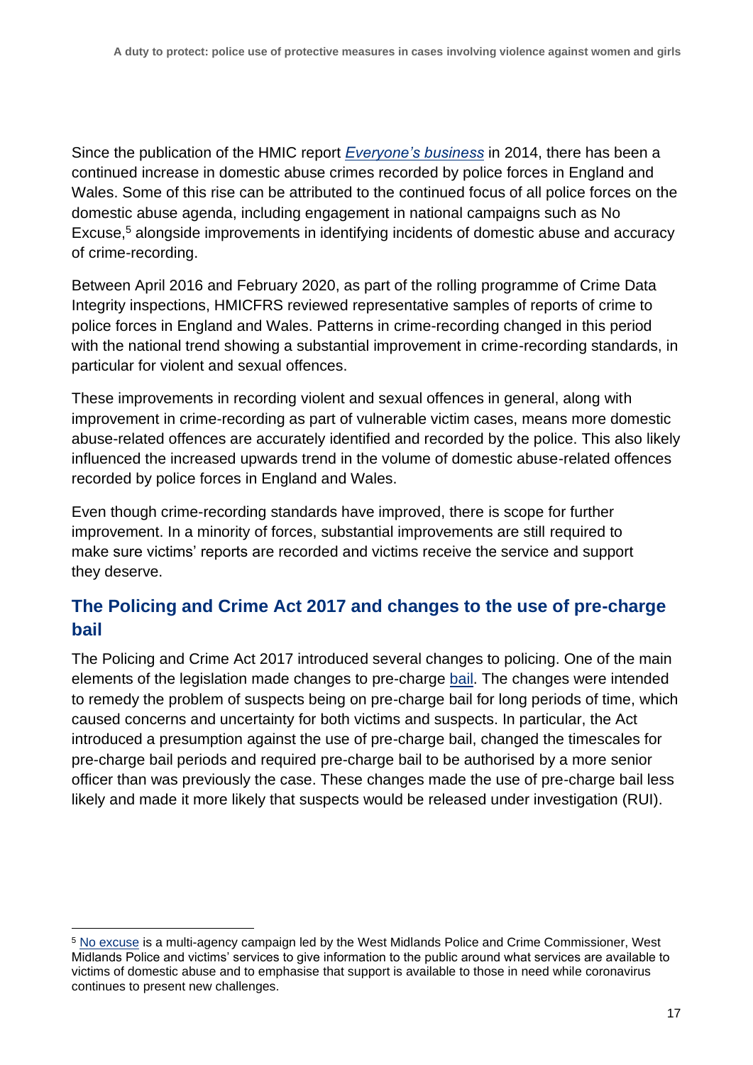Since the publication of the HMIC report *Everyone's business* in 2014, there has been a continued increase in domestic abuse crimes recorded by police forces in England and Wales. Some of this rise can be attributed to the continued focus of all police forces on the domestic abuse agenda, including engagement in national campaigns such as No Excuse,[5] alongside improvements in identifying incidents of domestic abuse and accuracy of crime-recording.

Between April 2016 and February 2020, as part of the rolling programme of Crime Data Integrity inspections, HMICFRS reviewed representative samples of reports of crime to police forces in England and Wales. Patterns in crime-recording changed in this period with the national trend showing a substantial improvement in crime-recording standards, in particular for violent and sexual offences.

These improvements in recording violent and sexual offences in general, along with improvement in crime-recording as part of vulnerable victim cases, means more domestic abuse-related offences are accurately identified and recorded by the police. This also likely influenced the increased upwards trend in the volume of domestic abuse-related offences recorded by police forces in England and Wales.

Even though crime-recording standards have improved, there is scope for further improvement. In a minority of forces, substantial improvements are still required to make sure victims' reports are recorded and victims receive the service and support they deserve.

## The Policing and Crime Act 2017 and changes to the use of pre-charge bail

The Policing and Crime Act 2017 introduced several changes to policing. One of the main elements of the legislation made changes to pre-charge bail. The changes were intended to remedy the problem of suspects being on pre-charge bail for long periods of time, which caused concerns and uncertainty for both victims and suspects. In particular, the Act introduced a presumption against the use of pre-charge bail, changed the timescales for pre-charge bail periods and required pre-charge bail to be authorised by a more senior officer than was previously the case. These changes made the use of pre-charge bail less likely and made it more likely that suspects would be released under investigation (RUI).

[5] No excuse is a multi-agency campaign led by the West Midlands Police and Crime Commissioner, West Midlands Police and victims' services to give information to the public around what services are available to victims of domestic abuse and to emphasise that support is available to those in need while coronavirus continues to present new challenges.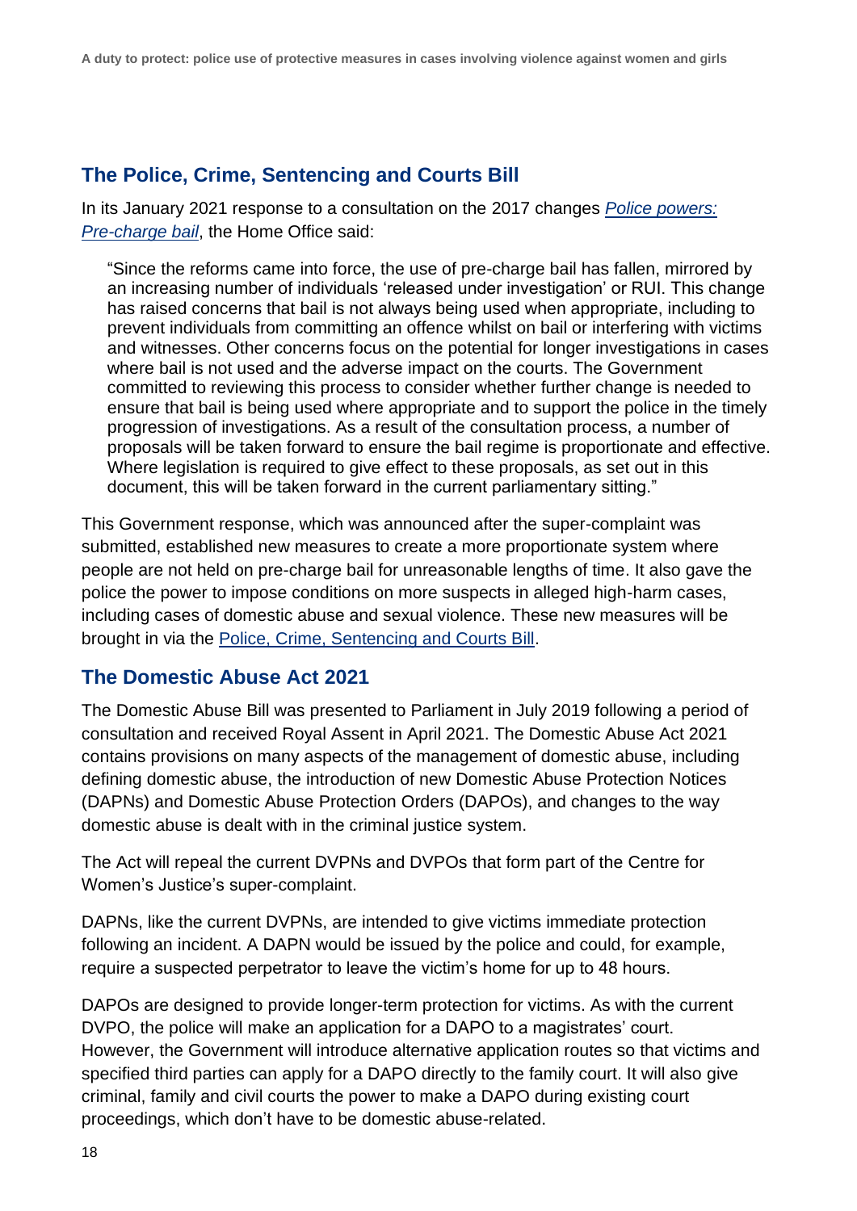## The Police, Crime, Sentencing and Courts Bill

In its January 2021 response to a consultation on the 2017 changes *Police powers: Pre-charge bail*, the Home Office said:

> "Since the reforms came into force, the use of pre-charge bail has fallen, mirrored by an increasing number of individuals 'released under investigation' or RUI. This change has raised concerns that bail is not always being used when appropriate, including to prevent individuals from committing an offence whilst on bail or interfering with victims and witnesses. Other concerns focus on the potential for longer investigations in cases where bail is not used and the adverse impact on the courts. The Government committed to reviewing this process to consider whether further change is needed to ensure that bail is being used where appropriate and to support the police in the timely progression of investigations. As a result of the consultation process, a number of proposals will be taken forward to ensure the bail regime is proportionate and effective. Where legislation is required to give effect to these proposals, as set out in this document, this will be taken forward in the current parliamentary sitting."

This Government response, which was announced after the super-complaint was submitted, established new measures to create a more proportionate system where people are not held on pre-charge bail for unreasonable lengths of time. It also gave the police the power to impose conditions on more suspects in alleged high-harm cases, including cases of domestic abuse and sexual violence. These new measures will be brought in via the Police, Crime, Sentencing and Courts Bill.

## The Domestic Abuse Act 2021

The Domestic Abuse Bill was presented to Parliament in July 2019 following a period of consultation and received Royal Assent in April 2021. The Domestic Abuse Act 2021 contains provisions on many aspects of the management of domestic abuse, including defining domestic abuse, the introduction of new Domestic Abuse Protection Notices (DAPNs) and Domestic Abuse Protection Orders (DAPOs), and changes to the way domestic abuse is dealt with in the criminal justice system.

The Act will repeal the current DVPNs and DVPOs that form part of the Centre for Women's Justice's super-complaint.

DAPNs, like the current DVPNs, are intended to give victims immediate protection following an incident. A DAPN would be issued by the police and could, for example, require a suspected perpetrator to leave the victim's home for up to 48 hours.

DAPOs are designed to provide longer-term protection for victims. As with the current DVPO, the police will make an application for a DAPO to a magistrates' court. However, the Government will introduce alternative application routes so that victims and specified third parties can apply for a DAPO directly to the family court. It will also give criminal, family and civil courts the power to make a DAPO during existing court proceedings, which don't have to be domestic abuse-related.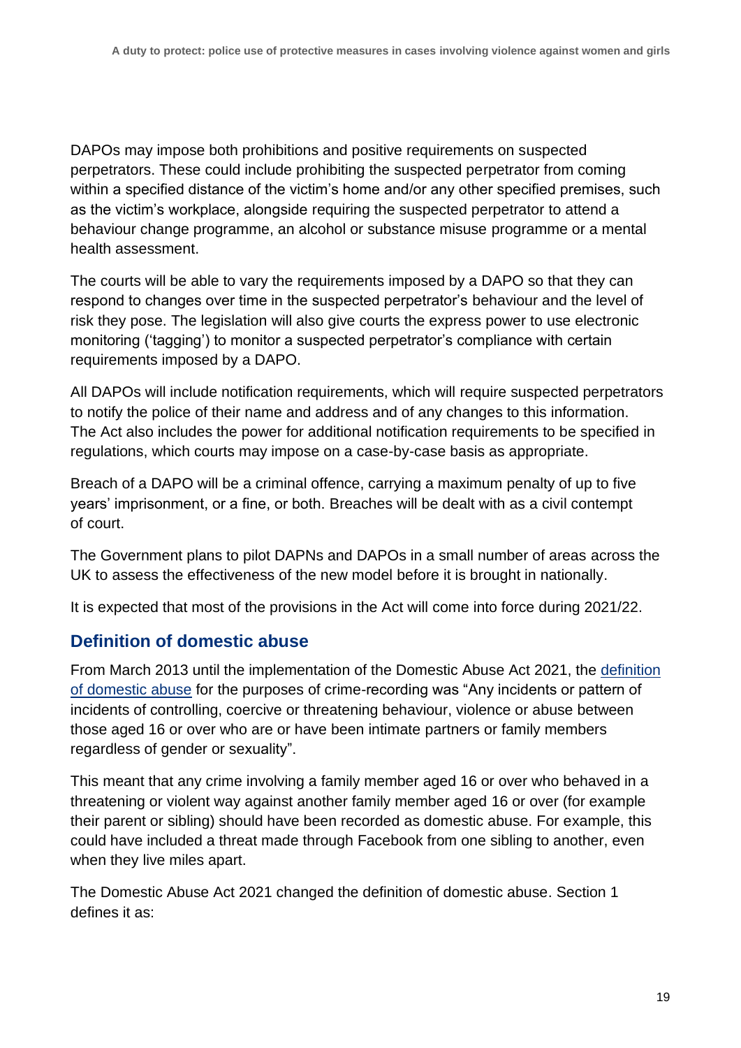DAPOs may impose both prohibitions and positive requirements on suspected perpetrators. These could include prohibiting the suspected perpetrator from coming within a specified distance of the victim's home and/or any other specified premises, such as the victim's workplace, alongside requiring the suspected perpetrator to attend a behaviour change programme, an alcohol or substance misuse programme or a mental health assessment.

The courts will be able to vary the requirements imposed by a DAPO so that they can respond to changes over time in the suspected perpetrator's behaviour and the level of risk they pose. The legislation will also give courts the express power to use electronic monitoring ('tagging') to monitor a suspected perpetrator's compliance with certain requirements imposed by a DAPO.

All DAPOs will include notification requirements, which will require suspected perpetrators to notify the police of their name and address and of any changes to this information. The Act also includes the power for additional notification requirements to be specified in regulations, which courts may impose on a case-by-case basis as appropriate.

Breach of a DAPO will be a criminal offence, carrying a maximum penalty of up to five years' imprisonment, or a fine, or both. Breaches will be dealt with as a civil contempt of court.

The Government plans to pilot DAPNs and DAPOs in a small number of areas across the UK to assess the effectiveness of the new model before it is brought in nationally.

It is expected that most of the provisions in the Act will come into force during 2021/22.

## Definition of domestic abuse

From March 2013 until the implementation of the Domestic Abuse Act 2021, the definition of domestic abuse for the purposes of crime-recording was "Any incidents or pattern of incidents of controlling, coercive or threatening behaviour, violence or abuse between those aged 16 or over who are or have been intimate partners or family members regardless of gender or sexuality".

This meant that any crime involving a family member aged 16 or over who behaved in a threatening or violent way against another family member aged 16 or over (for example their parent or sibling) should have been recorded as domestic abuse. For example, this could have included a threat made through Facebook from one sibling to another, even when they live miles apart.

The Domestic Abuse Act 2021 changed the definition of domestic abuse. Section 1 defines it as: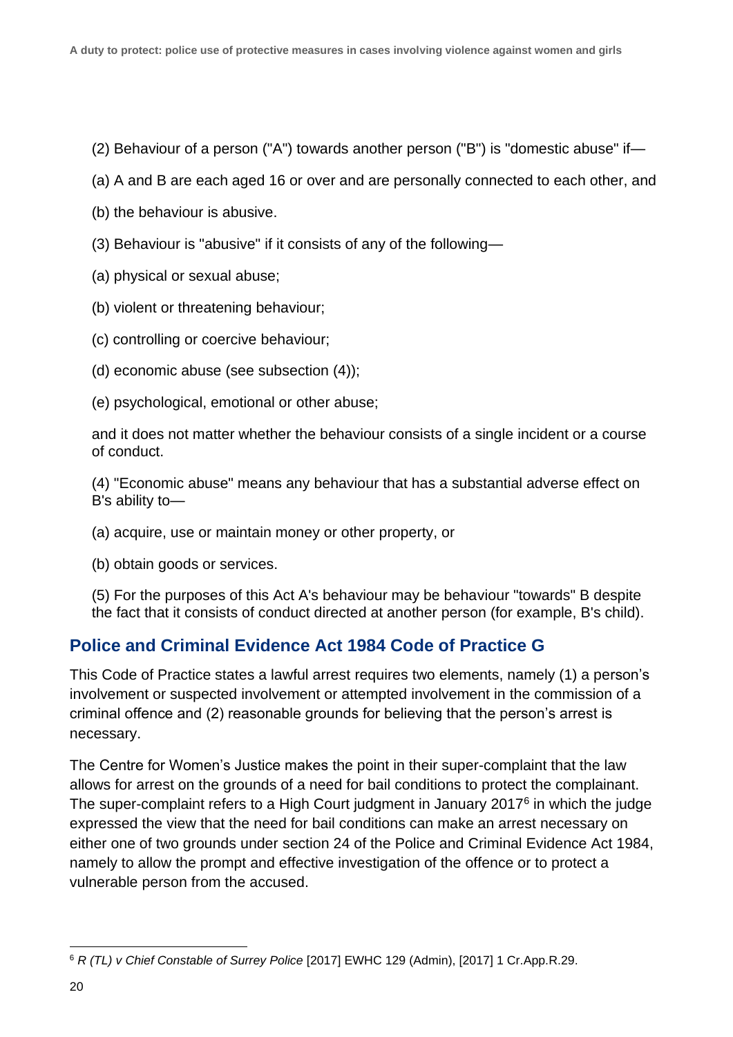(2) Behaviour of a person ("A") towards another person ("B") is "domestic abuse" if—

(a) A and B are each aged 16 or over and are personally connected to each other, and

(b) the behaviour is abusive.

(3) Behaviour is "abusive" if it consists of any of the following—

(a) physical or sexual abuse;

(b) violent or threatening behaviour;

(c) controlling or coercive behaviour;

(d) economic abuse (see subsection (4));

(e) psychological, emotional or other abuse;

and it does not matter whether the behaviour consists of a single incident or a course of conduct.

(4) "Economic abuse" means any behaviour that has a substantial adverse effect on B's ability to—

(a) acquire, use or maintain money or other property, or

(b) obtain goods or services.

(5) For the purposes of this Act A's behaviour may be behaviour "towards" B despite the fact that it consists of conduct directed at another person (for example, B's child).

## Police and Criminal Evidence Act 1984 Code of Practice G

This Code of Practice states a lawful arrest requires two elements, namely (1) a person's involvement or suspected involvement or attempted involvement in the commission of a criminal offence and (2) reasonable grounds for believing that the person's arrest is necessary.

The Centre for Women's Justice makes the point in their super-complaint that the law allows for arrest on the grounds of a need for bail conditions to protect the complainant. The super-complaint refers to a High Court judgment in January 2017[6] in which the judge expressed the view that the need for bail conditions can make an arrest necessary on either one of two grounds under section 24 of the Police and Criminal Evidence Act 1984, namely to allow the prompt and effective investigation of the offence or to protect a vulnerable person from the accused.

[6] *R (TL) v Chief Constable of Surrey Police* [2017] EWHC 129 (Admin), [2017] 1 Cr.App.R.29.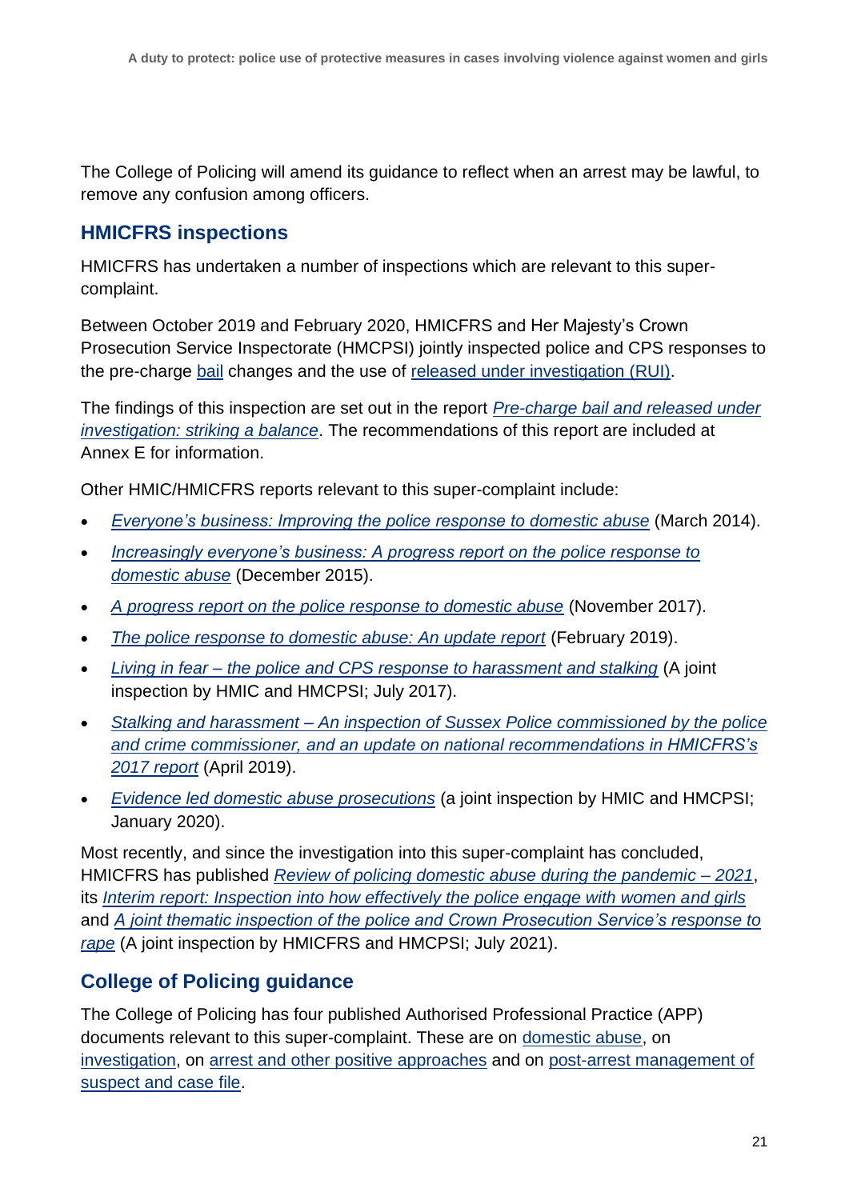The College of Policing will amend its guidance to reflect when an arrest may be lawful, to remove any confusion among officers.

## HMICFRS inspections

HMICFRS has undertaken a number of inspections which are relevant to this super-complaint.

Between October 2019 and February 2020, HMICFRS and Her Majesty's Crown Prosecution Service Inspectorate (HMCPSI) jointly inspected police and CPS responses to the pre-charge bail changes and the use of released under investigation (RUI).

The findings of this inspection are set out in the report *Pre-charge bail and released under investigation: striking a balance*. The recommendations of this report are included at Annex E for information.

Other HMIC/HMICFRS reports relevant to this super-complaint include:

- *Everyone's business: Improving the police response to domestic abuse* (March 2014).
- *Increasingly everyone's business: A progress report on the police response to domestic abuse* (December 2015).
- *A progress report on the police response to domestic abuse* (November 2017).
- *The police response to domestic abuse: An update report* (February 2019).
- *Living in fear – the police and CPS response to harassment and stalking* (A joint inspection by HMIC and HMCPSI; July 2017).
- *Stalking and harassment – An inspection of Sussex Police commissioned by the police and crime commissioner, and an update on national recommendations in HMICFRS's 2017 report* (April 2019).
- *Evidence led domestic abuse prosecutions* (a joint inspection by HMIC and HMCPSI; January 2020).

Most recently, and since the investigation into this super-complaint has concluded, HMICFRS has published *Review of policing domestic abuse during the pandemic – 2021*, its *Interim report: Inspection into how effectively the police engage with women and girls* and *A joint thematic inspection of the police and Crown Prosecution Service's response to rape* (A joint inspection by HMICFRS and HMCPSI; July 2021).

## College of Policing guidance

The College of Policing has four published Authorised Professional Practice (APP) documents relevant to this super-complaint. These are on domestic abuse, on investigation, on arrest and other positive approaches and on post-arrest management of suspect and case file.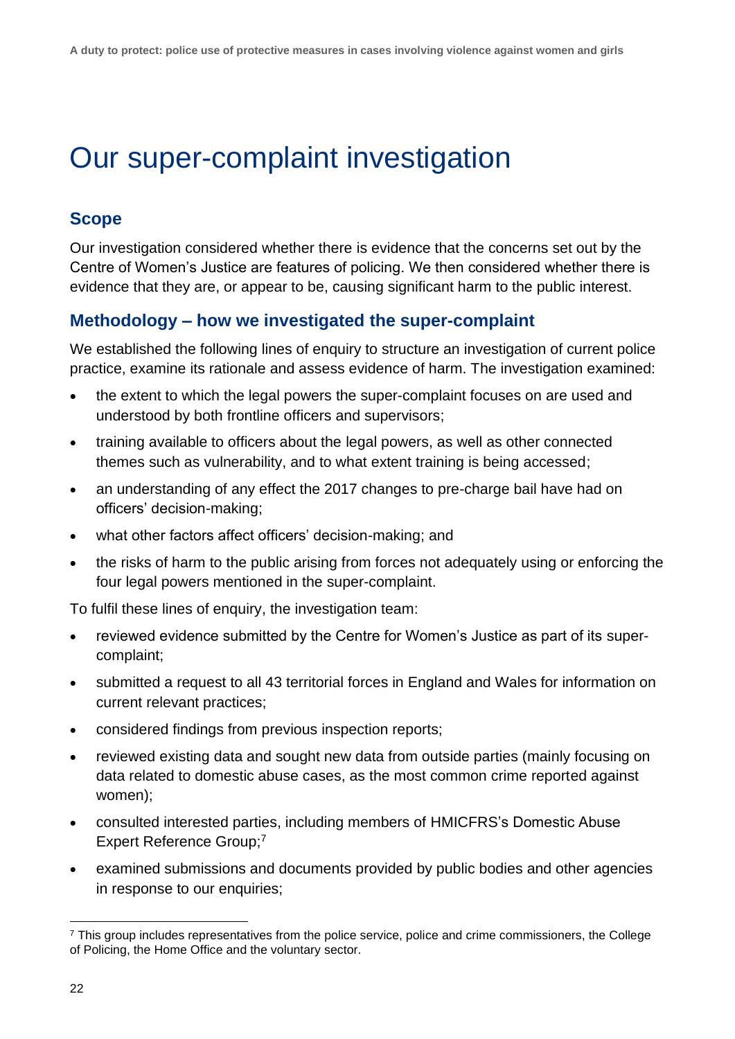# Our super-complaint investigation

## Scope

Our investigation considered whether there is evidence that the concerns set out by the Centre of Women's Justice are features of policing. We then considered whether there is evidence that they are, or appear to be, causing significant harm to the public interest.

## Methodology – how we investigated the super-complaint

We established the following lines of enquiry to structure an investigation of current police practice, examine its rationale and assess evidence of harm. The investigation examined:

- the extent to which the legal powers the super-complaint focuses on are used and understood by both frontline officers and supervisors;
- training available to officers about the legal powers, as well as other connected themes such as vulnerability, and to what extent training is being accessed;
- an understanding of any effect the 2017 changes to pre-charge bail have had on officers' decision-making;
- what other factors affect officers' decision-making; and
- the risks of harm to the public arising from forces not adequately using or enforcing the four legal powers mentioned in the super-complaint.

To fulfil these lines of enquiry, the investigation team:

- reviewed evidence submitted by the Centre for Women's Justice as part of its super-complaint;
- submitted a request to all 43 territorial forces in England and Wales for information on current relevant practices;
- considered findings from previous inspection reports;
- reviewed existing data and sought new data from outside parties (mainly focusing on data related to domestic abuse cases, as the most common crime reported against women);
- consulted interested parties, including members of HMICFRS's Domestic Abuse Expert Reference Group;[7]
- examined submissions and documents provided by public bodies and other agencies in response to our enquiries;

[7] This group includes representatives from the police service, police and crime commissioners, the College of Policing, the Home Office and the voluntary sector.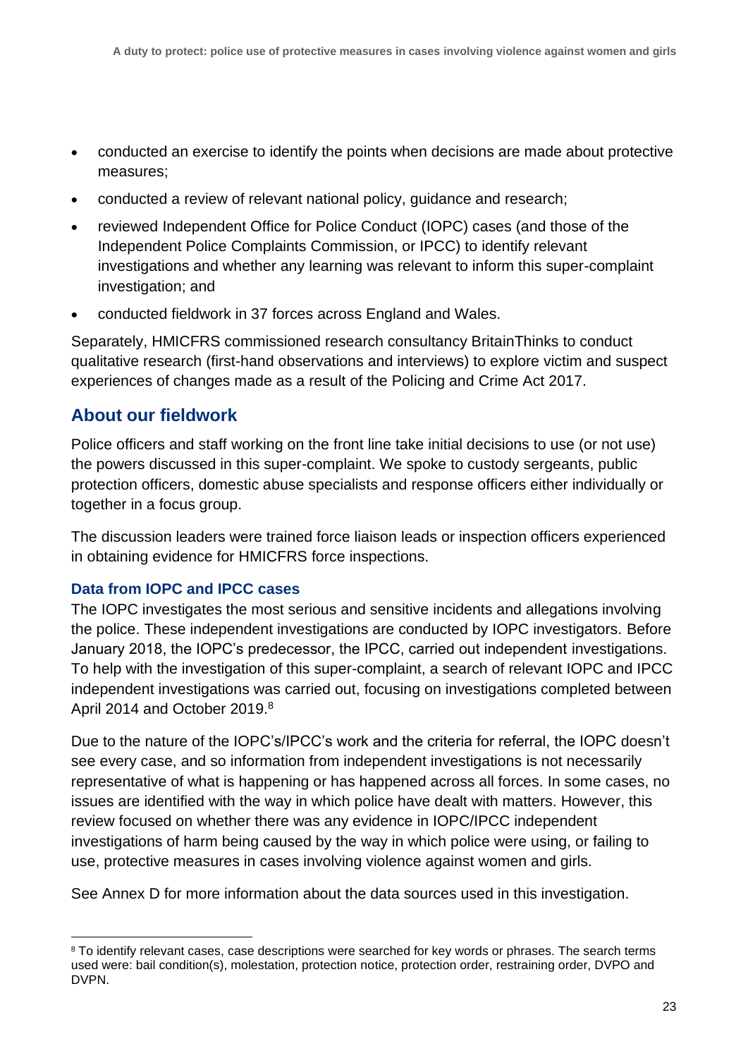- conducted an exercise to identify the points when decisions are made about protective measures;
- conducted a review of relevant national policy, guidance and research;
- reviewed Independent Office for Police Conduct (IOPC) cases (and those of the Independent Police Complaints Commission, or IPCC) to identify relevant investigations and whether any learning was relevant to inform this super-complaint investigation; and
- conducted fieldwork in 37 forces across England and Wales.

Separately, HMICFRS commissioned research consultancy BritainThinks to conduct qualitative research (first-hand observations and interviews) to explore victim and suspect experiences of changes made as a result of the Policing and Crime Act 2017.

## About our fieldwork

Police officers and staff working on the front line take initial decisions to use (or not use) the powers discussed in this super-complaint. We spoke to custody sergeants, public protection officers, domestic abuse specialists and response officers either individually or together in a focus group.

The discussion leaders were trained force liaison leads or inspection officers experienced in obtaining evidence for HMICFRS force inspections.

### Data from IOPC and IPCC cases

The IOPC investigates the most serious and sensitive incidents and allegations involving the police. These independent investigations are conducted by IOPC investigators. Before January 2018, the IOPC's predecessor, the IPCC, carried out independent investigations. To help with the investigation of this super-complaint, a search of relevant IOPC and IPCC independent investigations was carried out, focusing on investigations completed between April 2014 and October 2019.[8]

Due to the nature of the IOPC's/IPCC's work and the criteria for referral, the IOPC doesn't see every case, and so information from independent investigations is not necessarily representative of what is happening or has happened across all forces. In some cases, no issues are identified with the way in which police have dealt with matters. However, this review focused on whether there was any evidence in IOPC/IPCC independent investigations of harm being caused by the way in which police were using, or failing to use, protective measures in cases involving violence against women and girls.

See Annex D for more information about the data sources used in this investigation.

[8] To identify relevant cases, case descriptions were searched for key words or phrases. The search terms used were: bail condition(s), molestation, protection notice, protection order, restraining order, DVPO and DVPN.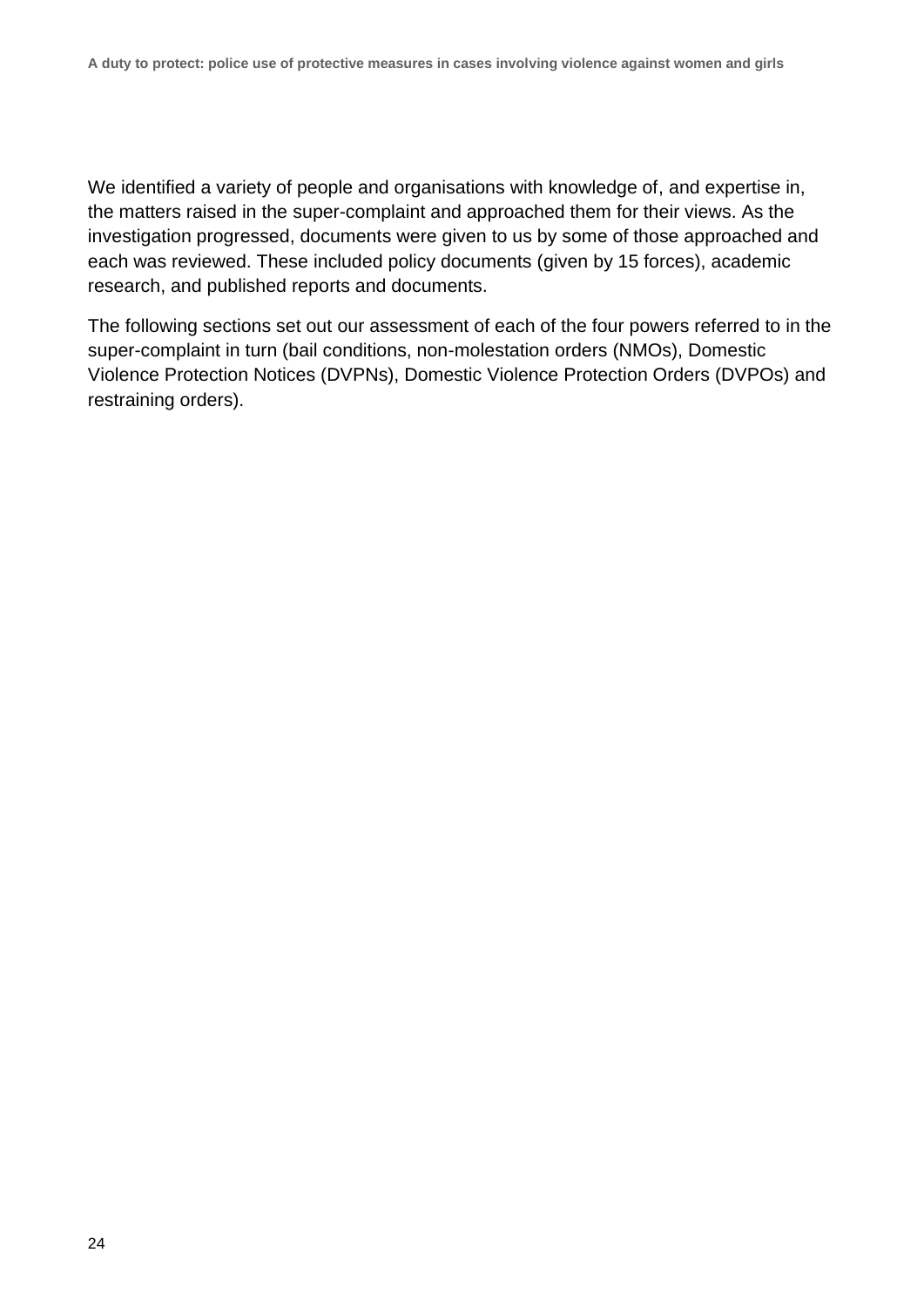We identified a variety of people and organisations with knowledge of, and expertise in, the matters raised in the super-complaint and approached them for their views. As the investigation progressed, documents were given to us by some of those approached and each was reviewed. These included policy documents (given by 15 forces), academic research, and published reports and documents.

The following sections set out our assessment of each of the four powers referred to in the super-complaint in turn (bail conditions, non-molestation orders (NMOs), Domestic Violence Protection Notices (DVPNs), Domestic Violence Protection Orders (DVPOs) and restraining orders).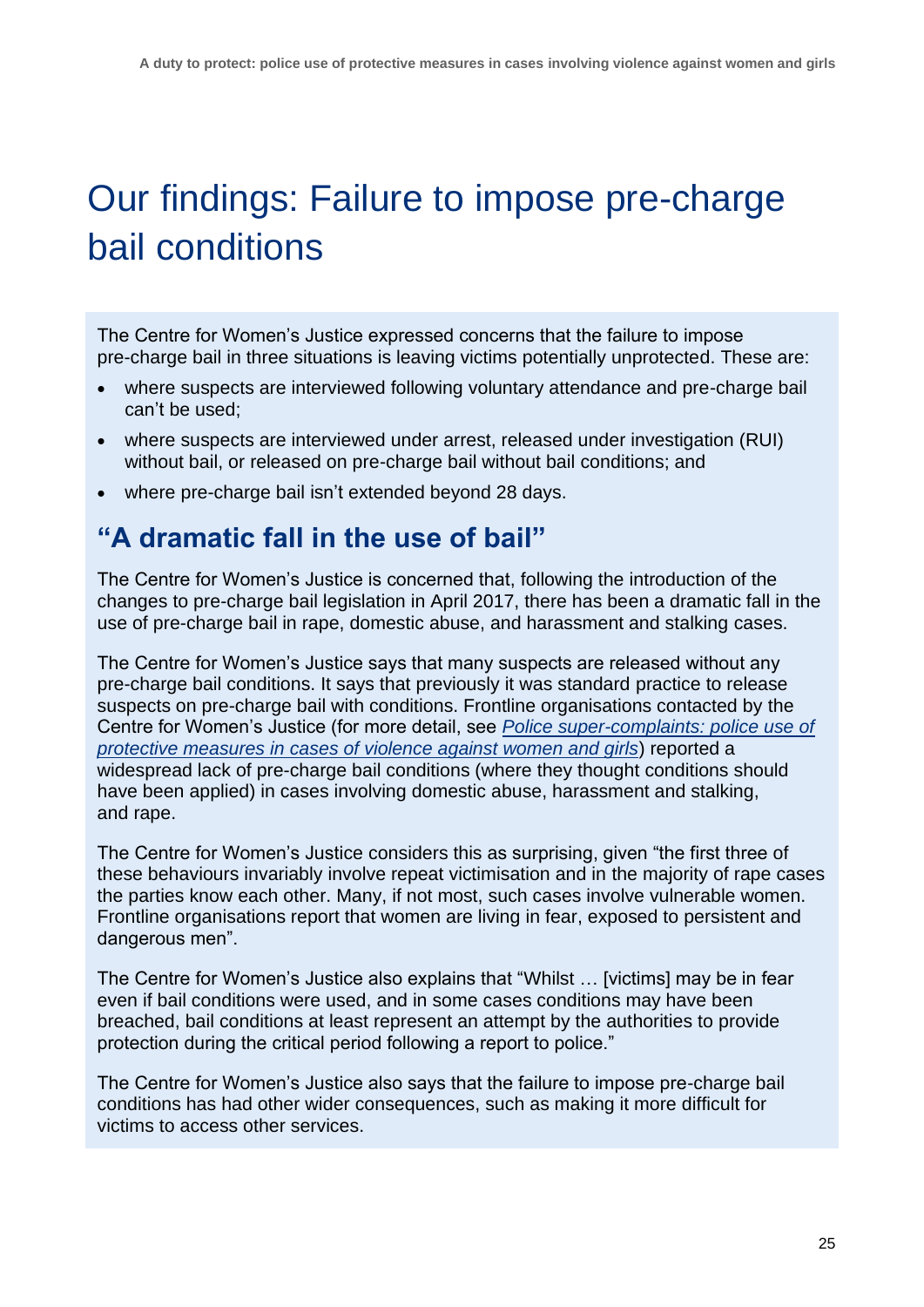# Our findings: Failure to impose pre-charge bail conditions

The Centre for Women's Justice expressed concerns that the failure to impose pre-charge bail in three situations is leaving victims potentially unprotected. These are:

- where suspects are interviewed following voluntary attendance and pre-charge bail can't be used;
- where suspects are interviewed under arrest, released under investigation (RUI) without bail, or released on pre-charge bail without bail conditions; and
- where pre-charge bail isn't extended beyond 28 days.

## "A dramatic fall in the use of bail"

The Centre for Women's Justice is concerned that, following the introduction of the changes to pre-charge bail legislation in April 2017, there has been a dramatic fall in the use of pre-charge bail in rape, domestic abuse, and harassment and stalking cases.

The Centre for Women's Justice says that many suspects are released without any pre-charge bail conditions. It says that previously it was standard practice to release suspects on pre-charge bail with conditions. Frontline organisations contacted by the Centre for Women's Justice (for more detail, see *Police super-complaints: police use of protective measures in cases of violence against women and girls*) reported a widespread lack of pre-charge bail conditions (where they thought conditions should have been applied) in cases involving domestic abuse, harassment and stalking, and rape.

The Centre for Women's Justice considers this as surprising, given "the first three of these behaviours invariably involve repeat victimisation and in the majority of rape cases the parties know each other. Many, if not most, such cases involve vulnerable women. Frontline organisations report that women are living in fear, exposed to persistent and dangerous men".

The Centre for Women's Justice also explains that "Whilst … [victims] may be in fear even if bail conditions were used, and in some cases conditions may have been breached, bail conditions at least represent an attempt by the authorities to provide protection during the critical period following a report to police."

The Centre for Women's Justice also says that the failure to impose pre-charge bail conditions has had other wider consequences, such as making it more difficult for victims to access other services.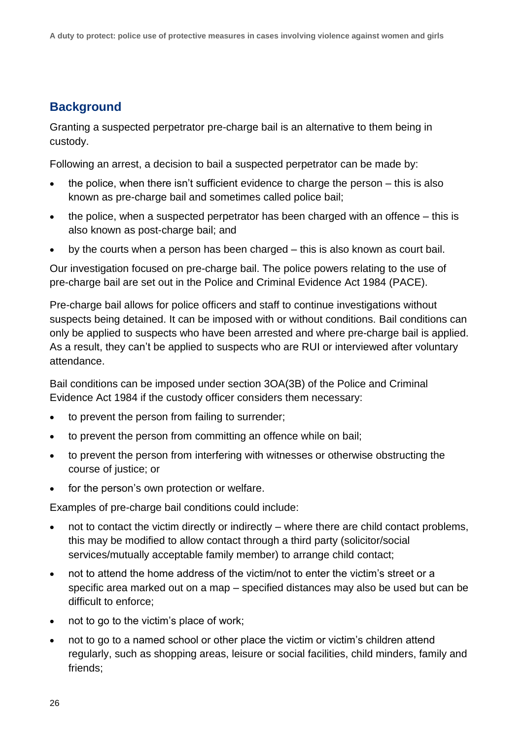## Background

Granting a suspected perpetrator pre-charge bail is an alternative to them being in custody.

Following an arrest, a decision to bail a suspected perpetrator can be made by:

- the police, when there isn't sufficient evidence to charge the person – this is also known as pre-charge bail and sometimes called police bail;
- the police, when a suspected perpetrator has been charged with an offence – this is also known as post-charge bail; and
- by the courts when a person has been charged – this is also known as court bail.

Our investigation focused on pre-charge bail. The police powers relating to the use of pre-charge bail are set out in the Police and Criminal Evidence Act 1984 (PACE).

Pre-charge bail allows for police officers and staff to continue investigations without suspects being detained. It can be imposed with or without conditions. Bail conditions can only be applied to suspects who have been arrested and where pre-charge bail is applied. As a result, they can't be applied to suspects who are RUI or interviewed after voluntary attendance.

Bail conditions can be imposed under section 3OA(3B) of the Police and Criminal Evidence Act 1984 if the custody officer considers them necessary:

- to prevent the person from failing to surrender;
- to prevent the person from committing an offence while on bail;
- to prevent the person from interfering with witnesses or otherwise obstructing the course of justice; or
- for the person's own protection or welfare.

Examples of pre-charge bail conditions could include:

- not to contact the victim directly or indirectly – where there are child contact problems, this may be modified to allow contact through a third party (solicitor/social services/mutually acceptable family member) to arrange child contact;
- not to attend the home address of the victim/not to enter the victim's street or a specific area marked out on a map – specified distances may also be used but can be difficult to enforce;
- not to go to the victim's place of work;
- not to go to a named school or other place the victim or victim's children attend regularly, such as shopping areas, leisure or social facilities, child minders, family and friends;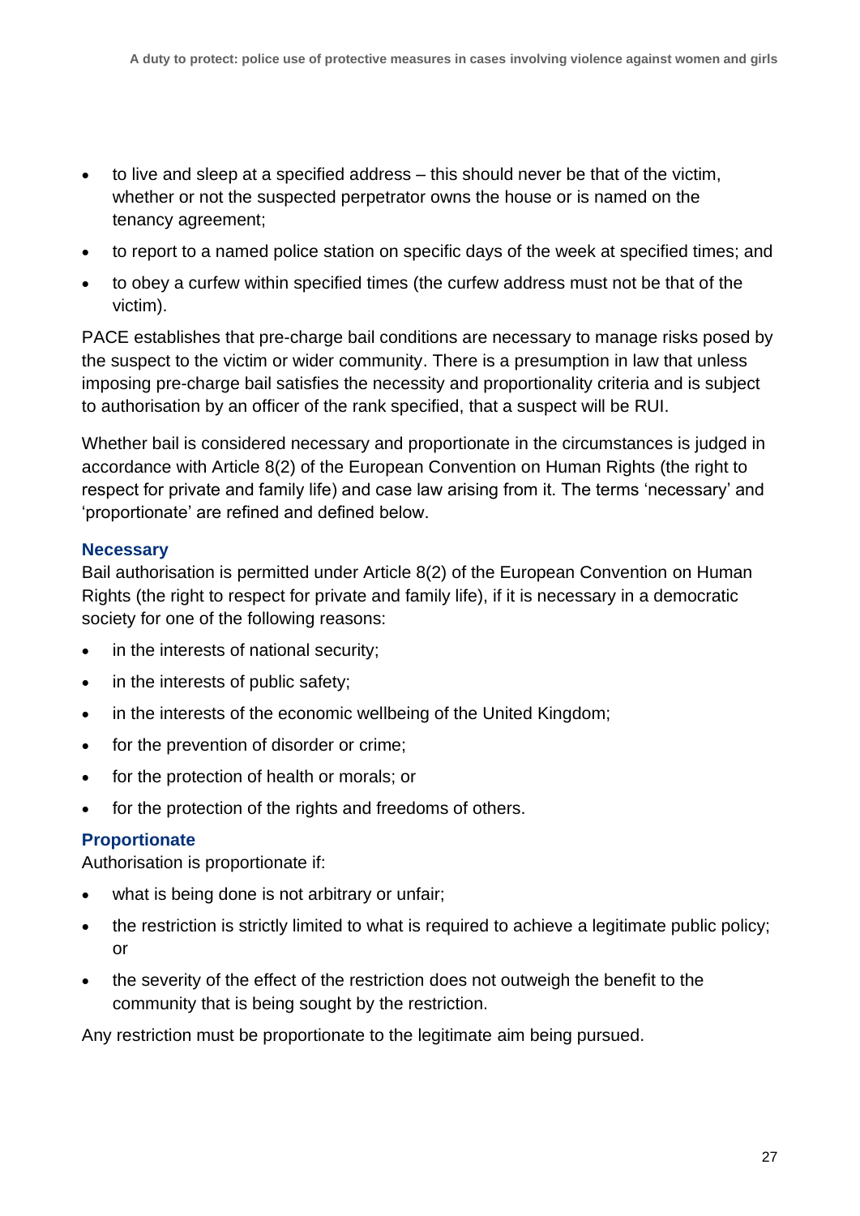- to live and sleep at a specified address – this should never be that of the victim, whether or not the suspected perpetrator owns the house or is named on the tenancy agreement;
- to report to a named police station on specific days of the week at specified times; and
- to obey a curfew within specified times (the curfew address must not be that of the victim).

PACE establishes that pre-charge bail conditions are necessary to manage risks posed by the suspect to the victim or wider community. There is a presumption in law that unless imposing pre-charge bail satisfies the necessity and proportionality criteria and is subject to authorisation by an officer of the rank specified, that a suspect will be RUI.

Whether bail is considered necessary and proportionate in the circumstances is judged in accordance with Article 8(2) of the European Convention on Human Rights (the right to respect for private and family life) and case law arising from it. The terms 'necessary' and 'proportionate' are refined and defined below.

### Necessary

Bail authorisation is permitted under Article 8(2) of the European Convention on Human Rights (the right to respect for private and family life), if it is necessary in a democratic society for one of the following reasons:

- in the interests of national security;
- in the interests of public safety;
- in the interests of the economic wellbeing of the United Kingdom;
- for the prevention of disorder or crime;
- for the protection of health or morals; or
- for the protection of the rights and freedoms of others.

### Proportionate

Authorisation is proportionate if:

- what is being done is not arbitrary or unfair;
- the restriction is strictly limited to what is required to achieve a legitimate public policy; or
- the severity of the effect of the restriction does not outweigh the benefit to the community that is being sought by the restriction.

Any restriction must be proportionate to the legitimate aim being pursued.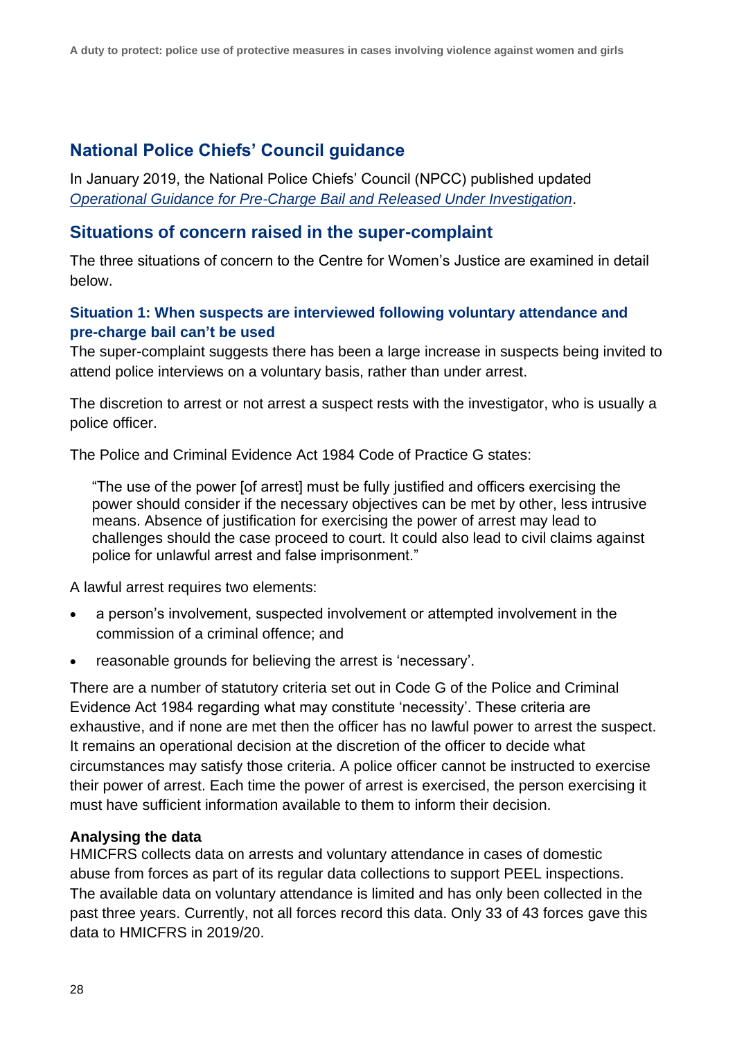## National Police Chiefs' Council guidance

In January 2019, the National Police Chiefs' Council (NPCC) published updated *Operational Guidance for Pre-Charge Bail and Released Under Investigation*.

## Situations of concern raised in the super-complaint

The three situations of concern to the Centre for Women's Justice are examined in detail below.

### Situation 1: When suspects are interviewed following voluntary attendance and pre-charge bail can't be used

The super-complaint suggests there has been a large increase in suspects being invited to attend police interviews on a voluntary basis, rather than under arrest.

The discretion to arrest or not arrest a suspect rests with the investigator, who is usually a police officer.

The Police and Criminal Evidence Act 1984 Code of Practice G states:

> "The use of the power [of arrest] must be fully justified and officers exercising the power should consider if the necessary objectives can be met by other, less intrusive means. Absence of justification for exercising the power of arrest may lead to challenges should the case proceed to court. It could also lead to civil claims against police for unlawful arrest and false imprisonment."

A lawful arrest requires two elements:

- a person's involvement, suspected involvement or attempted involvement in the commission of a criminal offence; and
- reasonable grounds for believing the arrest is 'necessary'.

There are a number of statutory criteria set out in Code G of the Police and Criminal Evidence Act 1984 regarding what may constitute 'necessity'. These criteria are exhaustive, and if none are met then the officer has no lawful power to arrest the suspect. It remains an operational decision at the discretion of the officer to decide what circumstances may satisfy those criteria. A police officer cannot be instructed to exercise their power of arrest. Each time the power of arrest is exercised, the person exercising it must have sufficient information available to them to inform their decision.

**Analysing the data**

HMICFRS collects data on arrests and voluntary attendance in cases of domestic abuse from forces as part of its regular data collections to support PEEL inspections. The available data on voluntary attendance is limited and has only been collected in the past three years. Currently, not all forces record this data. Only 33 of 43 forces gave this data to HMICFRS in 2019/20.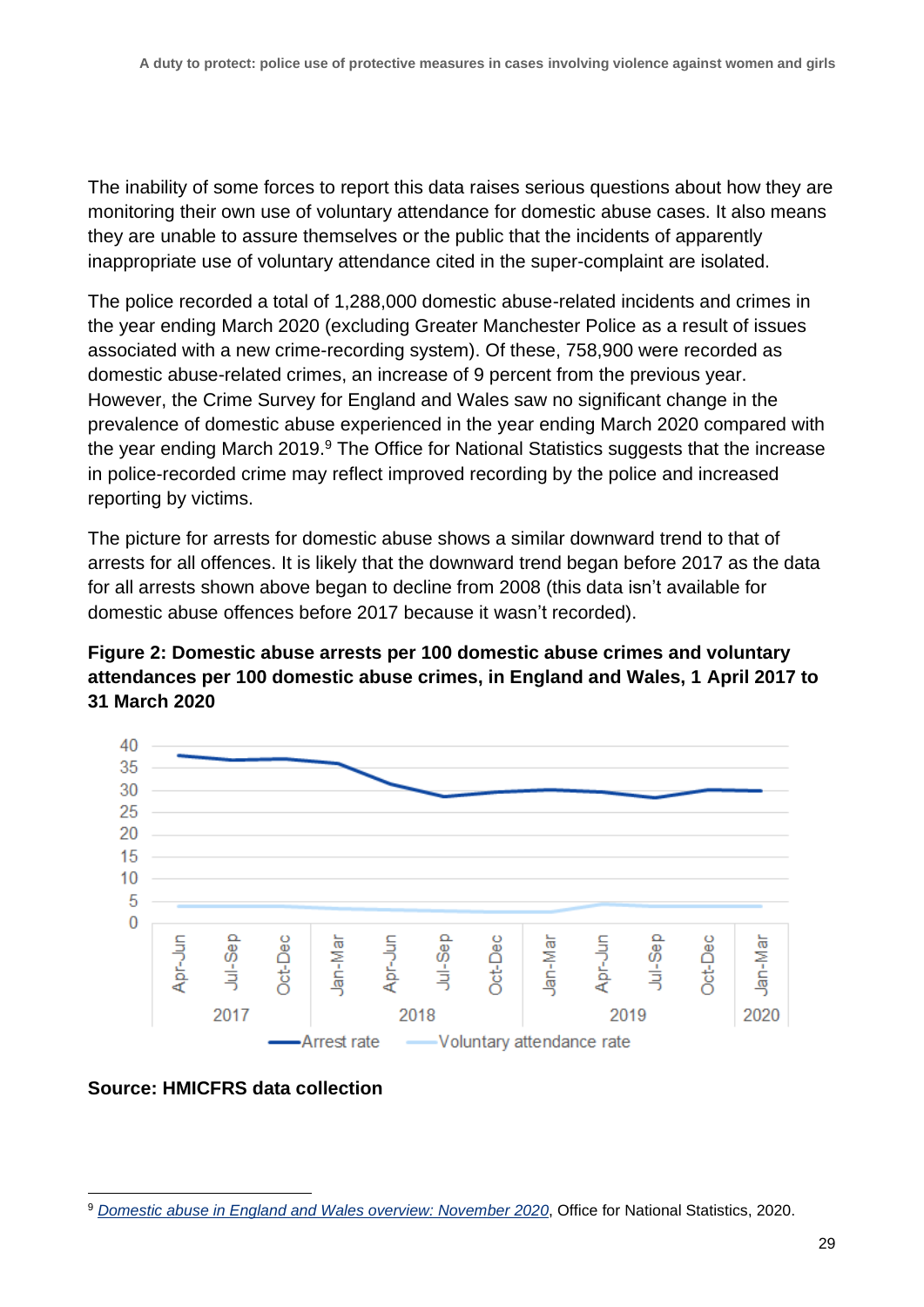The inability of some forces to report this data raises serious questions about how they are monitoring their own use of voluntary attendance for domestic abuse cases. It also means they are unable to assure themselves or the public that the incidents of apparently inappropriate use of voluntary attendance cited in the super-complaint are isolated.

The police recorded a total of 1,288,000 domestic abuse-related incidents and crimes in the year ending March 2020 (excluding Greater Manchester Police as a result of issues associated with a new crime-recording system). Of these, 758,900 were recorded as domestic abuse-related crimes, an increase of 9 percent from the previous year. However, the Crime Survey for England and Wales saw no significant change in the prevalence of domestic abuse experienced in the year ending March 2020 compared with the year ending March 2019.[9] The Office for National Statistics suggests that the increase in police-recorded crime may reflect improved recording by the police and increased reporting by victims.

The picture for arrests for domestic abuse shows a similar downward trend to that of arrests for all offences. It is likely that the downward trend began before 2017 as the data for all arrests shown above began to decline from 2008 (this data isn't available for domestic abuse offences before 2017 because it wasn't recorded).

**Figure 2: Domestic abuse arrests per 100 domestic abuse crimes and voluntary attendances per 100 domestic abuse crimes, in England and Wales, 1 April 2017 to 31 March 2020**

40
35
30
25
20
15
10
5
0

Apr-Jun Jul-Sep Oct-Dec Jan-Mar Apr-Jun Jul-Sep Oct-Dec Jan-Mar Apr-Jun Jul-Sep Oct-Dec Jan-Mar

2017 2018 2019 2020

Arrest rate
Voluntary attendance rate

**Source: HMICFRS data collection**

[9] *Domestic abuse in England and Wales overview: November 2020*, Office for National Statistics, 2020.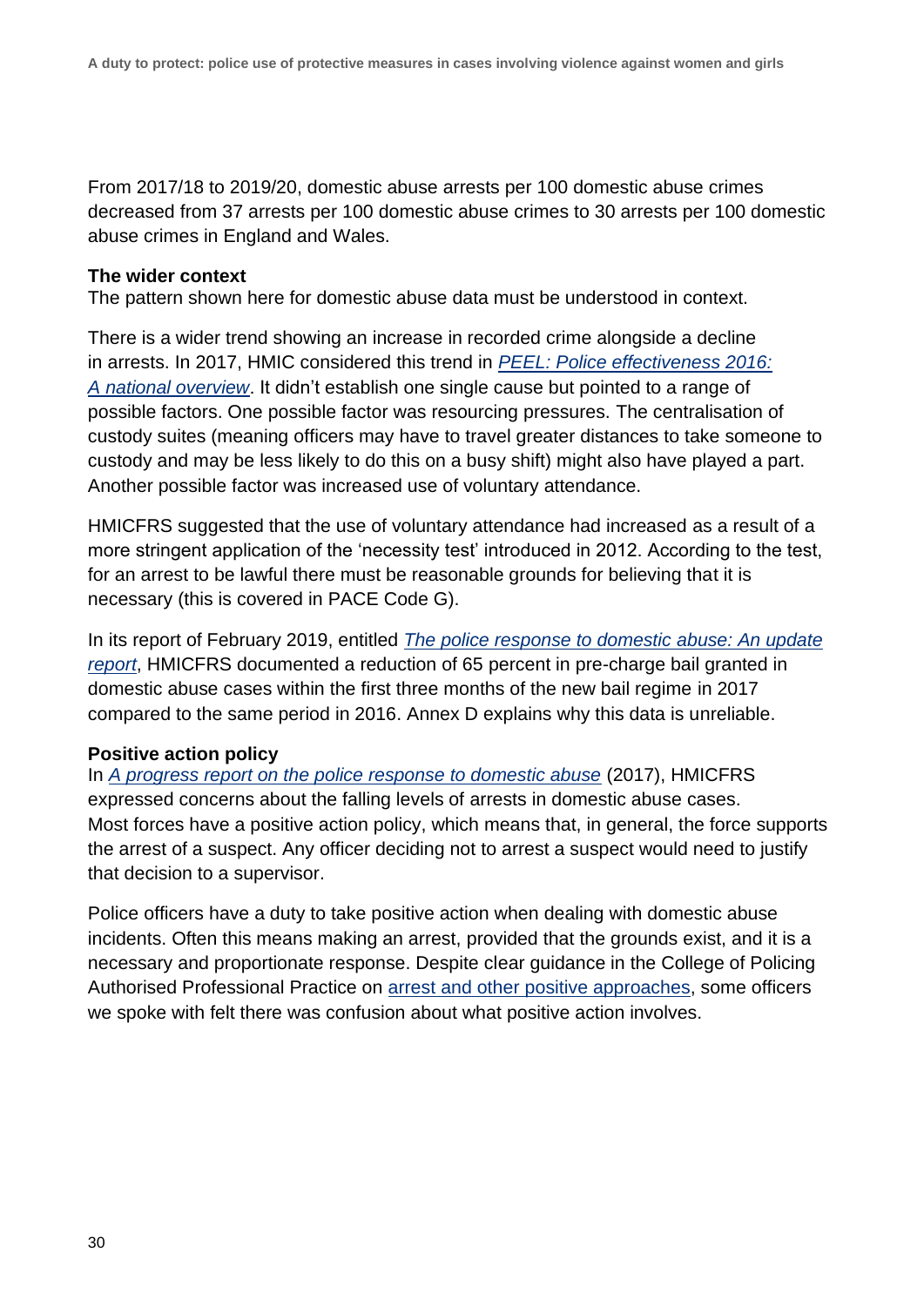From 2017/18 to 2019/20, domestic abuse arrests per 100 domestic abuse crimes decreased from 37 arrests per 100 domestic abuse crimes to 30 arrests per 100 domestic abuse crimes in England and Wales.

**The wider context**

The pattern shown here for domestic abuse data must be understood in context.

There is a wider trend showing an increase in recorded crime alongside a decline in arrests. In 2017, HMIC considered this trend in *PEEL: Police effectiveness 2016: A national overview*. It didn't establish one single cause but pointed to a range of possible factors. One possible factor was resourcing pressures. The centralisation of custody suites (meaning officers may have to travel greater distances to take someone to custody and may be less likely to do this on a busy shift) might also have played a part. Another possible factor was increased use of voluntary attendance.

HMICFRS suggested that the use of voluntary attendance had increased as a result of a more stringent application of the 'necessity test' introduced in 2012. According to the test, for an arrest to be lawful there must be reasonable grounds for believing that it is necessary (this is covered in PACE Code G).

In its report of February 2019, entitled *The police response to domestic abuse: An update report*, HMICFRS documented a reduction of 65 percent in pre-charge bail granted in domestic abuse cases within the first three months of the new bail regime in 2017 compared to the same period in 2016. Annex D explains why this data is unreliable.

**Positive action policy**

In *A progress report on the police response to domestic abuse* (2017), HMICFRS expressed concerns about the falling levels of arrests in domestic abuse cases. Most forces have a positive action policy, which means that, in general, the force supports the arrest of a suspect. Any officer deciding not to arrest a suspect would need to justify that decision to a supervisor.

Police officers have a duty to take positive action when dealing with domestic abuse incidents. Often this means making an arrest, provided that the grounds exist, and it is a necessary and proportionate response. Despite clear guidance in the College of Policing Authorised Professional Practice on arrest and other positive approaches, some officers we spoke with felt there was confusion about what positive action involves.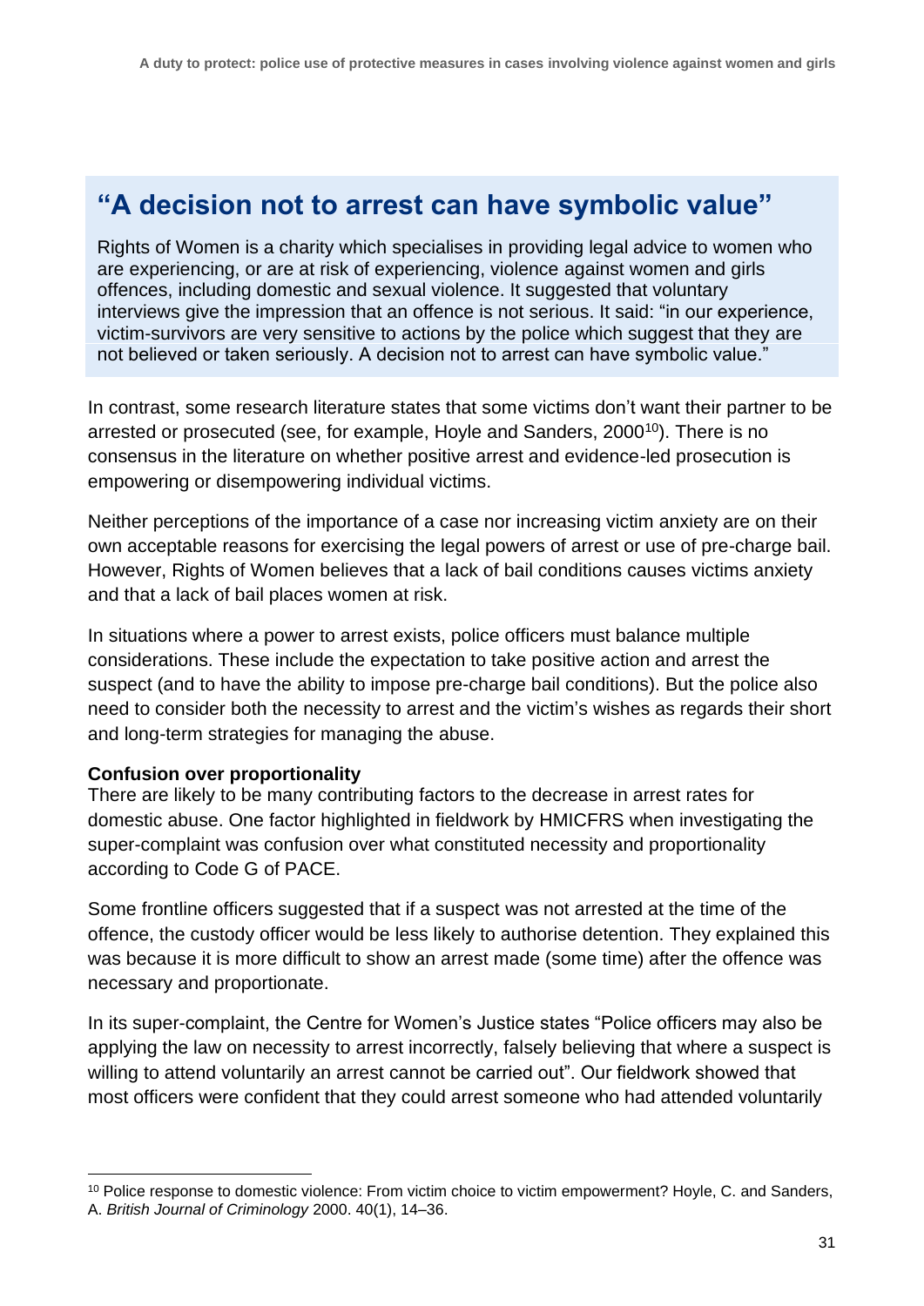## "A decision not to arrest can have symbolic value"

Rights of Women is a charity which specialises in providing legal advice to women who are experiencing, or are at risk of experiencing, violence against women and girls offences, including domestic and sexual violence. It suggested that voluntary interviews give the impression that an offence is not serious. It said: "in our experience, victim-survivors are very sensitive to actions by the police which suggest that they are not believed or taken seriously. A decision not to arrest can have symbolic value."

In contrast, some research literature states that some victims don't want their partner to be arrested or prosecuted (see, for example, Hoyle and Sanders, 2000[10]). There is no consensus in the literature on whether positive arrest and evidence-led prosecution is empowering or disempowering individual victims.

Neither perceptions of the importance of a case nor increasing victim anxiety are on their own acceptable reasons for exercising the legal powers of arrest or use of pre-charge bail. However, Rights of Women believes that a lack of bail conditions causes victims anxiety and that a lack of bail places women at risk.

In situations where a power to arrest exists, police officers must balance multiple considerations. These include the expectation to take positive action and arrest the suspect (and to have the ability to impose pre-charge bail conditions). But the police also need to consider both the necessity to arrest and the victim's wishes as regards their short and long-term strategies for managing the abuse.

**Confusion over proportionality**

There are likely to be many contributing factors to the decrease in arrest rates for domestic abuse. One factor highlighted in fieldwork by HMICFRS when investigating the super-complaint was confusion over what constituted necessity and proportionality according to Code G of PACE.

Some frontline officers suggested that if a suspect was not arrested at the time of the offence, the custody officer would be less likely to authorise detention. They explained this was because it is more difficult to show an arrest made (some time) after the offence was necessary and proportionate.

In its super-complaint, the Centre for Women's Justice states "Police officers may also be applying the law on necessity to arrest incorrectly, falsely believing that where a suspect is willing to attend voluntarily an arrest cannot be carried out". Our fieldwork showed that most officers were confident that they could arrest someone who had attended voluntarily

[10] Police response to domestic violence: From victim choice to victim empowerment? Hoyle, C. and Sanders, A. *British Journal of Criminology* 2000. 40(1), 14–36.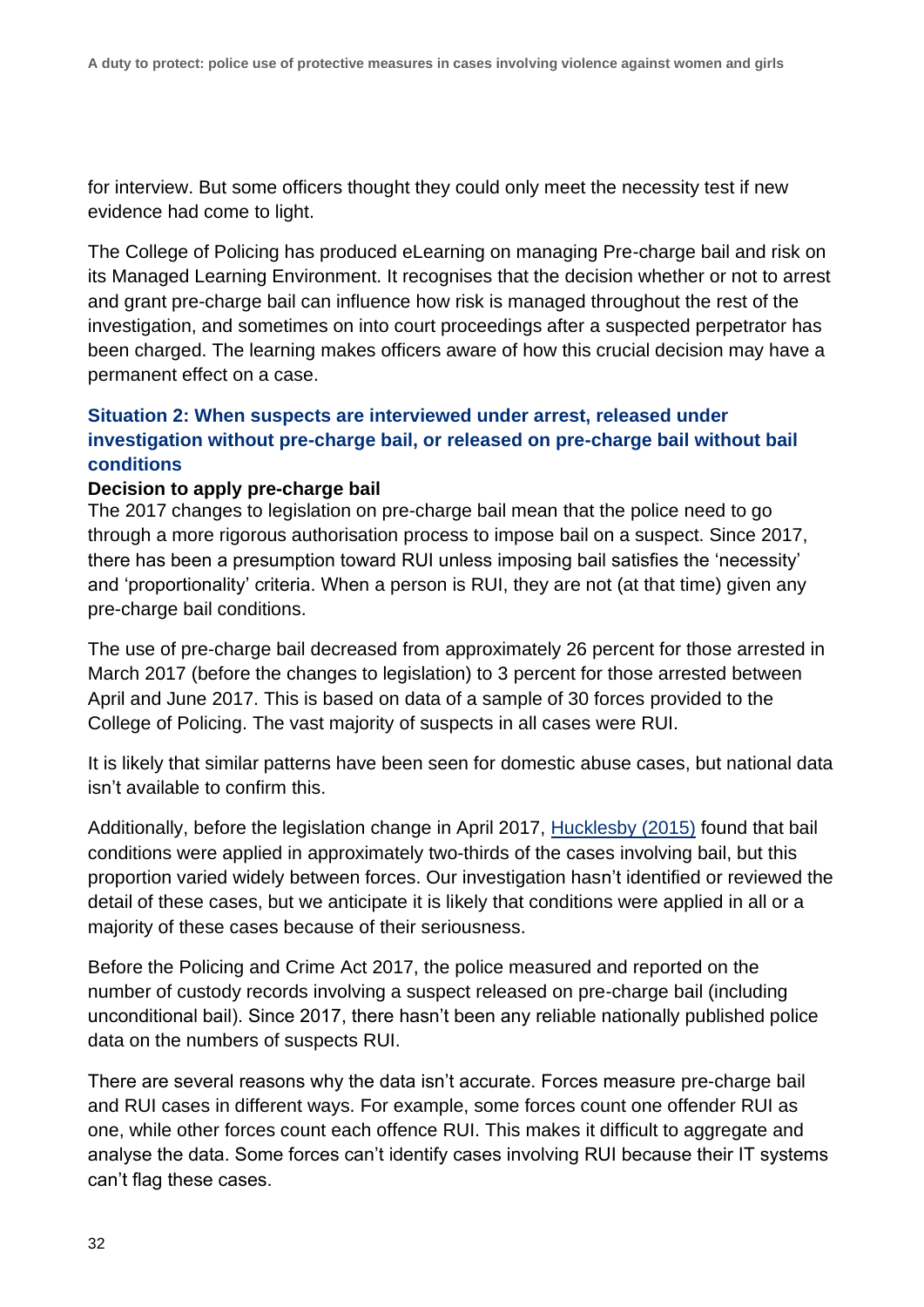for interview. But some officers thought they could only meet the necessity test if new evidence had come to light.

The College of Policing has produced eLearning on managing Pre-charge bail and risk on its Managed Learning Environment. It recognises that the decision whether or not to arrest and grant pre-charge bail can influence how risk is managed throughout the rest of the investigation, and sometimes on into court proceedings after a suspected perpetrator has been charged. The learning makes officers aware of how this crucial decision may have a permanent effect on a case.

### Situation 2: When suspects are interviewed under arrest, released under investigation without pre-charge bail, or released on pre-charge bail without bail conditions

**Decision to apply pre-charge bail**

The 2017 changes to legislation on pre-charge bail mean that the police need to go through a more rigorous authorisation process to impose bail on a suspect. Since 2017, there has been a presumption toward RUI unless imposing bail satisfies the 'necessity' and 'proportionality' criteria. When a person is RUI, they are not (at that time) given any pre-charge bail conditions.

The use of pre-charge bail decreased from approximately 26 percent for those arrested in March 2017 (before the changes to legislation) to 3 percent for those arrested between April and June 2017. This is based on data of a sample of 30 forces provided to the College of Policing. The vast majority of suspects in all cases were RUI.

It is likely that similar patterns have been seen for domestic abuse cases, but national data isn't available to confirm this.

Additionally, before the legislation change in April 2017, Hucklesby (2015) found that bail conditions were applied in approximately two-thirds of the cases involving bail, but this proportion varied widely between forces. Our investigation hasn't identified or reviewed the detail of these cases, but we anticipate it is likely that conditions were applied in all or a majority of these cases because of their seriousness.

Before the Policing and Crime Act 2017, the police measured and reported on the number of custody records involving a suspect released on pre-charge bail (including unconditional bail). Since 2017, there hasn't been any reliable nationally published police data on the numbers of suspects RUI.

There are several reasons why the data isn't accurate. Forces measure pre-charge bail and RUI cases in different ways. For example, some forces count one offender RUI as one, while other forces count each offence RUI. This makes it difficult to aggregate and analyse the data. Some forces can't identify cases involving RUI because their IT systems can't flag these cases.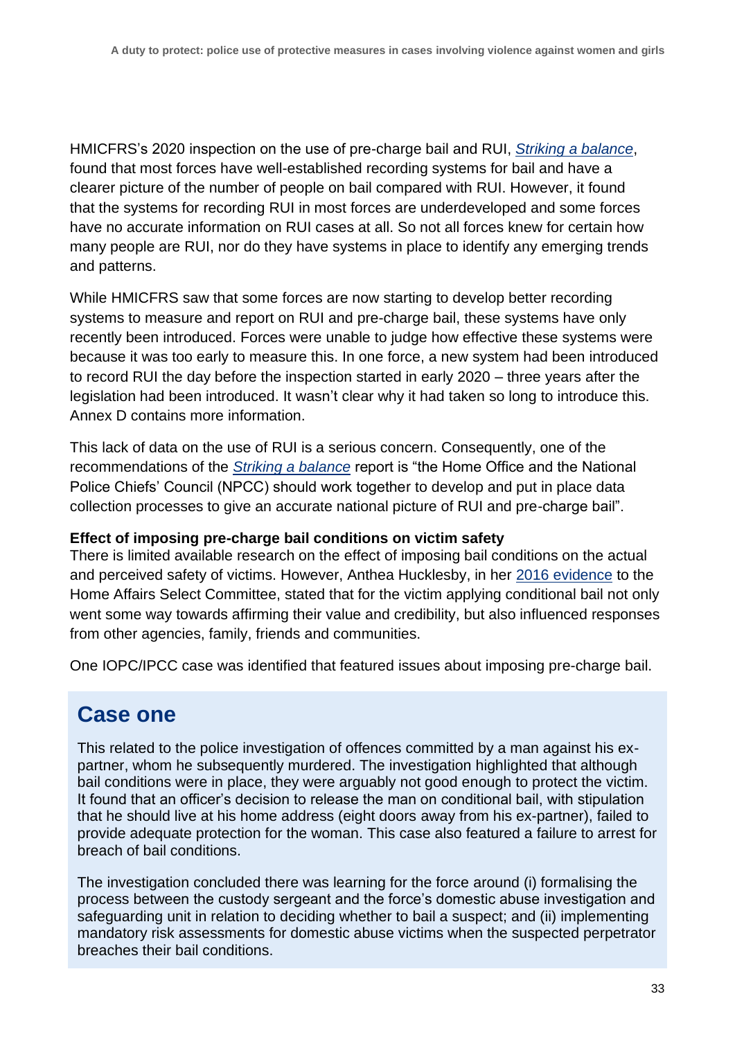HMICFRS's 2020 inspection on the use of pre-charge bail and RUI, *Striking a balance*, found that most forces have well-established recording systems for bail and have a clearer picture of the number of people on bail compared with RUI. However, it found that the systems for recording RUI in most forces are underdeveloped and some forces have no accurate information on RUI cases at all. So not all forces knew for certain how many people are RUI, nor do they have systems in place to identify any emerging trends and patterns.

While HMICFRS saw that some forces are now starting to develop better recording systems to measure and report on RUI and pre-charge bail, these systems have only recently been introduced. Forces were unable to judge how effective these systems were because it was too early to measure this. In one force, a new system had been introduced to record RUI the day before the inspection started in early 2020 – three years after the legislation had been introduced. It wasn't clear why it had taken so long to introduce this. Annex D contains more information.

This lack of data on the use of RUI is a serious concern. Consequently, one of the recommendations of the *Striking a balance* report is "the Home Office and the National Police Chiefs' Council (NPCC) should work together to develop and put in place data collection processes to give an accurate national picture of RUI and pre-charge bail".

**Effect of imposing pre-charge bail conditions on victim safety**

There is limited available research on the effect of imposing bail conditions on the actual and perceived safety of victims. However, Anthea Hucklesby, in her 2016 evidence to the Home Affairs Select Committee, stated that for the victim applying conditional bail not only went some way towards affirming their value and credibility, but also influenced responses from other agencies, family, friends and communities.

One IOPC/IPCC case was identified that featured issues about imposing pre-charge bail.

## Case one

This related to the police investigation of offences committed by a man against his ex-partner, whom he subsequently murdered. The investigation highlighted that although bail conditions were in place, they were arguably not good enough to protect the victim. It found that an officer's decision to release the man on conditional bail, with stipulation that he should live at his home address (eight doors away from his ex-partner), failed to provide adequate protection for the woman. This case also featured a failure to arrest for breach of bail conditions.

The investigation concluded there was learning for the force around (i) formalising the process between the custody sergeant and the force's domestic abuse investigation and safeguarding unit in relation to deciding whether to bail a suspect; and (ii) implementing mandatory risk assessments for domestic abuse victims when the suspected perpetrator breaches their bail conditions.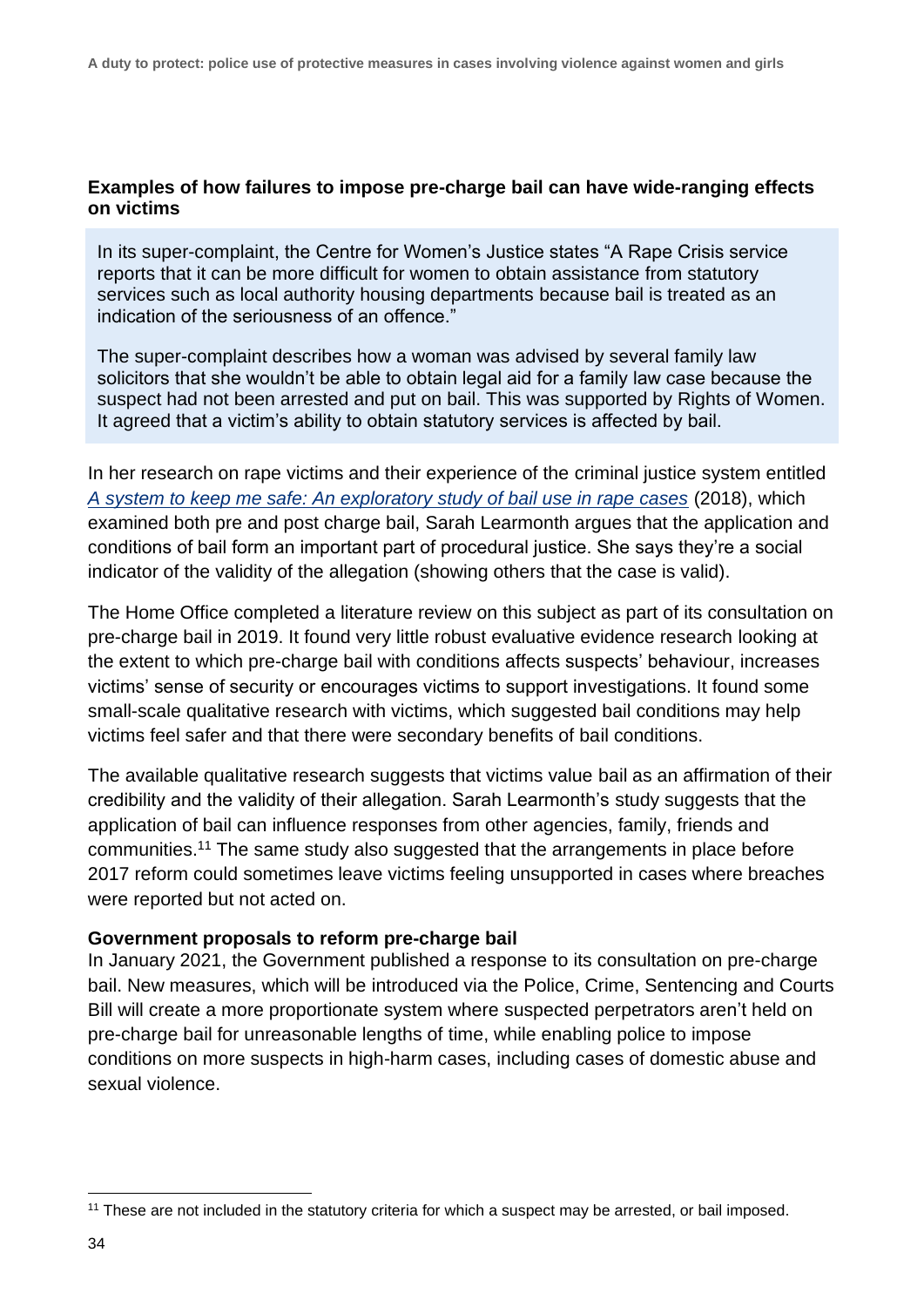**Examples of how failures to impose pre-charge bail can have wide-ranging effects on victims**

> In its super-complaint, the Centre for Women's Justice states "A Rape Crisis service reports that it can be more difficult for women to obtain assistance from statutory services such as local authority housing departments because bail is treated as an indication of the seriousness of an offence."
>
> The super-complaint describes how a woman was advised by several family law solicitors that she wouldn't be able to obtain legal aid for a family law case because the suspect had not been arrested and put on bail. This was supported by Rights of Women. It agreed that a victim's ability to obtain statutory services is affected by bail.

In her research on rape victims and their experience of the criminal justice system entitled *A system to keep me safe: An exploratory study of bail use in rape cases* (2018), which examined both pre and post charge bail, Sarah Learmonth argues that the application and conditions of bail form an important part of procedural justice. She says they're a social indicator of the validity of the allegation (showing others that the case is valid).

The Home Office completed a literature review on this subject as part of its consultation on pre-charge bail in 2019. It found very little robust evaluative evidence research looking at the extent to which pre-charge bail with conditions affects suspects' behaviour, increases victims' sense of security or encourages victims to support investigations. It found some small-scale qualitative research with victims, which suggested bail conditions may help victims feel safer and that there were secondary benefits of bail conditions.

The available qualitative research suggests that victims value bail as an affirmation of their credibility and the validity of their allegation. Sarah Learmonth's study suggests that the application of bail can influence responses from other agencies, family, friends and communities.[11] The same study also suggested that the arrangements in place before 2017 reform could sometimes leave victims feeling unsupported in cases where breaches were reported but not acted on.

**Government proposals to reform pre-charge bail**

In January 2021, the Government published a response to its consultation on pre-charge bail. New measures, which will be introduced via the Police, Crime, Sentencing and Courts Bill will create a more proportionate system where suspected perpetrators aren't held on pre-charge bail for unreasonable lengths of time, while enabling police to impose conditions on more suspects in high-harm cases, including cases of domestic abuse and sexual violence.

[11] These are not included in the statutory criteria for which a suspect may be arrested, or bail imposed.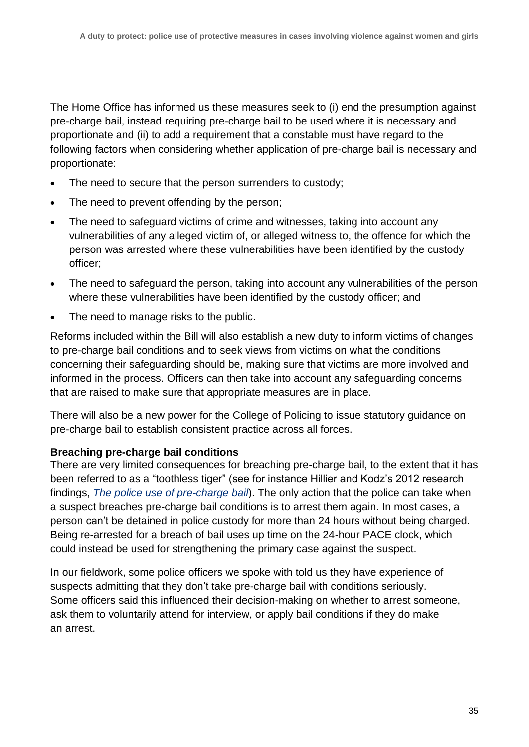The Home Office has informed us these measures seek to (i) end the presumption against pre-charge bail, instead requiring pre-charge bail to be used where it is necessary and proportionate and (ii) to add a requirement that a constable must have regard to the following factors when considering whether application of pre-charge bail is necessary and proportionate:

- The need to secure that the person surrenders to custody;
- The need to prevent offending by the person;
- The need to safeguard victims of crime and witnesses, taking into account any vulnerabilities of any alleged victim of, or alleged witness to, the offence for which the person was arrested where these vulnerabilities have been identified by the custody officer;
- The need to safeguard the person, taking into account any vulnerabilities of the person where these vulnerabilities have been identified by the custody officer; and
- The need to manage risks to the public.

Reforms included within the Bill will also establish a new duty to inform victims of changes to pre-charge bail conditions and to seek views from victims on what the conditions concerning their safeguarding should be, making sure that victims are more involved and informed in the process. Officers can then take into account any safeguarding concerns that are raised to make sure that appropriate measures are in place.

There will also be a new power for the College of Policing to issue statutory guidance on pre-charge bail to establish consistent practice across all forces.

**Breaching pre-charge bail conditions**

There are very limited consequences for breaching pre-charge bail, to the extent that it has been referred to as a "toothless tiger" (see for instance Hillier and Kodz's 2012 research findings, *The police use of pre-charge bail*). The only action that the police can take when a suspect breaches pre-charge bail conditions is to arrest them again. In most cases, a person can't be detained in police custody for more than 24 hours without being charged. Being re-arrested for a breach of bail uses up time on the 24-hour PACE clock, which could instead be used for strengthening the primary case against the suspect.

In our fieldwork, some police officers we spoke with told us they have experience of suspects admitting that they don't take pre-charge bail with conditions seriously. Some officers said this influenced their decision-making on whether to arrest someone, ask them to voluntarily attend for interview, or apply bail conditions if they do make an arrest.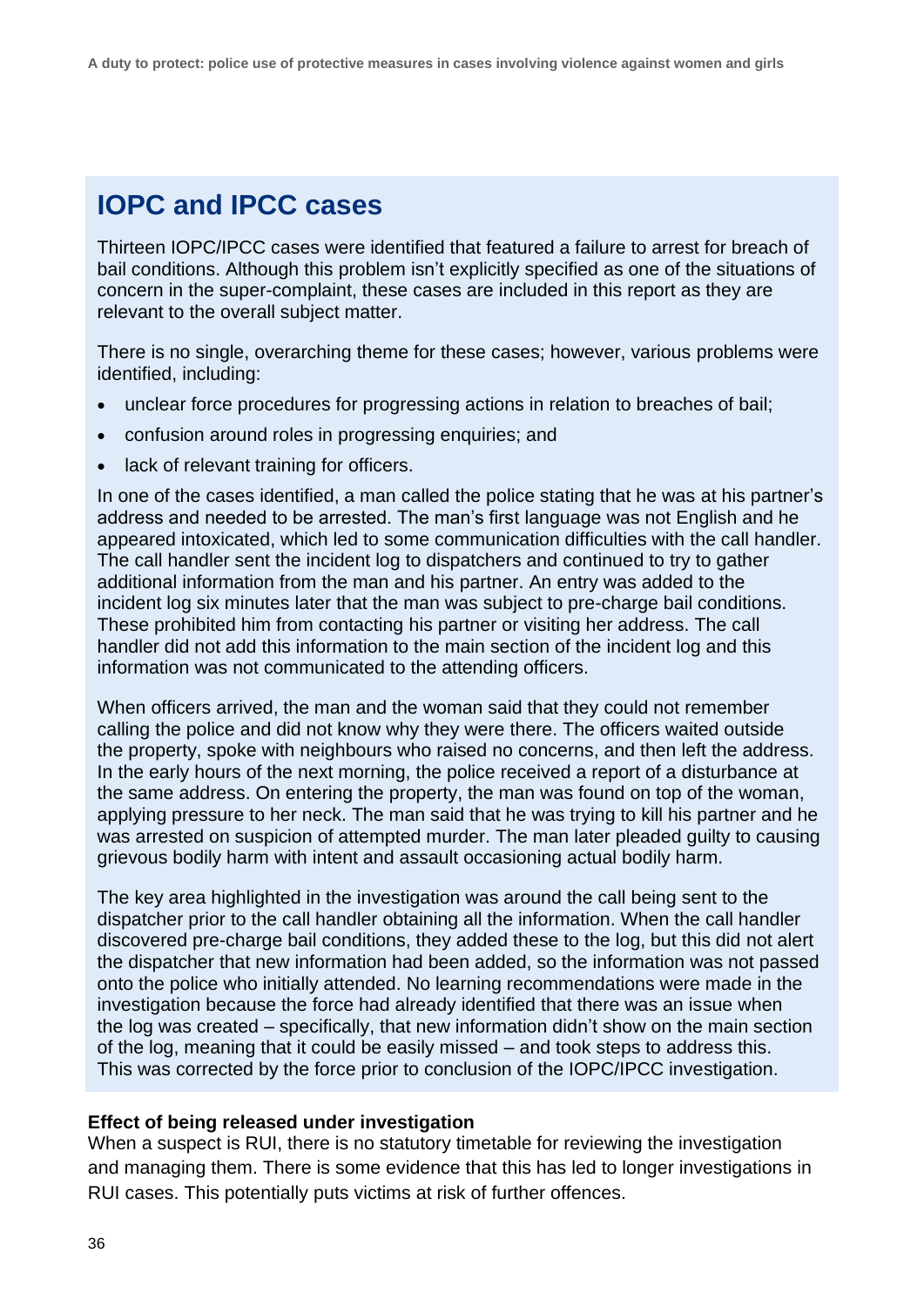## IOPC and IPCC cases

Thirteen IOPC/IPCC cases were identified that featured a failure to arrest for breach of bail conditions. Although this problem isn't explicitly specified as one of the situations of concern in the super-complaint, these cases are included in this report as they are relevant to the overall subject matter.

There is no single, overarching theme for these cases; however, various problems were identified, including:

- unclear force procedures for progressing actions in relation to breaches of bail;
- confusion around roles in progressing enquiries; and
- lack of relevant training for officers.

In one of the cases identified, a man called the police stating that he was at his partner's address and needed to be arrested. The man's first language was not English and he appeared intoxicated, which led to some communication difficulties with the call handler. The call handler sent the incident log to dispatchers and continued to try to gather additional information from the man and his partner. An entry was added to the incident log six minutes later that the man was subject to pre-charge bail conditions. These prohibited him from contacting his partner or visiting her address. The call handler did not add this information to the main section of the incident log and this information was not communicated to the attending officers.

When officers arrived, the man and the woman said that they could not remember calling the police and did not know why they were there. The officers waited outside the property, spoke with neighbours who raised no concerns, and then left the address. In the early hours of the next morning, the police received a report of a disturbance at the same address. On entering the property, the man was found on top of the woman, applying pressure to her neck. The man said that he was trying to kill his partner and he was arrested on suspicion of attempted murder. The man later pleaded guilty to causing grievous bodily harm with intent and assault occasioning actual bodily harm.

The key area highlighted in the investigation was around the call being sent to the dispatcher prior to the call handler obtaining all the information. When the call handler discovered pre-charge bail conditions, they added these to the log, but this did not alert the dispatcher that new information had been added, so the information was not passed onto the police who initially attended. No learning recommendations were made in the investigation because the force had already identified that there was an issue when the log was created – specifically, that new information didn't show on the main section of the log, meaning that it could be easily missed – and took steps to address this. This was corrected by the force prior to conclusion of the IOPC/IPCC investigation.

**Effect of being released under investigation**

When a suspect is RUI, there is no statutory timetable for reviewing the investigation and managing them. There is some evidence that this has led to longer investigations in RUI cases. This potentially puts victims at risk of further offences.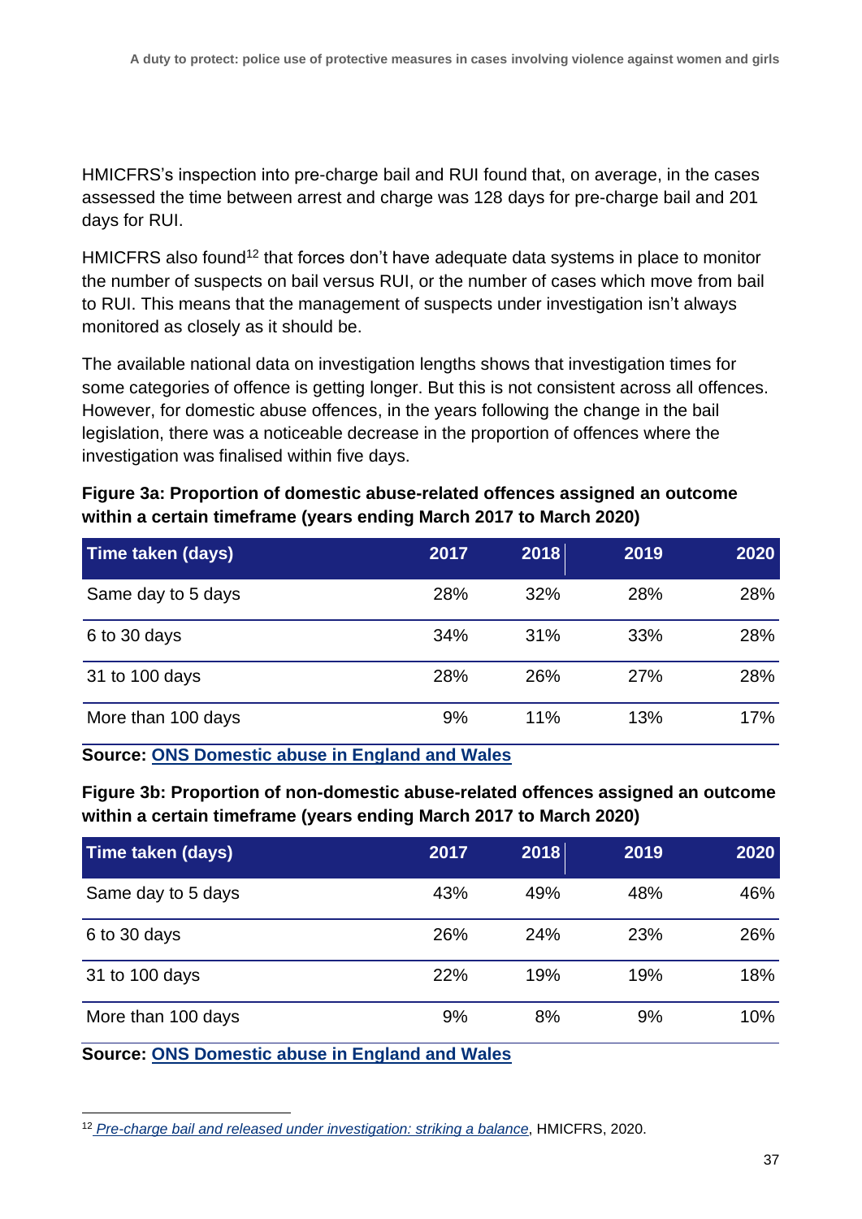HMICFRS's inspection into pre-charge bail and RUI found that, on average, in the cases assessed the time between arrest and charge was 128 days for pre-charge bail and 201 days for RUI.

HMICFRS also found[12] that forces don't have adequate data systems in place to monitor the number of suspects on bail versus RUI, or the number of cases which move from bail to RUI. This means that the management of suspects under investigation isn't always monitored as closely as it should be.

The available national data on investigation lengths shows that investigation times for some categories of offence is getting longer. But this is not consistent across all offences. However, for domestic abuse offences, in the years following the change in the bail legislation, there was a noticeable decrease in the proportion of offences where the investigation was finalised within five days.

**Figure 3a: Proportion of domestic abuse-related offences assigned an outcome within a certain timeframe (years ending March 2017 to March 2020)**

| Time taken (days) | 2017 | 2018 | 2019 | 2020 |
|---|---|---|---|---|
| Same day to 5 days | 28% | 32% | 28% | 28% |
| 6 to 30 days | 34% | 31% | 33% | 28% |
| 31 to 100 days | 28% | 26% | 27% | 28% |
| More than 100 days | 9% | 11% | 13% | 17% |

**Source: ONS Domestic abuse in England and Wales**

**Figure 3b: Proportion of non-domestic abuse-related offences assigned an outcome within a certain timeframe (years ending March 2017 to March 2020)**

| Time taken (days) | 2017 | 2018 | 2019 | 2020 |
|---|---|---|---|---|
| Same day to 5 days | 43% | 49% | 48% | 46% |
| 6 to 30 days | 26% | 24% | 23% | 26% |
| 31 to 100 days | 22% | 19% | 19% | 18% |
| More than 100 days | 9% | 8% | 9% | 10% |

**Source: ONS Domestic abuse in England and Wales**

[12] *Pre-charge bail and released under investigation: striking a balance*, HMICFRS, 2020.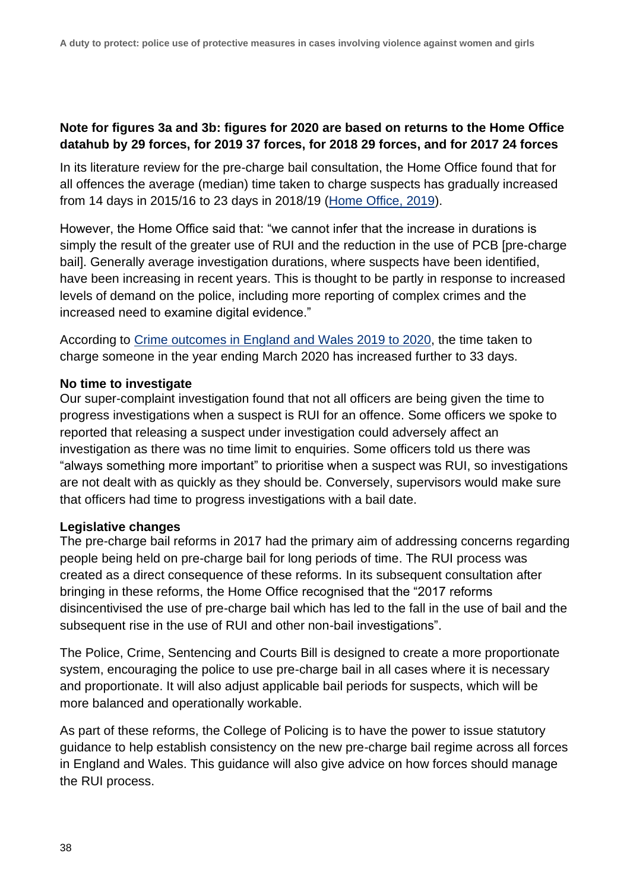**Note for figures 3a and 3b: figures for 2020 are based on returns to the Home Office datahub by 29 forces, for 2019 37 forces, for 2018 29 forces, and for 2017 24 forces**

In its literature review for the pre-charge bail consultation, the Home Office found that for all offences the average (median) time taken to charge suspects has gradually increased from 14 days in 2015/16 to 23 days in 2018/19 (Home Office, 2019).

However, the Home Office said that: "we cannot infer that the increase in durations is simply the result of the greater use of RUI and the reduction in the use of PCB [pre-charge bail]. Generally average investigation durations, where suspects have been identified, have been increasing in recent years. This is thought to be partly in response to increased levels of demand on the police, including more reporting of complex crimes and the increased need to examine digital evidence."

According to Crime outcomes in England and Wales 2019 to 2020, the time taken to charge someone in the year ending March 2020 has increased further to 33 days.

**No time to investigate**

Our super-complaint investigation found that not all officers are being given the time to progress investigations when a suspect is RUI for an offence. Some officers we spoke to reported that releasing a suspect under investigation could adversely affect an investigation as there was no time limit to enquiries. Some officers told us there was "always something more important" to prioritise when a suspect was RUI, so investigations are not dealt with as quickly as they should be. Conversely, supervisors would make sure that officers had time to progress investigations with a bail date.

**Legislative changes**

The pre-charge bail reforms in 2017 had the primary aim of addressing concerns regarding people being held on pre-charge bail for long periods of time. The RUI process was created as a direct consequence of these reforms. In its subsequent consultation after bringing in these reforms, the Home Office recognised that the "2017 reforms disincentivised the use of pre-charge bail which has led to the fall in the use of bail and the subsequent rise in the use of RUI and other non-bail investigations".

The Police, Crime, Sentencing and Courts Bill is designed to create a more proportionate system, encouraging the police to use pre-charge bail in all cases where it is necessary and proportionate. It will also adjust applicable bail periods for suspects, which will be more balanced and operationally workable.

As part of these reforms, the College of Policing is to have the power to issue statutory guidance to help establish consistency on the new pre-charge bail regime across all forces in England and Wales. This guidance will also give advice on how forces should manage the RUI process.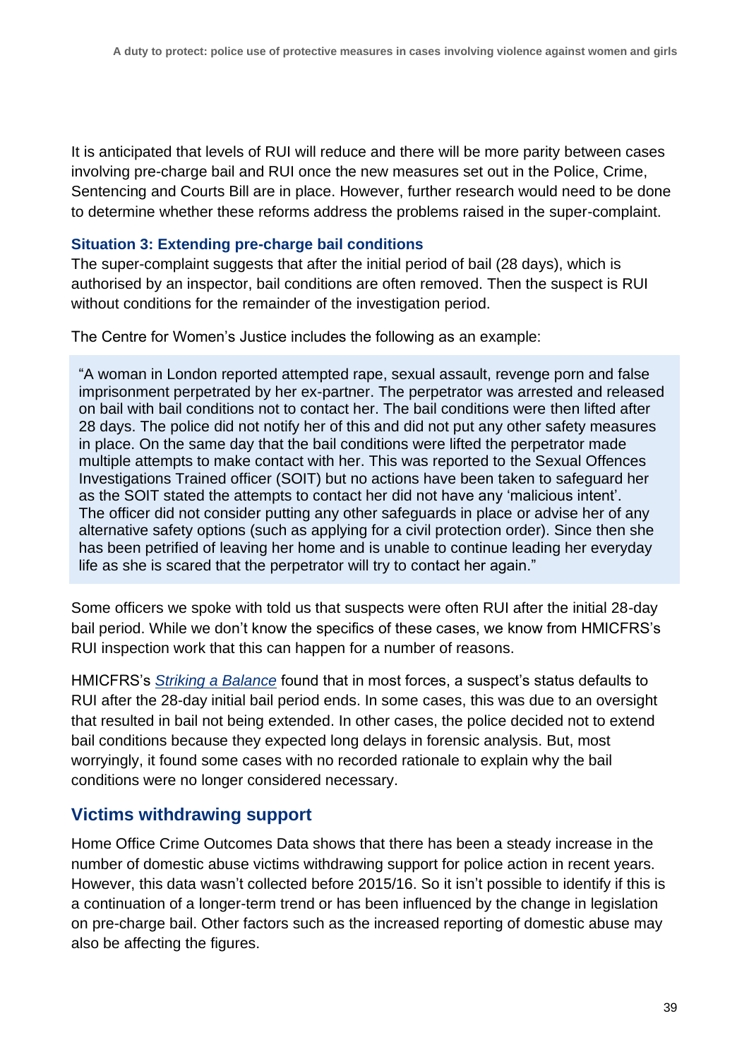It is anticipated that levels of RUI will reduce and there will be more parity between cases involving pre-charge bail and RUI once the new measures set out in the Police, Crime, Sentencing and Courts Bill are in place. However, further research would need to be done to determine whether these reforms address the problems raised in the super-complaint.

### Situation 3: Extending pre-charge bail conditions

The super-complaint suggests that after the initial period of bail (28 days), which is authorised by an inspector, bail conditions are often removed. Then the suspect is RUI without conditions for the remainder of the investigation period.

The Centre for Women's Justice includes the following as an example:

> "A woman in London reported attempted rape, sexual assault, revenge porn and false imprisonment perpetrated by her ex-partner. The perpetrator was arrested and released on bail with bail conditions not to contact her. The bail conditions were then lifted after 28 days. The police did not notify her of this and did not put any other safety measures in place. On the same day that the bail conditions were lifted the perpetrator made multiple attempts to make contact with her. This was reported to the Sexual Offences Investigations Trained officer (SOIT) but no actions have been taken to safeguard her as the SOIT stated the attempts to contact her did not have any 'malicious intent'. The officer did not consider putting any other safeguards in place or advise her of any alternative safety options (such as applying for a civil protection order). Since then she has been petrified of leaving her home and is unable to continue leading her everyday life as she is scared that the perpetrator will try to contact her again."

Some officers we spoke with told us that suspects were often RUI after the initial 28-day bail period. While we don't know the specifics of these cases, we know from HMICFRS's RUI inspection work that this can happen for a number of reasons.

HMICFRS's *Striking a Balance* found that in most forces, a suspect's status defaults to RUI after the 28-day initial bail period ends. In some cases, this was due to an oversight that resulted in bail not being extended. In other cases, the police decided not to extend bail conditions because they expected long delays in forensic analysis. But, most worryingly, it found some cases with no recorded rationale to explain why the bail conditions were no longer considered necessary.

## Victims withdrawing support

Home Office Crime Outcomes Data shows that there has been a steady increase in the number of domestic abuse victims withdrawing support for police action in recent years. However, this data wasn't collected before 2015/16. So it isn't possible to identify if this is a continuation of a longer-term trend or has been influenced by the change in legislation on pre-charge bail. Other factors such as the increased reporting of domestic abuse may also be affecting the figures.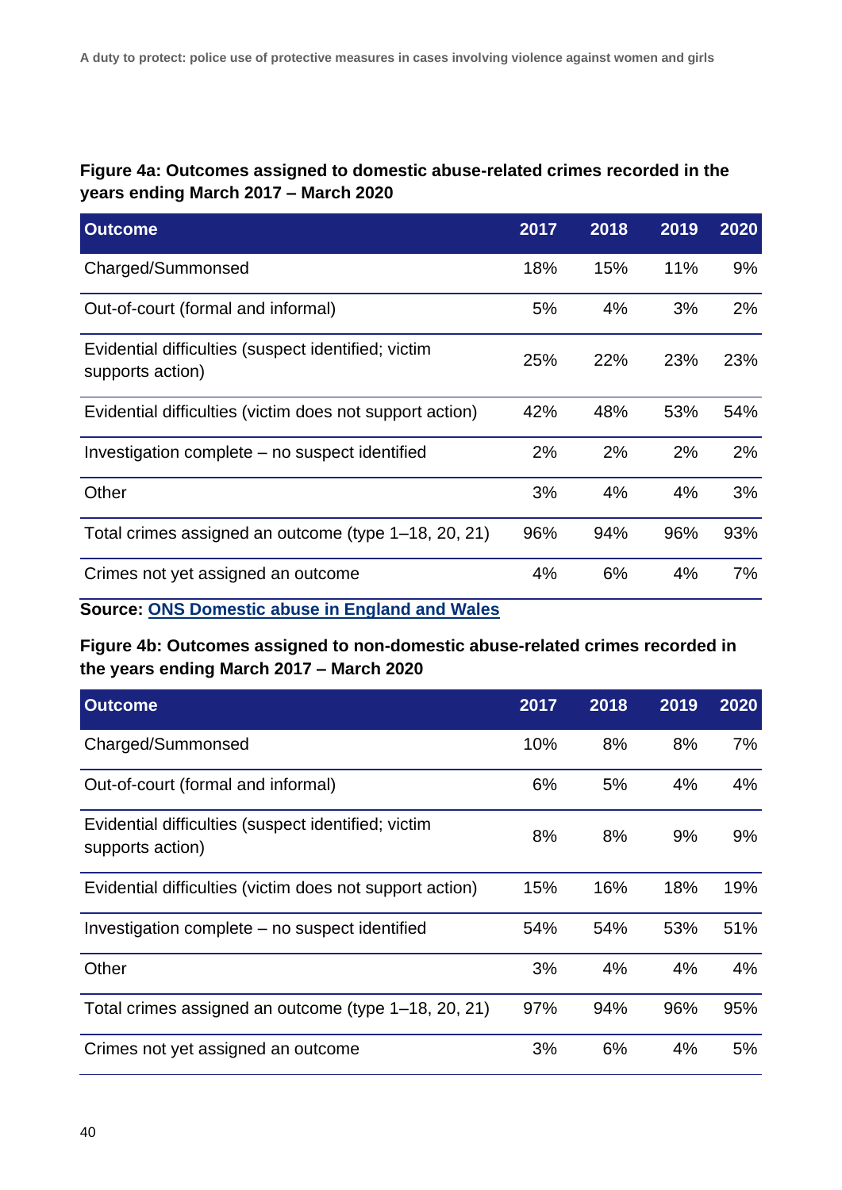**Figure 4a: Outcomes assigned to domestic abuse-related crimes recorded in the years ending March 2017 – March 2020**

| Outcome | 2017 | 2018 | 2019 | 2020 |
|---|---|---|---|---|
| Charged/Summonsed | 18% | 15% | 11% | 9% |
| Out-of-court (formal and informal) | 5% | 4% | 3% | 2% |
| Evidential difficulties (suspect identified; victim supports action) | 25% | 22% | 23% | 23% |
| Evidential difficulties (victim does not support action) | 42% | 48% | 53% | 54% |
| Investigation complete – no suspect identified | 2% | 2% | 2% | 2% |
| Other | 3% | 4% | 4% | 3% |
| Total crimes assigned an outcome (type 1–18, 20, 21) | 96% | 94% | 96% | 93% |
| Crimes not yet assigned an outcome | 4% | 6% | 4% | 7% |

**Source: ONS Domestic abuse in England and Wales**

**Figure 4b: Outcomes assigned to non-domestic abuse-related crimes recorded in the years ending March 2017 – March 2020**

| Outcome | 2017 | 2018 | 2019 | 2020 |
|---|---|---|---|---|
| Charged/Summonsed | 10% | 8% | 8% | 7% |
| Out-of-court (formal and informal) | 6% | 5% | 4% | 4% |
| Evidential difficulties (suspect identified; victim supports action) | 8% | 8% | 9% | 9% |
| Evidential difficulties (victim does not support action) | 15% | 16% | 18% | 19% |
| Investigation complete – no suspect identified | 54% | 54% | 53% | 51% |
| Other | 3% | 4% | 4% | 4% |
| Total crimes assigned an outcome (type 1–18, 20, 21) | 97% | 94% | 96% | 95% |
| Crimes not yet assigned an outcome | 3% | 6% | 4% | 5% |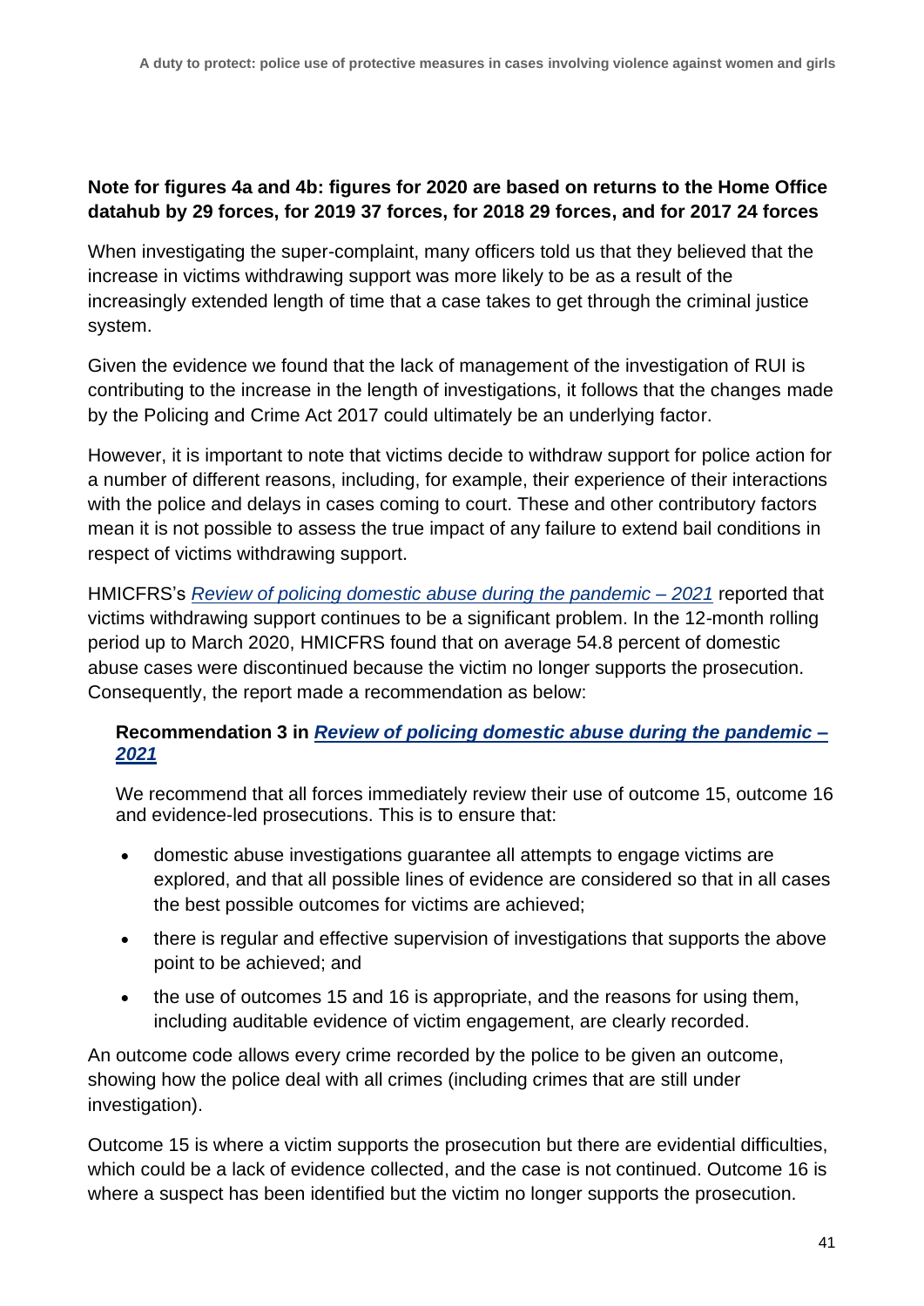**Note for figures 4a and 4b: figures for 2020 are based on returns to the Home Office datahub by 29 forces, for 2019 37 forces, for 2018 29 forces, and for 2017 24 forces**

When investigating the super-complaint, many officers told us that they believed that the increase in victims withdrawing support was more likely to be as a result of the increasingly extended length of time that a case takes to get through the criminal justice system.

Given the evidence we found that the lack of management of the investigation of RUI is contributing to the increase in the length of investigations, it follows that the changes made by the Policing and Crime Act 2017 could ultimately be an underlying factor.

However, it is important to note that victims decide to withdraw support for police action for a number of different reasons, including, for example, their experience of their interactions with the police and delays in cases coming to court. These and other contributory factors mean it is not possible to assess the true impact of any failure to extend bail conditions in respect of victims withdrawing support.

HMICFRS's *Review of policing domestic abuse during the pandemic – 2021* reported that victims withdrawing support continues to be a significant problem. In the 12-month rolling period up to March 2020, HMICFRS found that on average 54.8 percent of domestic abuse cases were discontinued because the victim no longer supports the prosecution. Consequently, the report made a recommendation as below:

> **Recommendation 3 in *Review of policing domestic abuse during the pandemic – 2021***
>
> We recommend that all forces immediately review their use of outcome 15, outcome 16 and evidence-led prosecutions. This is to ensure that:
>
> - domestic abuse investigations guarantee all attempts to engage victims are explored, and that all possible lines of evidence are considered so that in all cases the best possible outcomes for victims are achieved;
> - there is regular and effective supervision of investigations that supports the above point to be achieved; and
> - the use of outcomes 15 and 16 is appropriate, and the reasons for using them, including auditable evidence of victim engagement, are clearly recorded.

An outcome code allows every crime recorded by the police to be given an outcome, showing how the police deal with all crimes (including crimes that are still under investigation).

Outcome 15 is where a victim supports the prosecution but there are evidential difficulties, which could be a lack of evidence collected, and the case is not continued. Outcome 16 is where a suspect has been identified but the victim no longer supports the prosecution.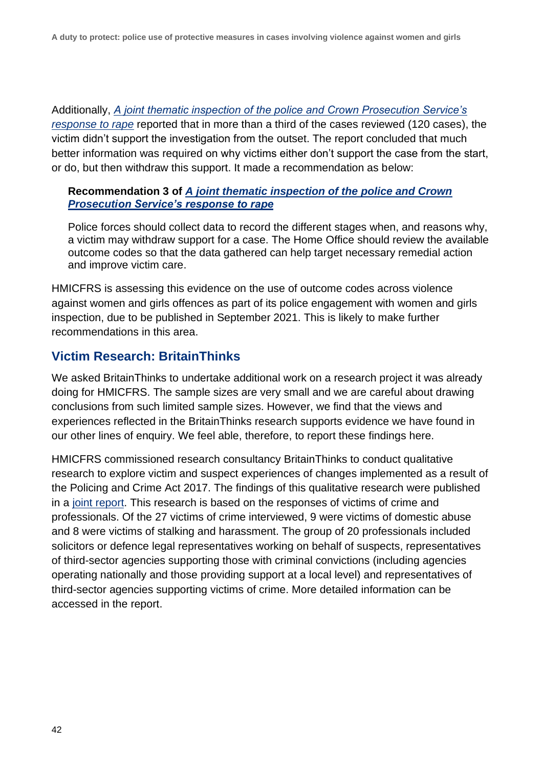Additionally, *A joint thematic inspection of the police and Crown Prosecution Service's response to rape* reported that in more than a third of the cases reviewed (120 cases), the victim didn't support the investigation from the outset. The report concluded that much better information was required on why victims either don't support the case from the start, or do, but then withdraw this support. It made a recommendation as below:

> **Recommendation 3 of *A joint thematic inspection of the police and Crown Prosecution Service's response to rape***
>
> Police forces should collect data to record the different stages when, and reasons why, a victim may withdraw support for a case. The Home Office should review the available outcome codes so that the data gathered can help target necessary remedial action and improve victim care.

HMICFRS is assessing this evidence on the use of outcome codes across violence against women and girls offences as part of its police engagement with women and girls inspection, due to be published in September 2021. This is likely to make further recommendations in this area.

## Victim Research: BritainThinks

We asked BritainThinks to undertake additional work on a research project it was already doing for HMICFRS. The sample sizes are very small and we are careful about drawing conclusions from such limited sample sizes. However, we find that the views and experiences reflected in the BritainThinks research supports evidence we have found in our other lines of enquiry. We feel able, therefore, to report these findings here.

HMICFRS commissioned research consultancy BritainThinks to conduct qualitative research to explore victim and suspect experiences of changes implemented as a result of the Policing and Crime Act 2017. The findings of this qualitative research were published in a joint report. This research is based on the responses of victims of crime and professionals. Of the 27 victims of crime interviewed, 9 were victims of domestic abuse and 8 were victims of stalking and harassment. The group of 20 professionals included solicitors or defence legal representatives working on behalf of suspects, representatives of third-sector agencies supporting those with criminal convictions (including agencies operating nationally and those providing support at a local level) and representatives of third-sector agencies supporting victims of crime. More detailed information can be accessed in the report.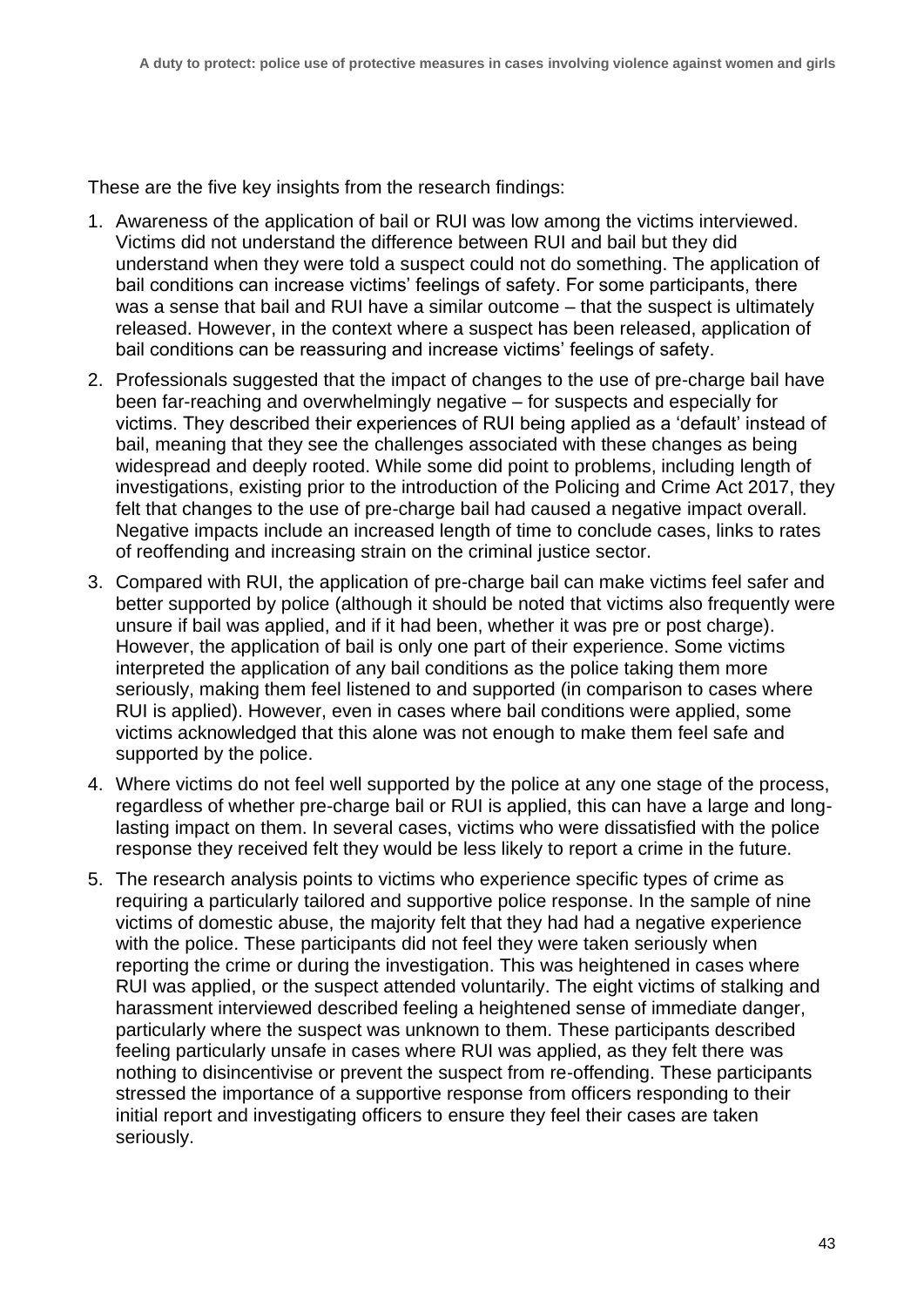These are the five key insights from the research findings:

1. Awareness of the application of bail or RUI was low among the victims interviewed. Victims did not understand the difference between RUI and bail but they did understand when they were told a suspect could not do something. The application of bail conditions can increase victims' feelings of safety. For some participants, there was a sense that bail and RUI have a similar outcome – that the suspect is ultimately released. However, in the context where a suspect has been released, application of bail conditions can be reassuring and increase victims' feelings of safety.
2. Professionals suggested that the impact of changes to the use of pre-charge bail have been far-reaching and overwhelmingly negative – for suspects and especially for victims. They described their experiences of RUI being applied as a 'default' instead of bail, meaning that they see the challenges associated with these changes as being widespread and deeply rooted. While some did point to problems, including length of investigations, existing prior to the introduction of the Policing and Crime Act 2017, they felt that changes to the use of pre-charge bail had caused a negative impact overall. Negative impacts include an increased length of time to conclude cases, links to rates of reoffending and increasing strain on the criminal justice sector.
3. Compared with RUI, the application of pre-charge bail can make victims feel safer and better supported by police (although it should be noted that victims also frequently were unsure if bail was applied, and if it had been, whether it was pre or post charge). However, the application of bail is only one part of their experience. Some victims interpreted the application of any bail conditions as the police taking them more seriously, making them feel listened to and supported (in comparison to cases where RUI is applied). However, even in cases where bail conditions were applied, some victims acknowledged that this alone was not enough to make them feel safe and supported by the police.
4. Where victims do not feel well supported by the police at any one stage of the process, regardless of whether pre-charge bail or RUI is applied, this can have a large and long-lasting impact on them. In several cases, victims who were dissatisfied with the police response they received felt they would be less likely to report a crime in the future.
5. The research analysis points to victims who experience specific types of crime as requiring a particularly tailored and supportive police response. In the sample of nine victims of domestic abuse, the majority felt that they had had a negative experience with the police. These participants did not feel they were taken seriously when reporting the crime or during the investigation. This was heightened in cases where RUI was applied, or the suspect attended voluntarily. The eight victims of stalking and harassment interviewed described feeling a heightened sense of immediate danger, particularly where the suspect was unknown to them. These participants described feeling particularly unsafe in cases where RUI was applied, as they felt there was nothing to disincentivise or prevent the suspect from re-offending. These participants stressed the importance of a supportive response from officers responding to their initial report and investigating officers to ensure they feel their cases are taken seriously.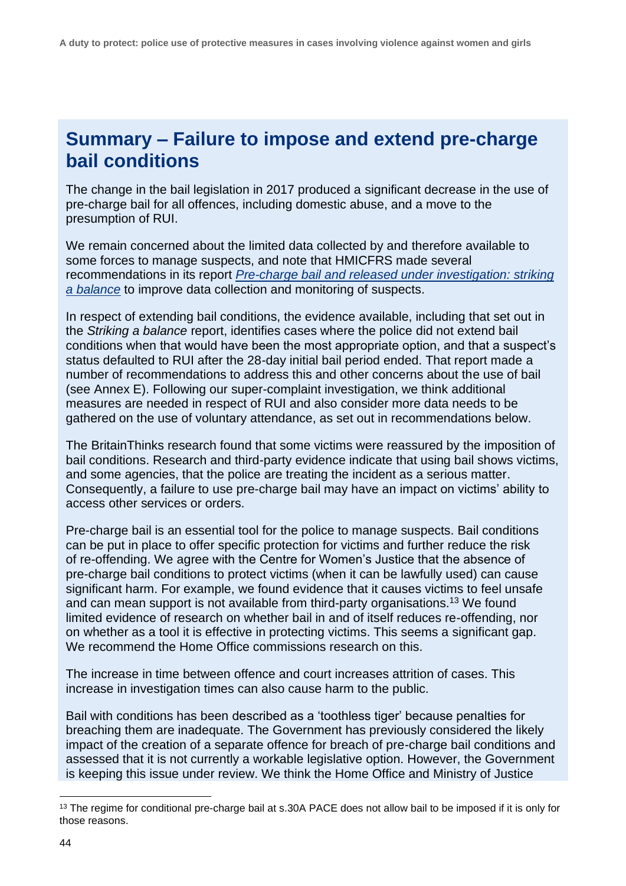## Summary – Failure to impose and extend pre-charge bail conditions

The change in the bail legislation in 2017 produced a significant decrease in the use of pre-charge bail for all offences, including domestic abuse, and a move to the presumption of RUI.

We remain concerned about the limited data collected by and therefore available to some forces to manage suspects, and note that HMICFRS made several recommendations in its report [*Pre-charge bail and released under investigation: striking a balance*] to improve data collection and monitoring of suspects.

In respect of extending bail conditions, the evidence available, including that set out in the *Striking a balance* report, identifies cases where the police did not extend bail conditions when that would have been the most appropriate option, and that a suspect's status defaulted to RUI after the 28-day initial bail period ended. That report made a number of recommendations to address this and other concerns about the use of bail (see Annex E). Following our super-complaint investigation, we think additional measures are needed in respect of RUI and also consider more data needs to be gathered on the use of voluntary attendance, as set out in recommendations below.

The BritainThinks research found that some victims were reassured by the imposition of bail conditions. Research and third-party evidence indicate that using bail shows victims, and some agencies, that the police are treating the incident as a serious matter. Consequently, a failure to use pre-charge bail may have an impact on victims' ability to access other services or orders.

Pre-charge bail is an essential tool for the police to manage suspects. Bail conditions can be put in place to offer specific protection for victims and further reduce the risk of re-offending. We agree with the Centre for Women's Justice that the absence of pre-charge bail conditions to protect victims (when it can be lawfully used) can cause significant harm. For example, we found evidence that it causes victims to feel unsafe and can mean support is not available from third-party organisations.[13] We found limited evidence of research on whether bail in and of itself reduces re-offending, nor on whether as a tool it is effective in protecting victims. This seems a significant gap. We recommend the Home Office commissions research on this.

The increase in time between offence and court increases attrition of cases. This increase in investigation times can also cause harm to the public.

Bail with conditions has been described as a 'toothless tiger' because penalties for breaching them are inadequate. The Government has previously considered the likely impact of the creation of a separate offence for breach of pre-charge bail conditions and assessed that it is not currently a workable legislative option. However, the Government is keeping this issue under review. We think the Home Office and Ministry of Justice

---

[13] The regime for conditional pre-charge bail at s.30A PACE does not allow bail to be imposed if it is only for those reasons.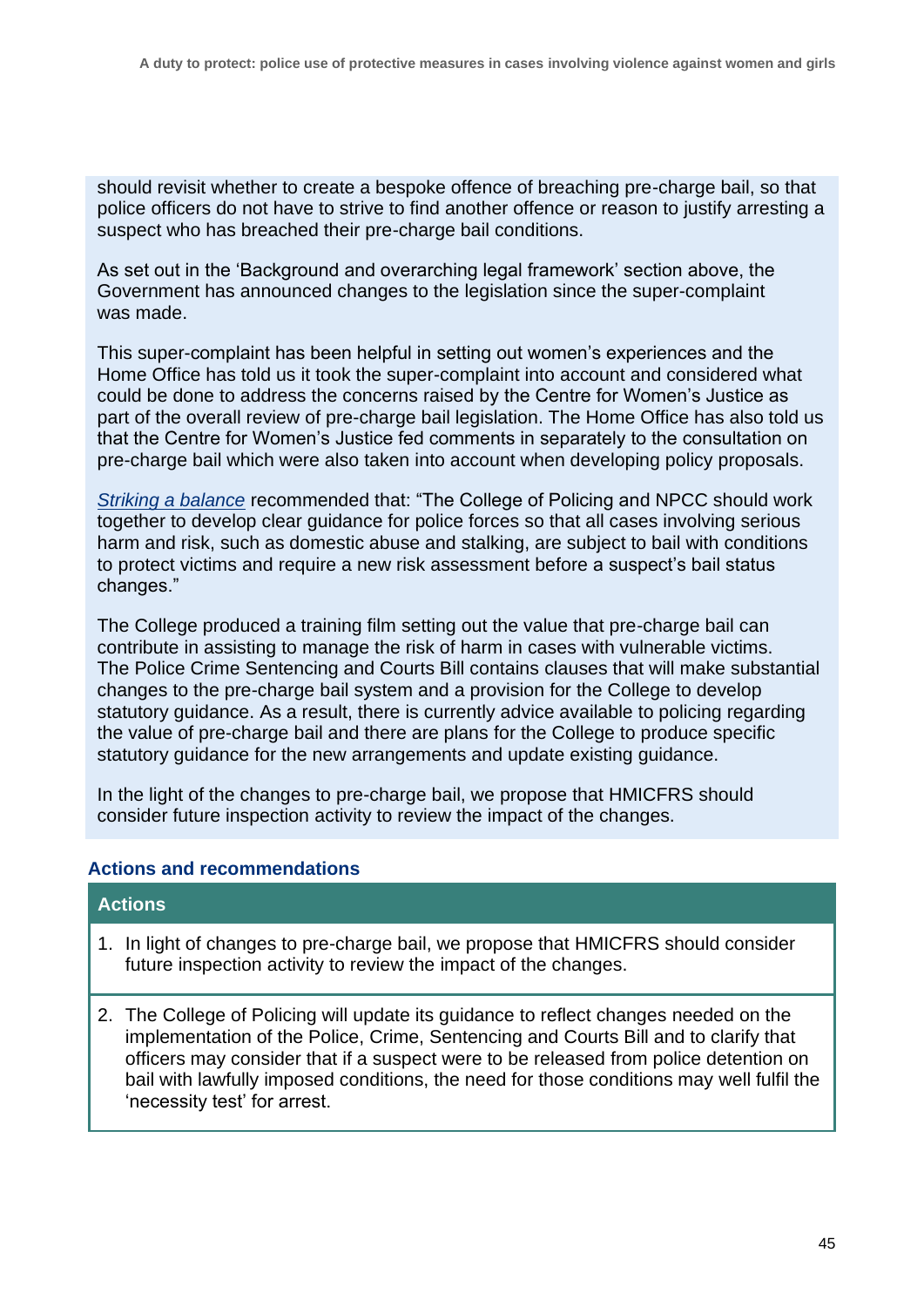should revisit whether to create a bespoke offence of breaching pre-charge bail, so that police officers do not have to strive to find another offence or reason to justify arresting a suspect who has breached their pre-charge bail conditions.

As set out in the 'Background and overarching legal framework' section above, the Government has announced changes to the legislation since the super-complaint was made.

This super-complaint has been helpful in setting out women's experiences and the Home Office has told us it took the super-complaint into account and considered what could be done to address the concerns raised by the Centre for Women's Justice as part of the overall review of pre-charge bail legislation. The Home Office has also told us that the Centre for Women's Justice fed comments in separately to the consultation on pre-charge bail which were also taken into account when developing policy proposals.

*Striking a balance* recommended that: "The College of Policing and NPCC should work together to develop clear guidance for police forces so that all cases involving serious harm and risk, such as domestic abuse and stalking, are subject to bail with conditions to protect victims and require a new risk assessment before a suspect's bail status changes."

The College produced a training film setting out the value that pre-charge bail can contribute in assisting to manage the risk of harm in cases with vulnerable victims. The Police Crime Sentencing and Courts Bill contains clauses that will make substantial changes to the pre-charge bail system and a provision for the College to develop statutory guidance. As a result, there is currently advice available to policing regarding the value of pre-charge bail and there are plans for the College to produce specific statutory guidance for the new arrangements and update existing guidance.

In the light of the changes to pre-charge bail, we propose that HMICFRS should consider future inspection activity to review the impact of the changes.

### Actions and recommendations

| Actions |
|---|
| 1. In light of changes to pre-charge bail, we propose that HMICFRS should consider future inspection activity to review the impact of the changes. |
| 2. The College of Policing will update its guidance to reflect changes needed on the implementation of the Police, Crime, Sentencing and Courts Bill and to clarify that officers may consider that if a suspect were to be released from police detention on bail with lawfully imposed conditions, the need for those conditions may well fulfil the 'necessity test' for arrest. |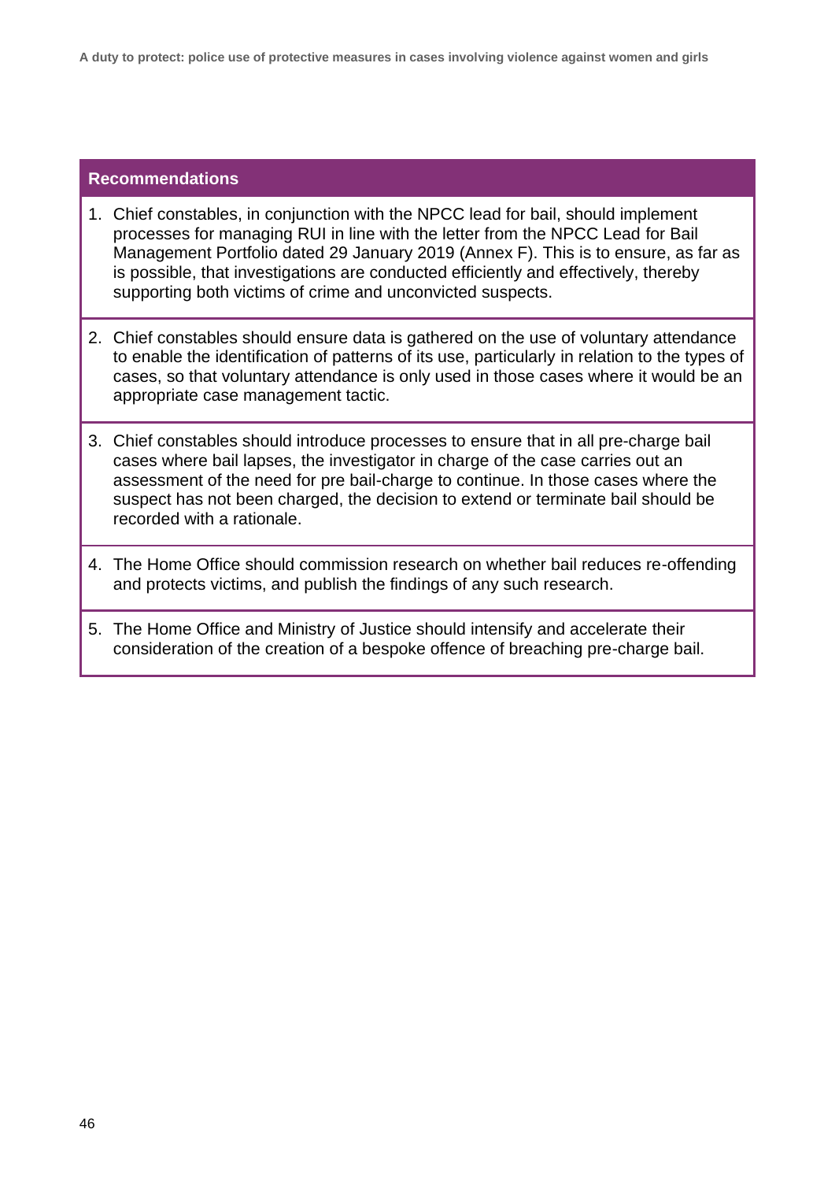## Recommendations

1. Chief constables, in conjunction with the NPCC lead for bail, should implement processes for managing RUI in line with the letter from the NPCC Lead for Bail Management Portfolio dated 29 January 2019 (Annex F). This is to ensure, as far as is possible, that investigations are conducted efficiently and effectively, thereby supporting both victims of crime and unconvicted suspects.

2. Chief constables should ensure data is gathered on the use of voluntary attendance to enable the identification of patterns of its use, particularly in relation to the types of cases, so that voluntary attendance is only used in those cases where it would be an appropriate case management tactic.

3. Chief constables should introduce processes to ensure that in all pre-charge bail cases where bail lapses, the investigator in charge of the case carries out an assessment of the need for pre bail-charge to continue. In those cases where the suspect has not been charged, the decision to extend or terminate bail should be recorded with a rationale.

4. The Home Office should commission research on whether bail reduces re-offending and protects victims, and publish the findings of any such research.

5. The Home Office and Ministry of Justice should intensify and accelerate their consideration of the creation of a bespoke offence of breaching pre-charge bail.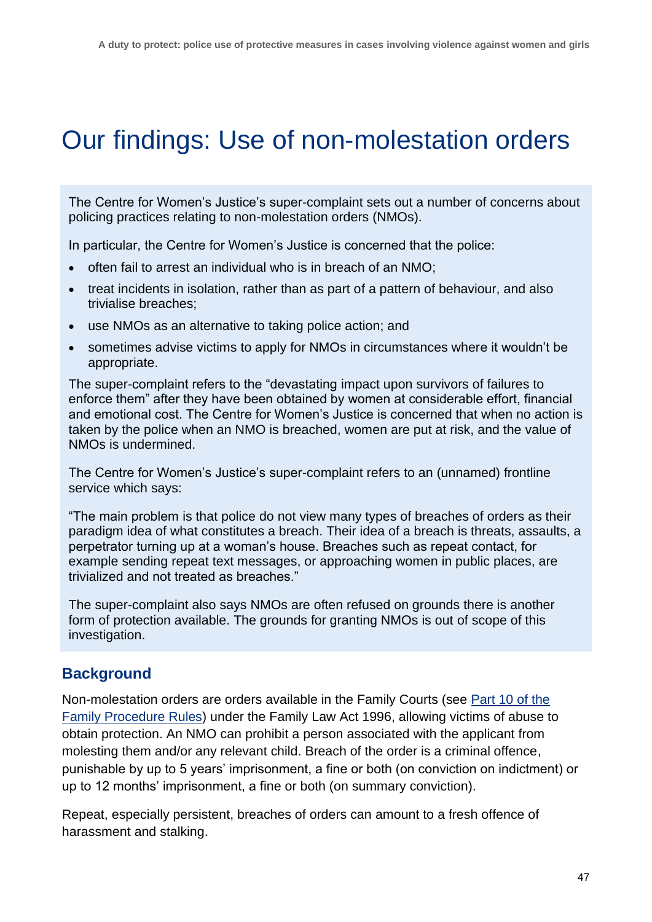# Our findings: Use of non-molestation orders

The Centre for Women's Justice's super-complaint sets out a number of concerns about policing practices relating to non-molestation orders (NMOs).

In particular, the Centre for Women's Justice is concerned that the police:

- often fail to arrest an individual who is in breach of an NMO;
- treat incidents in isolation, rather than as part of a pattern of behaviour, and also trivialise breaches;
- use NMOs as an alternative to taking police action; and
- sometimes advise victims to apply for NMOs in circumstances where it wouldn't be appropriate.

The super-complaint refers to the "devastating impact upon survivors of failures to enforce them" after they have been obtained by women at considerable effort, financial and emotional cost. The Centre for Women's Justice is concerned that when no action is taken by the police when an NMO is breached, women are put at risk, and the value of NMOs is undermined.

The Centre for Women's Justice's super-complaint refers to an (unnamed) frontline service which says:

"The main problem is that police do not view many types of breaches of orders as their paradigm idea of what constitutes a breach. Their idea of a breach is threats, assaults, a perpetrator turning up at a woman's house. Breaches such as repeat contact, for example sending repeat text messages, or approaching women in public places, are trivialized and not treated as breaches."

The super-complaint also says NMOs are often refused on grounds there is another form of protection available. The grounds for granting NMOs is out of scope of this investigation.

## Background

Non-molestation orders are orders available in the Family Courts (see Part 10 of the Family Procedure Rules) under the Family Law Act 1996, allowing victims of abuse to obtain protection. An NMO can prohibit a person associated with the applicant from molesting them and/or any relevant child. Breach of the order is a criminal offence, punishable by up to 5 years' imprisonment, a fine or both (on conviction on indictment) or up to 12 months' imprisonment, a fine or both (on summary conviction).

Repeat, especially persistent, breaches of orders can amount to a fresh offence of harassment and stalking.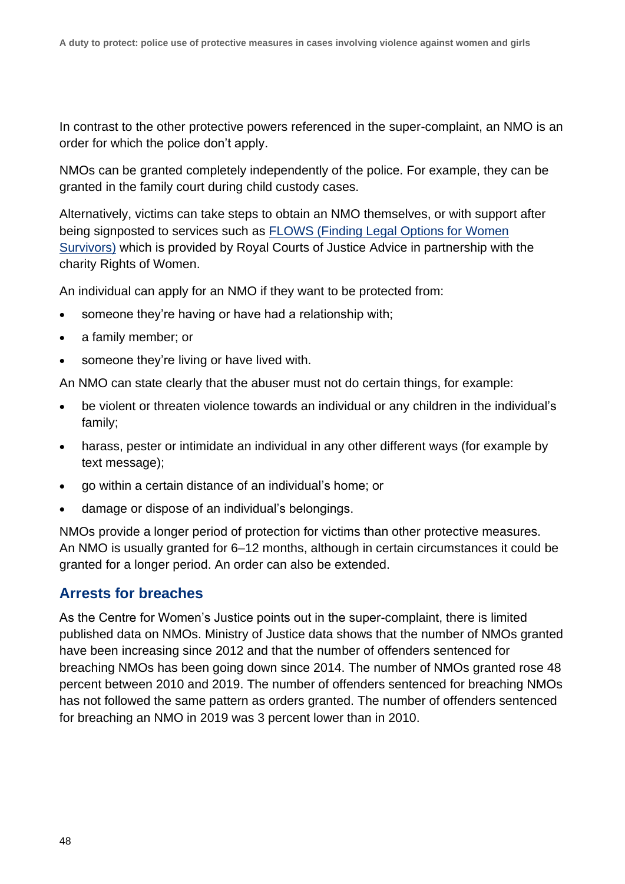In contrast to the other protective powers referenced in the super-complaint, an NMO is an order for which the police don't apply.

NMOs can be granted completely independently of the police. For example, they can be granted in the family court during child custody cases.

Alternatively, victims can take steps to obtain an NMO themselves, or with support after being signposted to services such as [FLOWS (Finding Legal Options for Women Survivors)] which is provided by Royal Courts of Justice Advice in partnership with the charity Rights of Women.

An individual can apply for an NMO if they want to be protected from:

- someone they're having or have had a relationship with;
- a family member; or
- someone they're living or have lived with.

An NMO can state clearly that the abuser must not do certain things, for example:

- be violent or threaten violence towards an individual or any children in the individual's family;
- harass, pester or intimidate an individual in any other different ways (for example by text message);
- go within a certain distance of an individual's home; or
- damage or dispose of an individual's belongings.

NMOs provide a longer period of protection for victims than other protective measures. An NMO is usually granted for 6–12 months, although in certain circumstances it could be granted for a longer period. An order can also be extended.

## Arrests for breaches

As the Centre for Women's Justice points out in the super-complaint, there is limited published data on NMOs. Ministry of Justice data shows that the number of NMOs granted have been increasing since 2012 and that the number of offenders sentenced for breaching NMOs has been going down since 2014. The number of NMOs granted rose 48 percent between 2010 and 2019. The number of offenders sentenced for breaching NMOs has not followed the same pattern as orders granted. The number of offenders sentenced for breaching an NMO in 2019 was 3 percent lower than in 2010.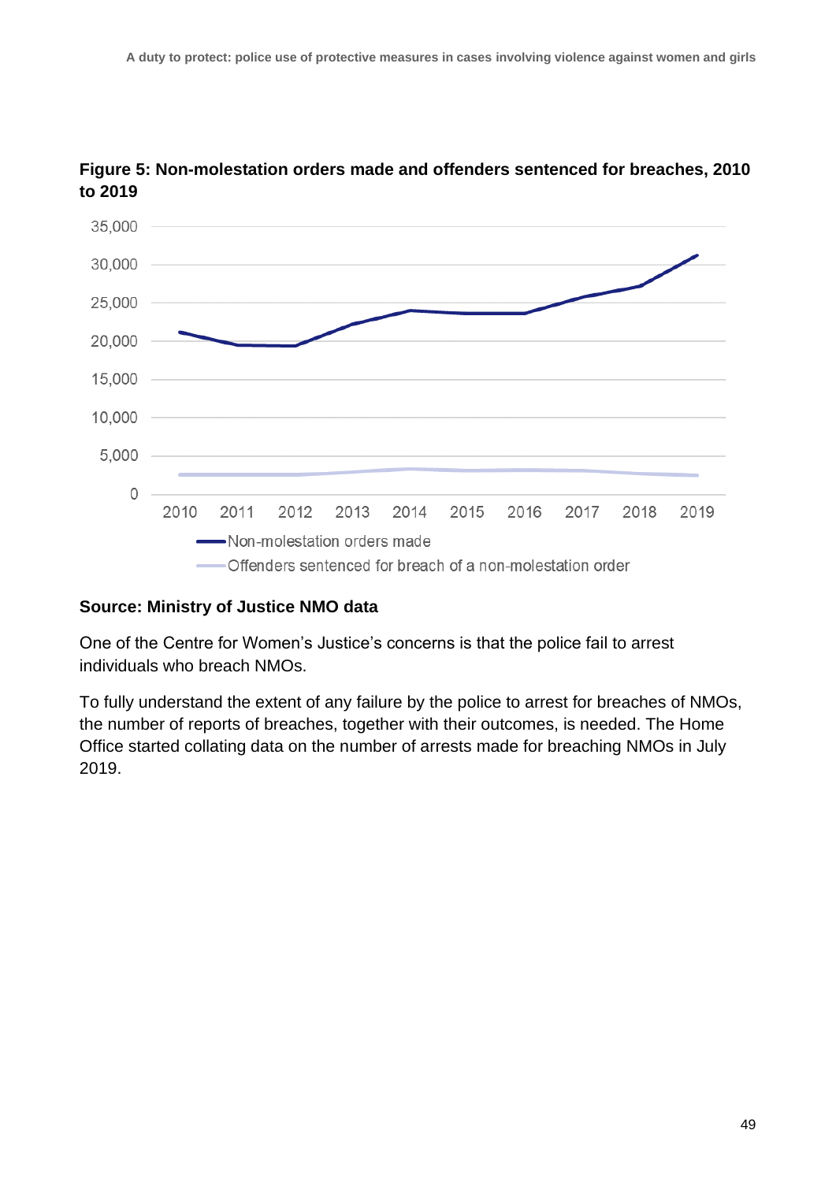**Figure 5: Non-molestation orders made and offenders sentenced for breaches, 2010 to 2019**

35,000
30,000
25,000
20,000
15,000
10,000
5,000
0

2010 2011 2012 2013 2014 2015 2016 2017 2018 2019

Non-molestation orders made
Offenders sentenced for breach of a non-molestation order

**Source: Ministry of Justice NMO data**

One of the Centre for Women's Justice's concerns is that the police fail to arrest individuals who breach NMOs.

To fully understand the extent of any failure by the police to arrest for breaches of NMOs, the number of reports of breaches, together with their outcomes, is needed. The Home Office started collating data on the number of arrests made for breaching NMOs in July 2019.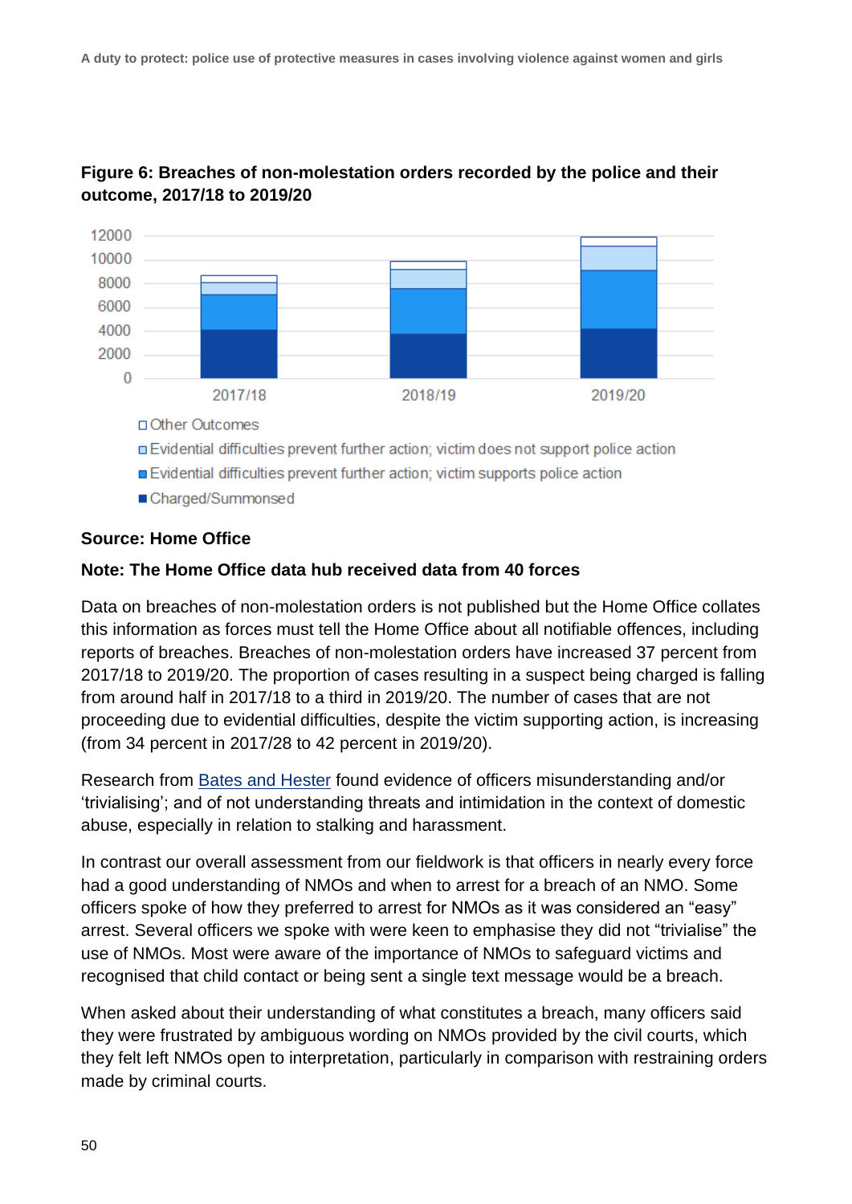**Figure 6: Breaches of non-molestation orders recorded by the police and their outcome, 2017/18 to 2019/20**

12000
10000
8000
6000
4000
2000
0

2017/18
2018/19
2019/20

Other Outcomes
Evidential difficulties prevent further action; victim does not support police action
Evidential difficulties prevent further action; victim supports police action
Charged/Summonsed

**Source: Home Office**

**Note: The Home Office data hub received data from 40 forces**

Data on breaches of non-molestation orders is not published but the Home Office collates this information as forces must tell the Home Office about all notifiable offences, including reports of breaches. Breaches of non-molestation orders have increased 37 percent from 2017/18 to 2019/20. The proportion of cases resulting in a suspect being charged is falling from around half in 2017/18 to a third in 2019/20. The number of cases that are not proceeding due to evidential difficulties, despite the victim supporting action, is increasing (from 34 percent in 2017/28 to 42 percent in 2019/20).

Research from Bates and Hester found evidence of officers misunderstanding and/or 'trivialising'; and of not understanding threats and intimidation in the context of domestic abuse, especially in relation to stalking and harassment.

In contrast our overall assessment from our fieldwork is that officers in nearly every force had a good understanding of NMOs and when to arrest for a breach of an NMO. Some officers spoke of how they preferred to arrest for NMOs as it was considered an "easy" arrest. Several officers we spoke with were keen to emphasise they did not "trivialise" the use of NMOs. Most were aware of the importance of NMOs to safeguard victims and recognised that child contact or being sent a single text message would be a breach.

When asked about their understanding of what constitutes a breach, many officers said they were frustrated by ambiguous wording on NMOs provided by the civil courts, which they felt left NMOs open to interpretation, particularly in comparison with restraining orders made by criminal courts.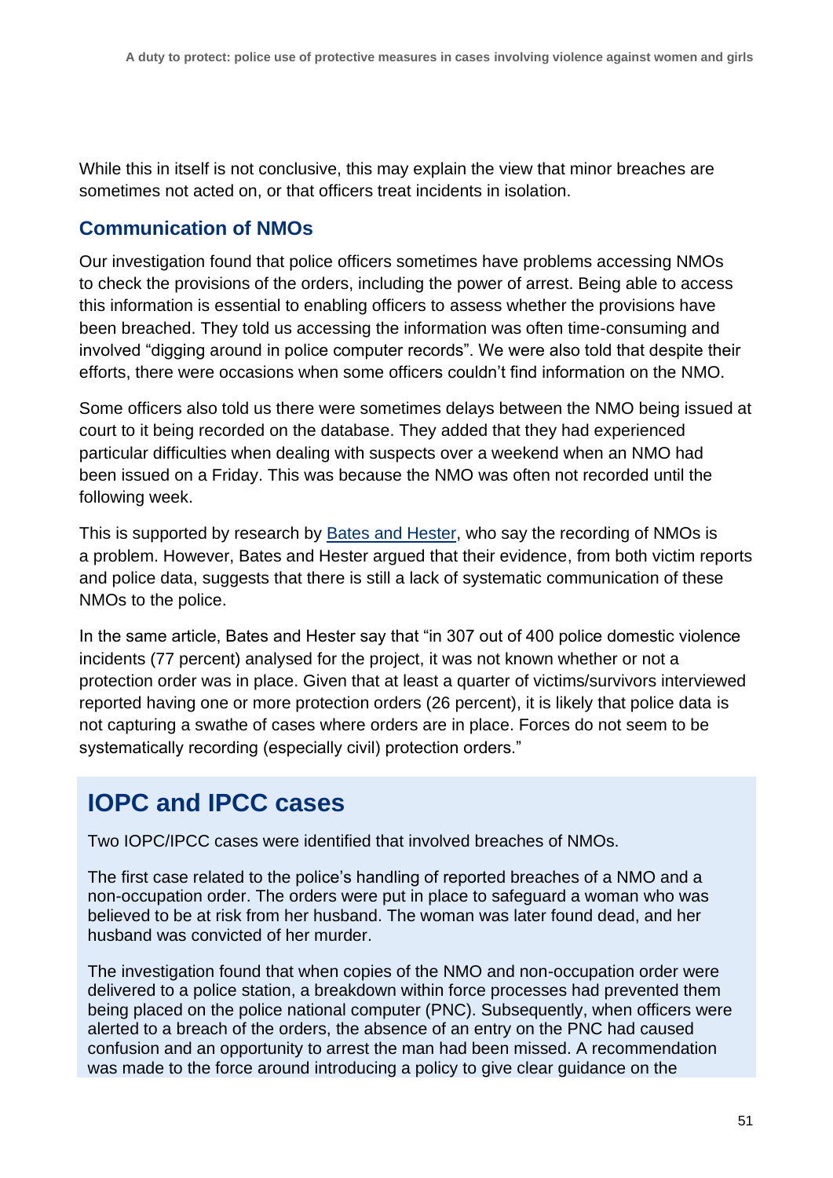While this in itself is not conclusive, this may explain the view that minor breaches are sometimes not acted on, or that officers treat incidents in isolation.

### Communication of NMOs

Our investigation found that police officers sometimes have problems accessing NMOs to check the provisions of the orders, including the power of arrest. Being able to access this information is essential to enabling officers to assess whether the provisions have been breached. They told us accessing the information was often time-consuming and involved "digging around in police computer records". We were also told that despite their efforts, there were occasions when some officers couldn't find information on the NMO.

Some officers also told us there were sometimes delays between the NMO being issued at court to it being recorded on the database. They added that they had experienced particular difficulties when dealing with suspects over a weekend when an NMO had been issued on a Friday. This was because the NMO was often not recorded until the following week.

This is supported by research by Bates and Hester, who say the recording of NMOs is a problem. However, Bates and Hester argued that their evidence, from both victim reports and police data, suggests that there is still a lack of systematic communication of these NMOs to the police.

In the same article, Bates and Hester say that "in 307 out of 400 police domestic violence incidents (77 percent) analysed for the project, it was not known whether or not a protection order was in place. Given that at least a quarter of victims/survivors interviewed reported having one or more protection orders (26 percent), it is likely that police data is not capturing a swathe of cases where orders are in place. Forces do not seem to be systematically recording (especially civil) protection orders."

## IOPC and IPCC cases

Two IOPC/IPCC cases were identified that involved breaches of NMOs.

The first case related to the police's handling of reported breaches of a NMO and a non-occupation order. The orders were put in place to safeguard a woman who was believed to be at risk from her husband. The woman was later found dead, and her husband was convicted of her murder.

The investigation found that when copies of the NMO and non-occupation order were delivered to a police station, a breakdown within force processes had prevented them being placed on the police national computer (PNC). Subsequently, when officers were alerted to a breach of the orders, the absence of an entry on the PNC had caused confusion and an opportunity to arrest the man had been missed. A recommendation was made to the force around introducing a policy to give clear guidance on the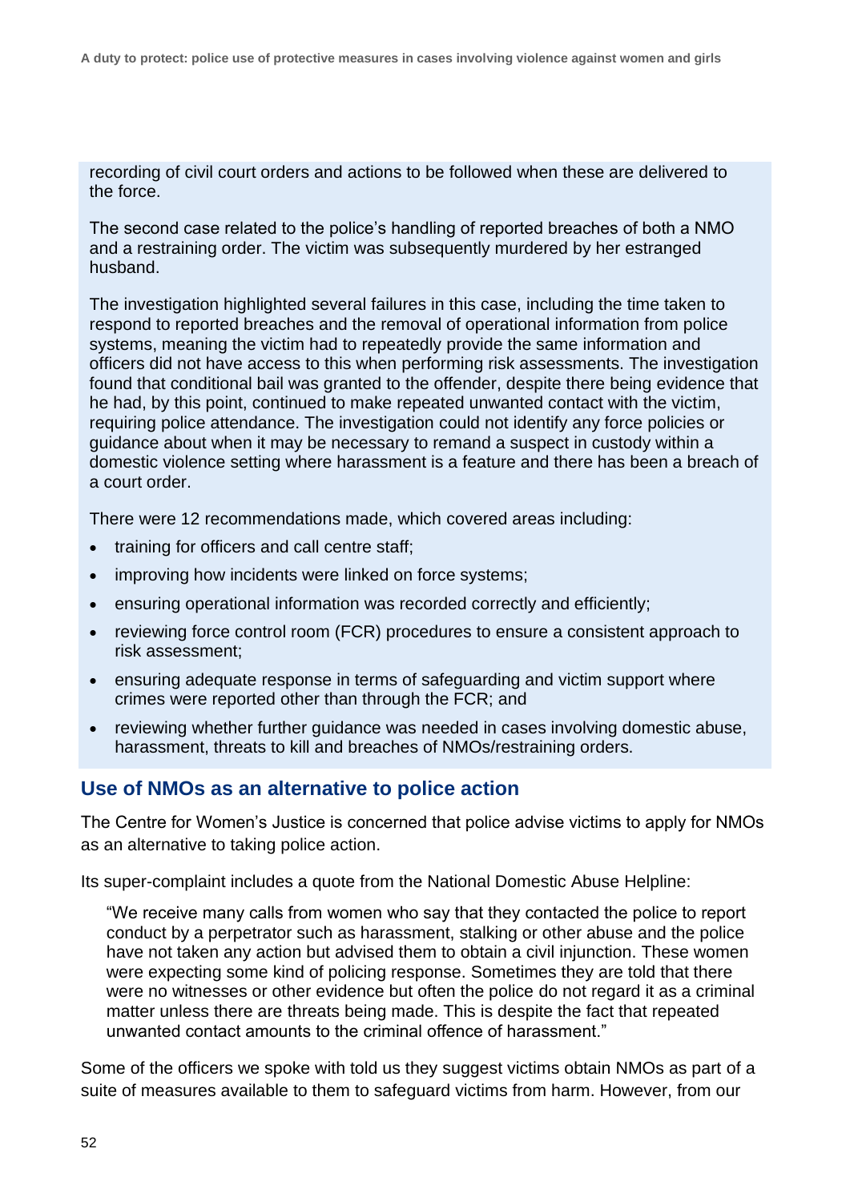recording of civil court orders and actions to be followed when these are delivered to the force.

The second case related to the police's handling of reported breaches of both a NMO and a restraining order. The victim was subsequently murdered by her estranged husband.

The investigation highlighted several failures in this case, including the time taken to respond to reported breaches and the removal of operational information from police systems, meaning the victim had to repeatedly provide the same information and officers did not have access to this when performing risk assessments. The investigation found that conditional bail was granted to the offender, despite there being evidence that he had, by this point, continued to make repeated unwanted contact with the victim, requiring police attendance. The investigation could not identify any force policies or guidance about when it may be necessary to remand a suspect in custody within a domestic violence setting where harassment is a feature and there has been a breach of a court order.

There were 12 recommendations made, which covered areas including:

- training for officers and call centre staff;
- improving how incidents were linked on force systems;
- ensuring operational information was recorded correctly and efficiently;
- reviewing force control room (FCR) procedures to ensure a consistent approach to risk assessment;
- ensuring adequate response in terms of safeguarding and victim support where crimes were reported other than through the FCR; and
- reviewing whether further guidance was needed in cases involving domestic abuse, harassment, threats to kill and breaches of NMOs/restraining orders.

## Use of NMOs as an alternative to police action

The Centre for Women's Justice is concerned that police advise victims to apply for NMOs as an alternative to taking police action.

Its super-complaint includes a quote from the National Domestic Abuse Helpline:

> "We receive many calls from women who say that they contacted the police to report conduct by a perpetrator such as harassment, stalking or other abuse and the police have not taken any action but advised them to obtain a civil injunction. These women were expecting some kind of policing response. Sometimes they are told that there were no witnesses or other evidence but often the police do not regard it as a criminal matter unless there are threats being made. This is despite the fact that repeated unwanted contact amounts to the criminal offence of harassment."

Some of the officers we spoke with told us they suggest victims obtain NMOs as part of a suite of measures available to them to safeguard victims from harm. However, from our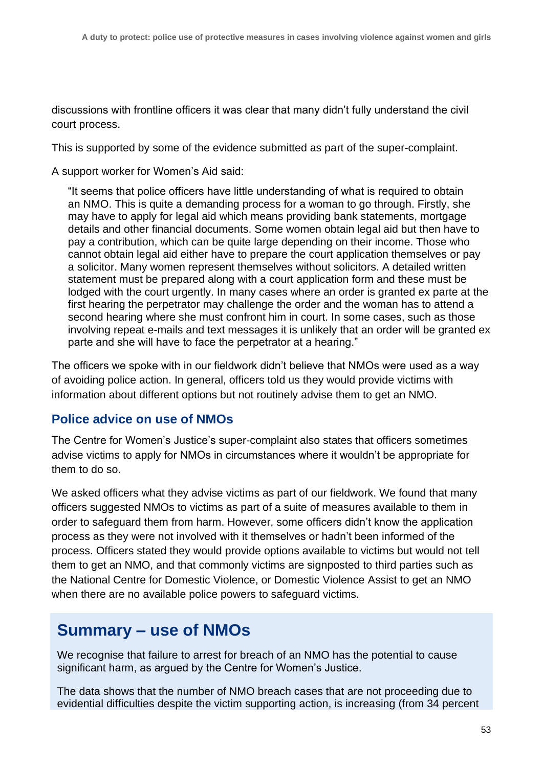discussions with frontline officers it was clear that many didn't fully understand the civil court process.

This is supported by some of the evidence submitted as part of the super-complaint.

A support worker for Women's Aid said:

> "It seems that police officers have little understanding of what is required to obtain an NMO. This is quite a demanding process for a woman to go through. Firstly, she may have to apply for legal aid which means providing bank statements, mortgage details and other financial documents. Some women obtain legal aid but then have to pay a contribution, which can be quite large depending on their income. Those who cannot obtain legal aid either have to prepare the court application themselves or pay a solicitor. Many women represent themselves without solicitors. A detailed written statement must be prepared along with a court application form and these must be lodged with the court urgently. In many cases where an order is granted ex parte at the first hearing the perpetrator may challenge the order and the woman has to attend a second hearing where she must confront him in court. In some cases, such as those involving repeat e-mails and text messages it is unlikely that an order will be granted ex parte and she will have to face the perpetrator at a hearing."

The officers we spoke with in our fieldwork didn't believe that NMOs were used as a way of avoiding police action. In general, officers told us they would provide victims with information about different options but not routinely advise them to get an NMO.

### Police advice on use of NMOs

The Centre for Women's Justice's super-complaint also states that officers sometimes advise victims to apply for NMOs in circumstances where it wouldn't be appropriate for them to do so.

We asked officers what they advise victims as part of our fieldwork. We found that many officers suggested NMOs to victims as part of a suite of measures available to them in order to safeguard them from harm. However, some officers didn't know the application process as they were not involved with it themselves or hadn't been informed of the process. Officers stated they would provide options available to victims but would not tell them to get an NMO, and that commonly victims are signposted to third parties such as the National Centre for Domestic Violence, or Domestic Violence Assist to get an NMO when there are no available police powers to safeguard victims.

## Summary – use of NMOs

We recognise that failure to arrest for breach of an NMO has the potential to cause significant harm, as argued by the Centre for Women's Justice.

The data shows that the number of NMO breach cases that are not proceeding due to evidential difficulties despite the victim supporting action, is increasing (from 34 percent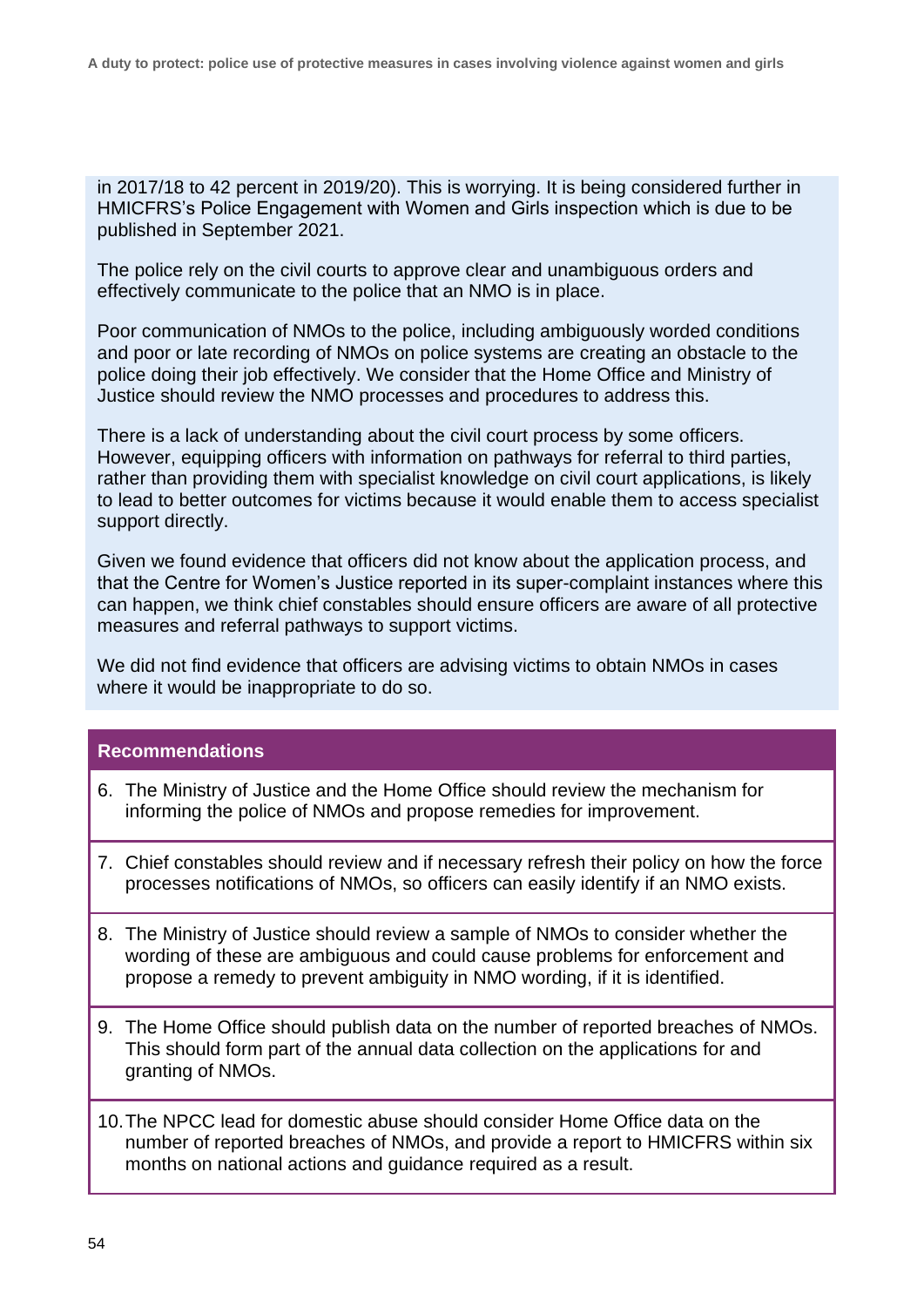in 2017/18 to 42 percent in 2019/20). This is worrying. It is being considered further in HMICFRS's Police Engagement with Women and Girls inspection which is due to be published in September 2021.

The police rely on the civil courts to approve clear and unambiguous orders and effectively communicate to the police that an NMO is in place.

Poor communication of NMOs to the police, including ambiguously worded conditions and poor or late recording of NMOs on police systems are creating an obstacle to the police doing their job effectively. We consider that the Home Office and Ministry of Justice should review the NMO processes and procedures to address this.

There is a lack of understanding about the civil court process by some officers. However, equipping officers with information on pathways for referral to third parties, rather than providing them with specialist knowledge on civil court applications, is likely to lead to better outcomes for victims because it would enable them to access specialist support directly.

Given we found evidence that officers did not know about the application process, and that the Centre for Women's Justice reported in its super-complaint instances where this can happen, we think chief constables should ensure officers are aware of all protective measures and referral pathways to support victims.

We did not find evidence that officers are advising victims to obtain NMOs in cases where it would be inappropriate to do so.

**Recommendations**

6. The Ministry of Justice and the Home Office should review the mechanism for informing the police of NMOs and propose remedies for improvement.
7. Chief constables should review and if necessary refresh their policy on how the force processes notifications of NMOs, so officers can easily identify if an NMO exists.
8. The Ministry of Justice should review a sample of NMOs to consider whether the wording of these are ambiguous and could cause problems for enforcement and propose a remedy to prevent ambiguity in NMO wording, if it is identified.
9. The Home Office should publish data on the number of reported breaches of NMOs. This should form part of the annual data collection on the applications for and granting of NMOs.
10. The NPCC lead for domestic abuse should consider Home Office data on the number of reported breaches of NMOs, and provide a report to HMICFRS within six months on national actions and guidance required as a result.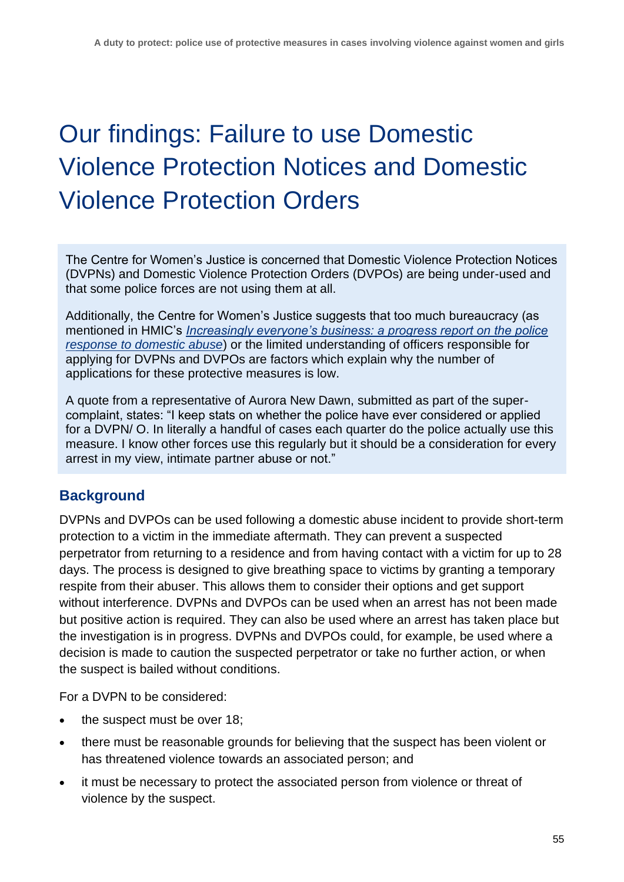# Our findings: Failure to use Domestic Violence Protection Notices and Domestic Violence Protection Orders

The Centre for Women's Justice is concerned that Domestic Violence Protection Notices (DVPNs) and Domestic Violence Protection Orders (DVPOs) are being under-used and that some police forces are not using them at all.

Additionally, the Centre for Women's Justice suggests that too much bureaucracy (as mentioned in HMIC's *Increasingly everyone's business: a progress report on the police response to domestic abuse*) or the limited understanding of officers responsible for applying for DVPNs and DVPOs are factors which explain why the number of applications for these protective measures is low.

A quote from a representative of Aurora New Dawn, submitted as part of the super-complaint, states: "I keep stats on whether the police have ever considered or applied for a DVPN/ O. In literally a handful of cases each quarter do the police actually use this measure. I know other forces use this regularly but it should be a consideration for every arrest in my view, intimate partner abuse or not."

## Background

DVPNs and DVPOs can be used following a domestic abuse incident to provide short-term protection to a victim in the immediate aftermath. They can prevent a suspected perpetrator from returning to a residence and from having contact with a victim for up to 28 days. The process is designed to give breathing space to victims by granting a temporary respite from their abuser. This allows them to consider their options and get support without interference. DVPNs and DVPOs can be used when an arrest has not been made but positive action is required. They can also be used where an arrest has taken place but the investigation is in progress. DVPNs and DVPOs could, for example, be used where a decision is made to caution the suspected perpetrator or take no further action, or when the suspect is bailed without conditions.

For a DVPN to be considered:

- the suspect must be over 18;
- there must be reasonable grounds for believing that the suspect has been violent or has threatened violence towards an associated person; and
- it must be necessary to protect the associated person from violence or threat of violence by the suspect.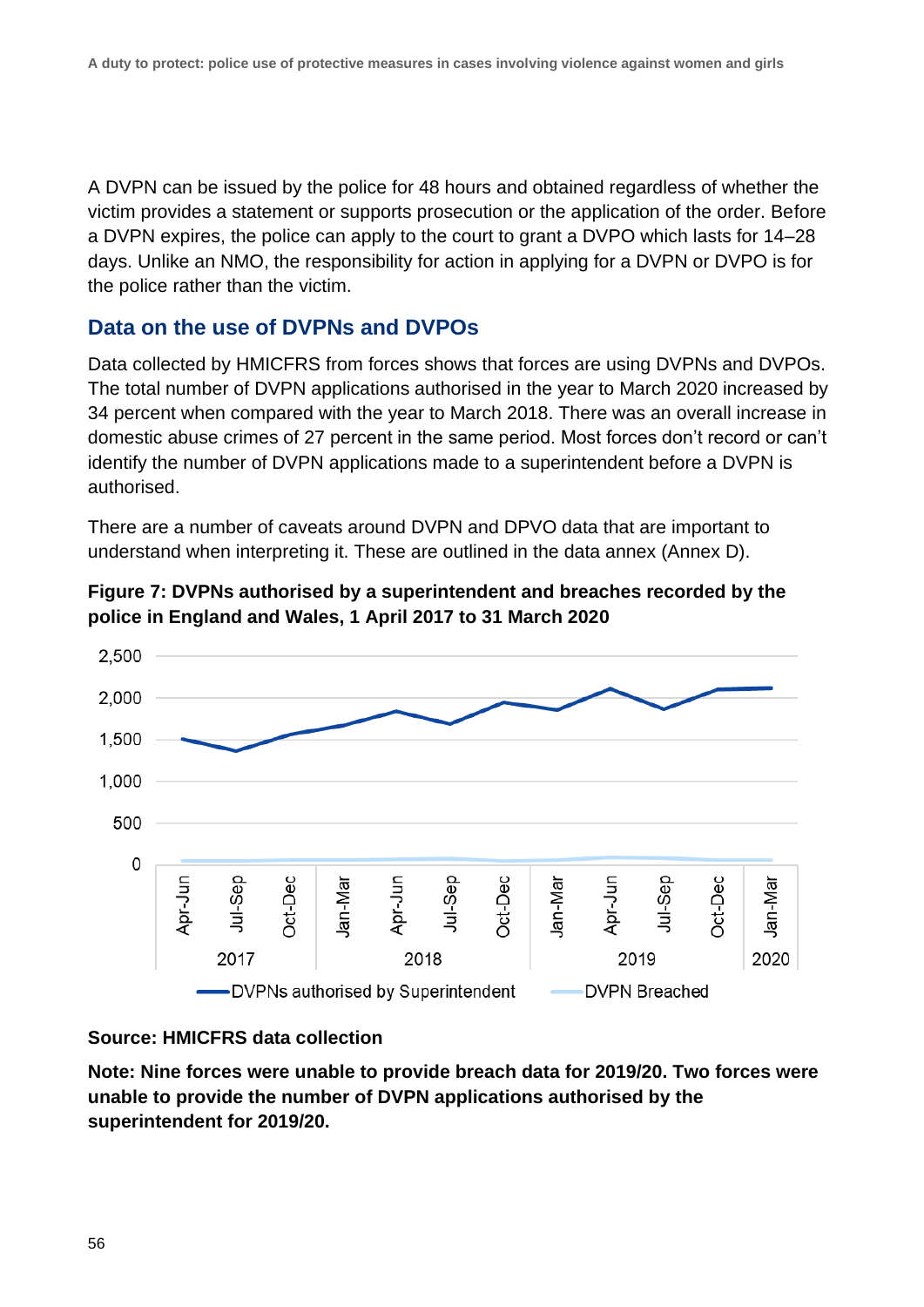A DVPN can be issued by the police for 48 hours and obtained regardless of whether the victim provides a statement or supports prosecution or the application of the order. Before a DVPN expires, the police can apply to the court to grant a DVPO which lasts for 14–28 days. Unlike an NMO, the responsibility for action in applying for a DVPN or DVPO is for the police rather than the victim.

## Data on the use of DVPNs and DVPOs

Data collected by HMICFRS from forces shows that forces are using DVPNs and DVPOs. The total number of DVPN applications authorised in the year to March 2020 increased by 34 percent when compared with the year to March 2018. There was an overall increase in domestic abuse crimes of 27 percent in the same period. Most forces don't record or can't identify the number of DVPN applications made to a superintendent before a DVPN is authorised.

There are a number of caveats around DVPN and DPVO data that are important to understand when interpreting it. These are outlined in the data annex (Annex D).

**Figure 7: DVPNs authorised by a superintendent and breaches recorded by the police in England and Wales, 1 April 2017 to 31 March 2020**

2,500
2,000
1,500
1,000
500
0

Apr-Jun Jul-Sep Oct-Dec Jan-Mar Apr-Jun Jul-Sep Oct-Dec Jan-Mar Apr-Jun Jul-Sep Oct-Dec Jan-Mar

2017 2018 2019 2020

DVPNs authorised by Superintendent
DVPN Breached

**Source: HMICFRS data collection**

**Note: Nine forces were unable to provide breach data for 2019/20. Two forces were unable to provide the number of DVPN applications authorised by the superintendent for 2019/20.**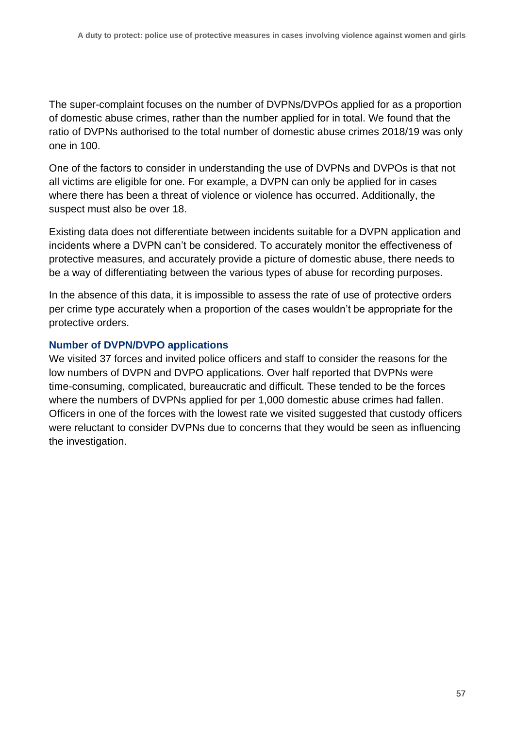The super-complaint focuses on the number of DVPNs/DVPOs applied for as a proportion of domestic abuse crimes, rather than the number applied for in total. We found that the ratio of DVPNs authorised to the total number of domestic abuse crimes 2018/19 was only one in 100.

One of the factors to consider in understanding the use of DVPNs and DVPOs is that not all victims are eligible for one. For example, a DVPN can only be applied for in cases where there has been a threat of violence or violence has occurred. Additionally, the suspect must also be over 18.

Existing data does not differentiate between incidents suitable for a DVPN application and incidents where a DVPN can't be considered. To accurately monitor the effectiveness of protective measures, and accurately provide a picture of domestic abuse, there needs to be a way of differentiating between the various types of abuse for recording purposes.

In the absence of this data, it is impossible to assess the rate of use of protective orders per crime type accurately when a proportion of the cases wouldn't be appropriate for the protective orders.

### Number of DVPN/DVPO applications

We visited 37 forces and invited police officers and staff to consider the reasons for the low numbers of DVPN and DVPO applications. Over half reported that DVPNs were time-consuming, complicated, bureaucratic and difficult. These tended to be the forces where the numbers of DVPNs applied for per 1,000 domestic abuse crimes had fallen. Officers in one of the forces with the lowest rate we visited suggested that custody officers were reluctant to consider DVPNs due to concerns that they would be seen as influencing the investigation.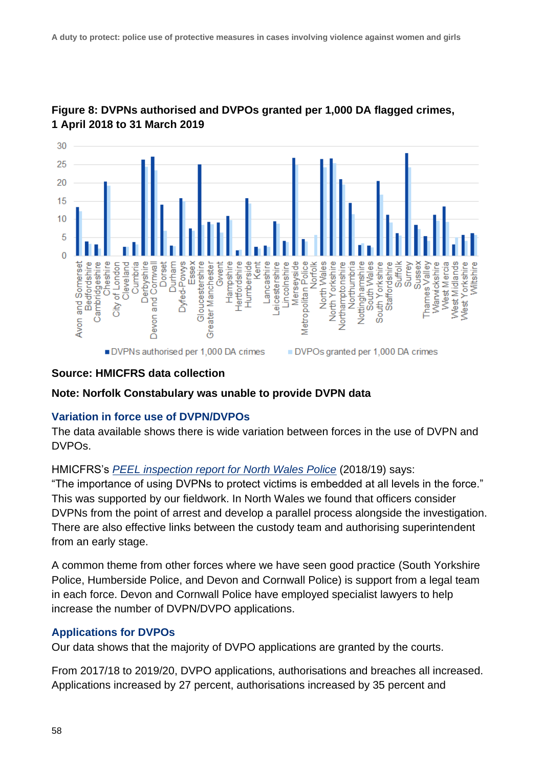**Figure 8: DVPNs authorised and DVPOs granted per 1,000 DA flagged crimes, 1 April 2018 to 31 March 2019**

30
25
20
15
10
5
0

Avon and Somerset
Bedfordshire
Cambridgeshire
Cheshire
City of London
Cleveland
Cumbria
Derbyshire
Devon and Cornwall
Dorset
Durham
Dyfed-Powys
Essex
Gloucestershire
Greater Manchester
Gwent
Hampshire
Hertfordshire
Humberside
Kent
Lancashire
Leicestershire
Lincolnshire
Merseyside
Metropolitan Police
Norfolk
North Wales
North Yorkshire
Northamptonshire
Northumbria
Nottinghamshire
South Wales
South Yorkshire
Staffordshire
Suffolk
Surrey
Sussex
Thames Valley
Warwickshire
West Mercia
West Midlands
West Yorkshire
Wiltshire

DVPNs authorised per 1,000 DA crimes
DVPOs granted per 1,000 DA crimes

**Source: HMICFRS data collection**

**Note: Norfolk Constabulary was unable to provide DVPN data**

## Variation in force use of DVPN/DVPOs

The data available shows there is wide variation between forces in the use of DVPN and DVPOs.

HMICFRS's *PEEL inspection report for North Wales Police* (2018/19) says:
"The importance of using DVPNs to protect victims is embedded at all levels in the force." This was supported by our fieldwork. In North Wales we found that officers consider DVPNs from the point of arrest and develop a parallel process alongside the investigation. There are also effective links between the custody team and authorising superintendent from an early stage.

A common theme from other forces where we have seen good practice (South Yorkshire Police, Humberside Police, and Devon and Cornwall Police) is support from a legal team in each force. Devon and Cornwall Police have employed specialist lawyers to help increase the number of DVPN/DVPO applications.

## Applications for DVPOs

Our data shows that the majority of DVPO applications are granted by the courts.

From 2017/18 to 2019/20, DVPO applications, authorisations and breaches all increased. Applications increased by 27 percent, authorisations increased by 35 percent and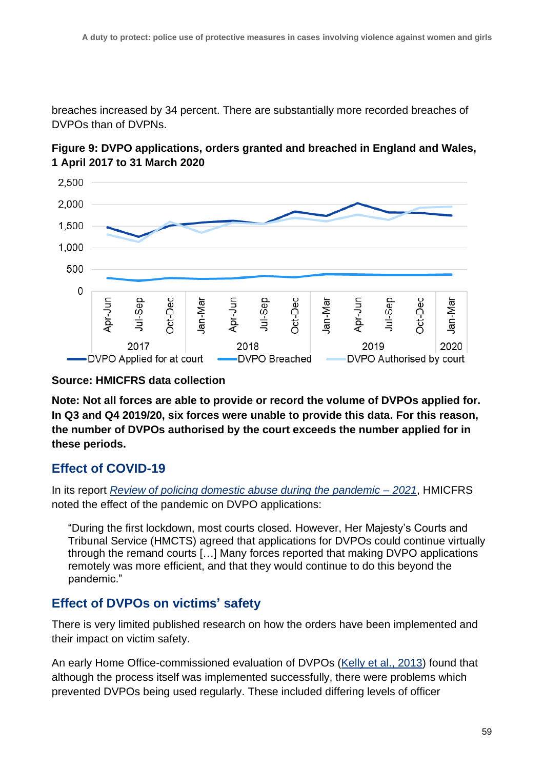breaches increased by 34 percent. There are substantially more recorded breaches of DVPOs than of DVPNs.

**Figure 9: DVPO applications, orders granted and breached in England and Wales, 1 April 2017 to 31 March 2020**

2,500
2,000
1,500
1,000
500
0

Apr-Jun Jul-Sep Oct-Dec Jan-Mar Apr-Jun Jul-Sep Oct-Dec Jan-Mar Apr-Jun Jul-Sep Oct-Dec Jan-Mar

2017 2018 2019 2020

DVPO Applied for at court
DVPO Breached
DVPO Authorised by court

**Source: HMICFRS data collection**

**Note: Not all forces are able to provide or record the volume of DVPOs applied for. In Q3 and Q4 2019/20, six forces were unable to provide this data. For this reason, the number of DVPOs authorised by the court exceeds the number applied for in these periods.**

## Effect of COVID-19

In its report *Review of policing domestic abuse during the pandemic – 2021*, HMICFRS noted the effect of the pandemic on DVPO applications:

> "During the first lockdown, most courts closed. However, Her Majesty's Courts and Tribunal Service (HMCTS) agreed that applications for DVPOs could continue virtually through the remand courts […] Many forces reported that making DVPO applications remotely was more efficient, and that they would continue to do this beyond the pandemic."

## Effect of DVPOs on victims' safety

There is very limited published research on how the orders have been implemented and their impact on victim safety.

An early Home Office-commissioned evaluation of DVPOs (Kelly et al., 2013) found that although the process itself was implemented successfully, there were problems which prevented DVPOs being used regularly. These included differing levels of officer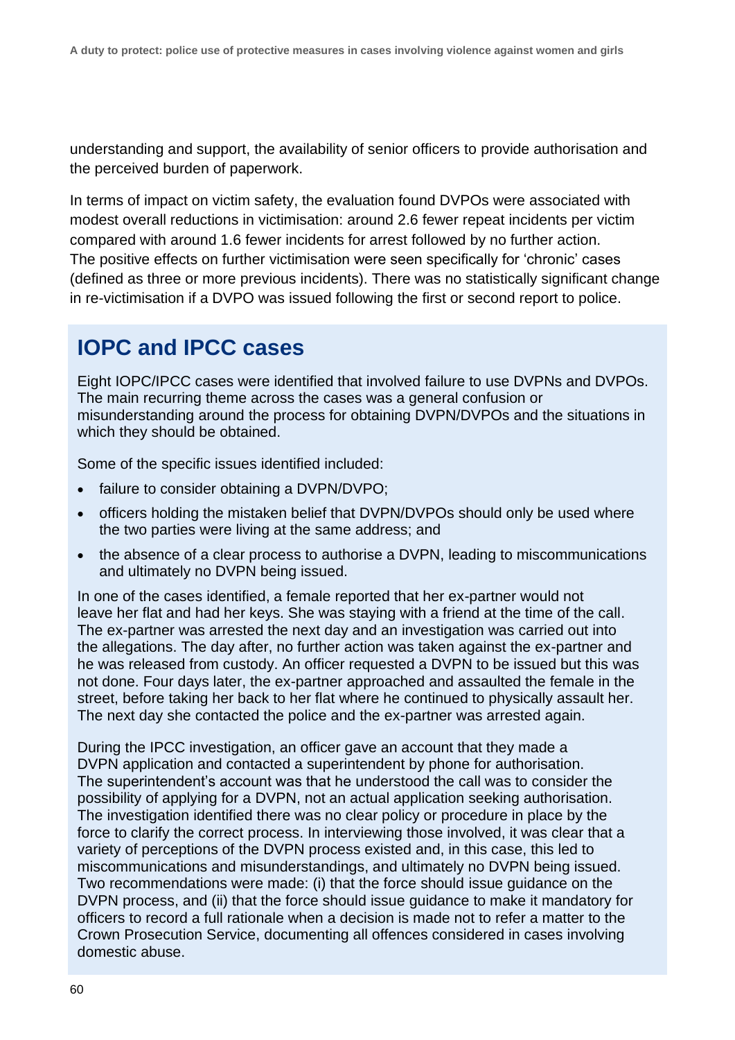understanding and support, the availability of senior officers to provide authorisation and the perceived burden of paperwork.

In terms of impact on victim safety, the evaluation found DVPOs were associated with modest overall reductions in victimisation: around 2.6 fewer repeat incidents per victim compared with around 1.6 fewer incidents for arrest followed by no further action. The positive effects on further victimisation were seen specifically for 'chronic' cases (defined as three or more previous incidents). There was no statistically significant change in re-victimisation if a DVPO was issued following the first or second report to police.

## IOPC and IPCC cases

Eight IOPC/IPCC cases were identified that involved failure to use DVPNs and DVPOs. The main recurring theme across the cases was a general confusion or misunderstanding around the process for obtaining DVPN/DVPOs and the situations in which they should be obtained.

Some of the specific issues identified included:

- failure to consider obtaining a DVPN/DVPO;
- officers holding the mistaken belief that DVPN/DVPOs should only be used where the two parties were living at the same address; and
- the absence of a clear process to authorise a DVPN, leading to miscommunications and ultimately no DVPN being issued.

In one of the cases identified, a female reported that her ex-partner would not leave her flat and had her keys. She was staying with a friend at the time of the call. The ex-partner was arrested the next day and an investigation was carried out into the allegations. The day after, no further action was taken against the ex-partner and he was released from custody. An officer requested a DVPN to be issued but this was not done. Four days later, the ex-partner approached and assaulted the female in the street, before taking her back to her flat where he continued to physically assault her. The next day she contacted the police and the ex-partner was arrested again.

During the IPCC investigation, an officer gave an account that they made a DVPN application and contacted a superintendent by phone for authorisation. The superintendent's account was that he understood the call was to consider the possibility of applying for a DVPN, not an actual application seeking authorisation. The investigation identified there was no clear policy or procedure in place by the force to clarify the correct process. In interviewing those involved, it was clear that a variety of perceptions of the DVPN process existed and, in this case, this led to miscommunications and misunderstandings, and ultimately no DVPN being issued. Two recommendations were made: (i) that the force should issue guidance on the DVPN process, and (ii) that the force should issue guidance to make it mandatory for officers to record a full rationale when a decision is made not to refer a matter to the Crown Prosecution Service, documenting all offences considered in cases involving domestic abuse.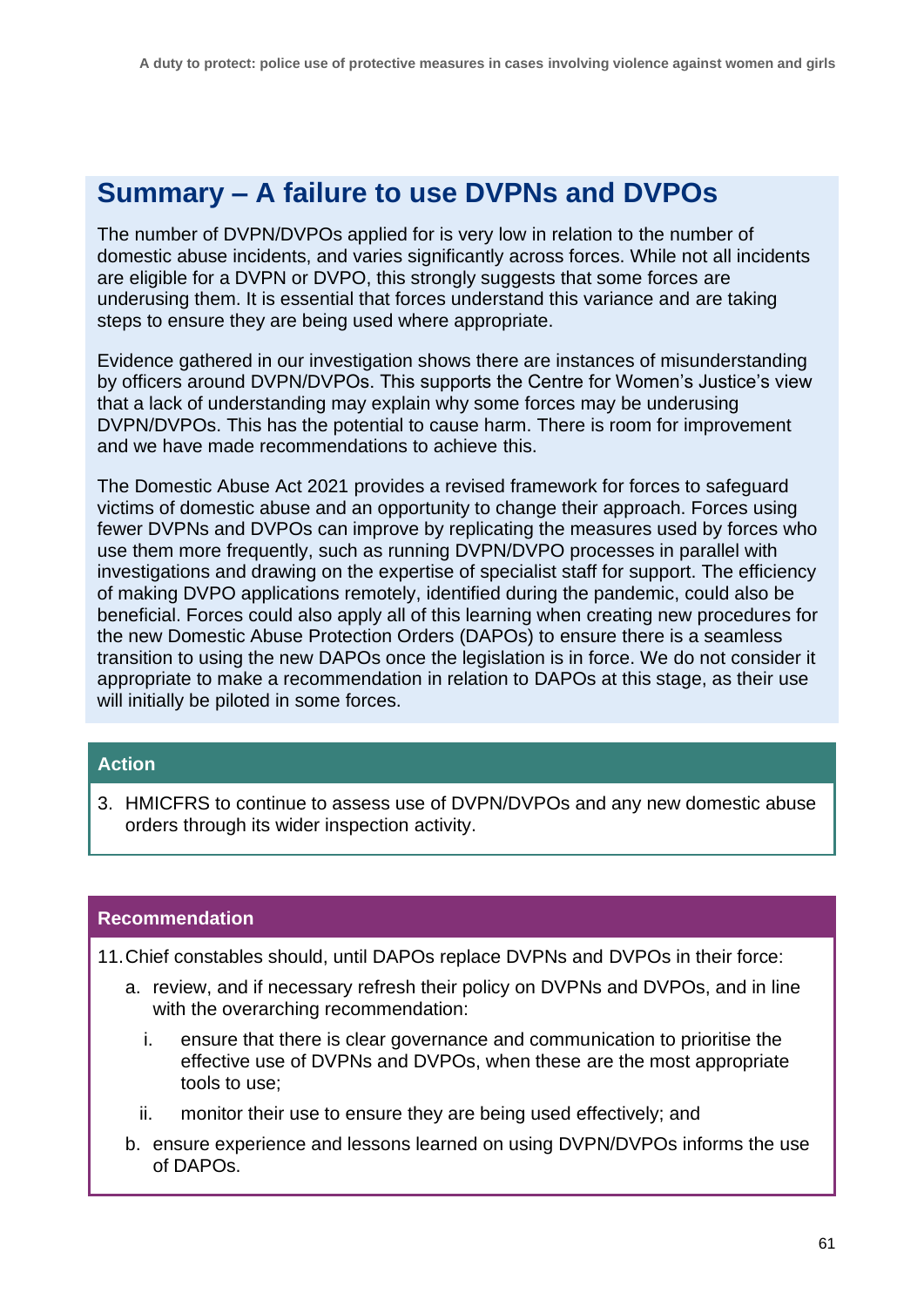## Summary – A failure to use DVPNs and DVPOs

The number of DVPN/DVPOs applied for is very low in relation to the number of domestic abuse incidents, and varies significantly across forces. While not all incidents are eligible for a DVPN or DVPO, this strongly suggests that some forces are underusing them. It is essential that forces understand this variance and are taking steps to ensure they are being used where appropriate.

Evidence gathered in our investigation shows there are instances of misunderstanding by officers around DVPN/DVPOs. This supports the Centre for Women's Justice's view that a lack of understanding may explain why some forces may be underusing DVPN/DVPOs. This has the potential to cause harm. There is room for improvement and we have made recommendations to achieve this.

The Domestic Abuse Act 2021 provides a revised framework for forces to safeguard victims of domestic abuse and an opportunity to change their approach. Forces using fewer DVPNs and DVPOs can improve by replicating the measures used by forces who use them more frequently, such as running DVPN/DVPO processes in parallel with investigations and drawing on the expertise of specialist staff for support. The efficiency of making DVPO applications remotely, identified during the pandemic, could also be beneficial. Forces could also apply all of this learning when creating new procedures for the new Domestic Abuse Protection Orders (DAPOs) to ensure there is a seamless transition to using the new DAPOs once the legislation is in force. We do not consider it appropriate to make a recommendation in relation to DAPOs at this stage, as their use will initially be piloted in some forces.

**Action**

3. HMICFRS to continue to assess use of DVPN/DVPOs and any new domestic abuse orders through its wider inspection activity.

**Recommendation**

11. Chief constables should, until DAPOs replace DVPNs and DVPOs in their force:
    a. review, and if necessary refresh their policy on DVPNs and DVPOs, and in line with the overarching recommendation:
        i. ensure that there is clear governance and communication to prioritise the effective use of DVPNs and DVPOs, when these are the most appropriate tools to use;
        ii. monitor their use to ensure they are being used effectively; and
    b. ensure experience and lessons learned on using DVPN/DVPOs informs the use of DAPOs.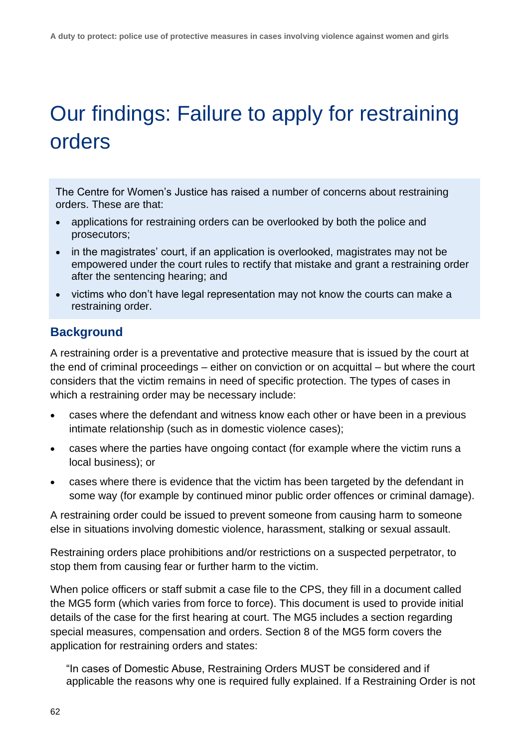# Our findings: Failure to apply for restraining orders

The Centre for Women's Justice has raised a number of concerns about restraining orders. These are that:

- applications for restraining orders can be overlooked by both the police and prosecutors;
- in the magistrates' court, if an application is overlooked, magistrates may not be empowered under the court rules to rectify that mistake and grant a restraining order after the sentencing hearing; and
- victims who don't have legal representation may not know the courts can make a restraining order.

## Background

A restraining order is a preventative and protective measure that is issued by the court at the end of criminal proceedings – either on conviction or on acquittal – but where the court considers that the victim remains in need of specific protection. The types of cases in which a restraining order may be necessary include:

- cases where the defendant and witness know each other or have been in a previous intimate relationship (such as in domestic violence cases);
- cases where the parties have ongoing contact (for example where the victim runs a local business); or
- cases where there is evidence that the victim has been targeted by the defendant in some way (for example by continued minor public order offences or criminal damage).

A restraining order could be issued to prevent someone from causing harm to someone else in situations involving domestic violence, harassment, stalking or sexual assault.

Restraining orders place prohibitions and/or restrictions on a suspected perpetrator, to stop them from causing fear or further harm to the victim.

When police officers or staff submit a case file to the CPS, they fill in a document called the MG5 form (which varies from force to force). This document is used to provide initial details of the case for the first hearing at court. The MG5 includes a section regarding special measures, compensation and orders. Section 8 of the MG5 form covers the application for restraining orders and states:

> "In cases of Domestic Abuse, Restraining Orders MUST be considered and if applicable the reasons why one is required fully explained. If a Restraining Order is not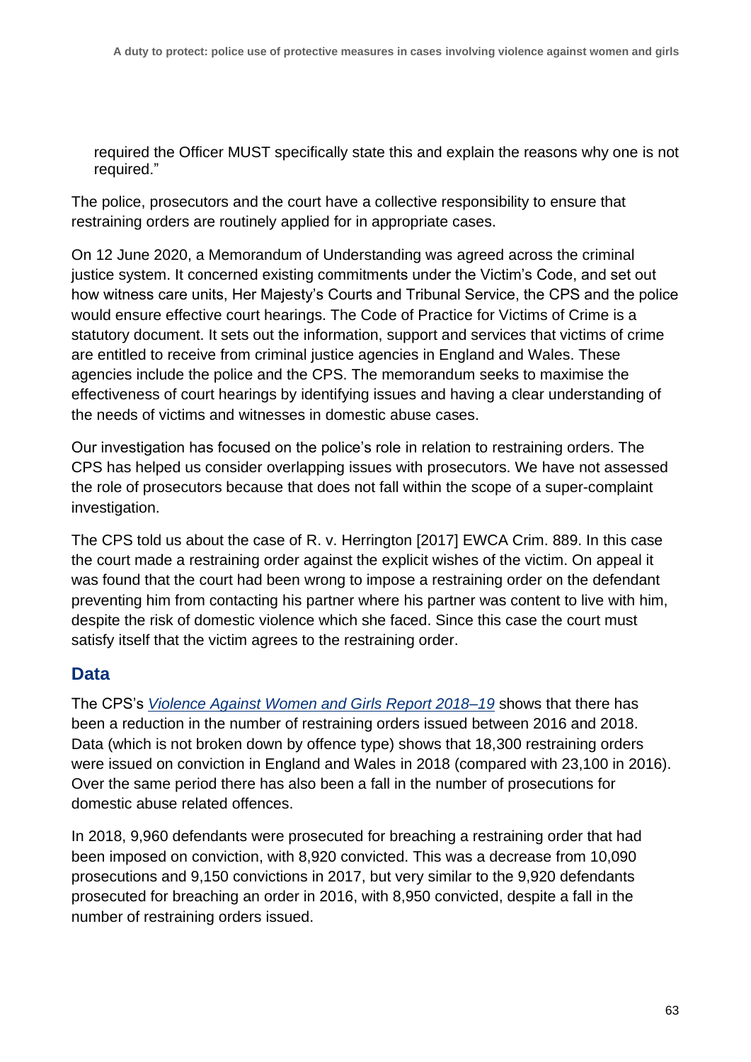required the Officer MUST specifically state this and explain the reasons why one is not required."

The police, prosecutors and the court have a collective responsibility to ensure that restraining orders are routinely applied for in appropriate cases.

On 12 June 2020, a Memorandum of Understanding was agreed across the criminal justice system. It concerned existing commitments under the Victim's Code, and set out how witness care units, Her Majesty's Courts and Tribunal Service, the CPS and the police would ensure effective court hearings. The Code of Practice for Victims of Crime is a statutory document. It sets out the information, support and services that victims of crime are entitled to receive from criminal justice agencies in England and Wales. These agencies include the police and the CPS. The memorandum seeks to maximise the effectiveness of court hearings by identifying issues and having a clear understanding of the needs of victims and witnesses in domestic abuse cases.

Our investigation has focused on the police's role in relation to restraining orders. The CPS has helped us consider overlapping issues with prosecutors. We have not assessed the role of prosecutors because that does not fall within the scope of a super-complaint investigation.

The CPS told us about the case of R. v. Herrington [2017] EWCA Crim. 889. In this case the court made a restraining order against the explicit wishes of the victim. On appeal it was found that the court had been wrong to impose a restraining order on the defendant preventing him from contacting his partner where his partner was content to live with him, despite the risk of domestic violence which she faced. Since this case the court must satisfy itself that the victim agrees to the restraining order.

## Data

The CPS's *Violence Against Women and Girls Report 2018–19* shows that there has been a reduction in the number of restraining orders issued between 2016 and 2018. Data (which is not broken down by offence type) shows that 18,300 restraining orders were issued on conviction in England and Wales in 2018 (compared with 23,100 in 2016). Over the same period there has also been a fall in the number of prosecutions for domestic abuse related offences.

In 2018, 9,960 defendants were prosecuted for breaching a restraining order that had been imposed on conviction, with 8,920 convicted. This was a decrease from 10,090 prosecutions and 9,150 convictions in 2017, but very similar to the 9,920 defendants prosecuted for breaching an order in 2016, with 8,950 convicted, despite a fall in the number of restraining orders issued.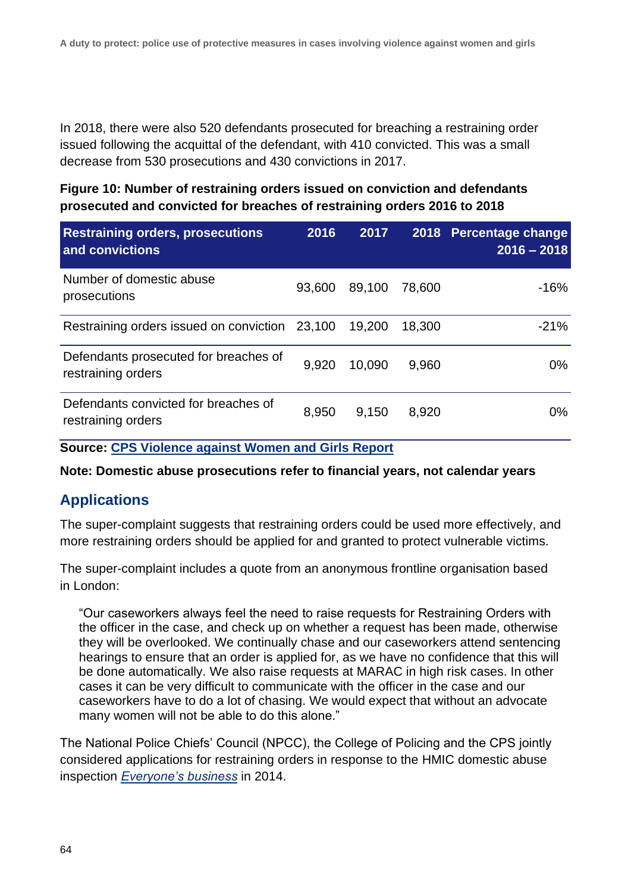In 2018, there were also 520 defendants prosecuted for breaching a restraining order issued following the acquittal of the defendant, with 410 convicted. This was a small decrease from 530 prosecutions and 430 convictions in 2017.

**Figure 10: Number of restraining orders issued on conviction and defendants prosecuted and convicted for breaches of restraining orders 2016 to 2018**

| Restraining orders, prosecutions and convictions | 2016 | 2017 | 2018 | Percentage change 2016 – 2018 |
|---|---|---|---|---|
| Number of domestic abuse prosecutions | 93,600 | 89,100 | 78,600 | -16% |
| Restraining orders issued on conviction | 23,100 | 19,200 | 18,300 | -21% |
| Defendants prosecuted for breaches of restraining orders | 9,920 | 10,090 | 9,960 | 0% |
| Defendants convicted for breaches of restraining orders | 8,950 | 9,150 | 8,920 | 0% |

**Source: CPS Violence against Women and Girls Report**

**Note: Domestic abuse prosecutions refer to financial years, not calendar years**

## Applications

The super-complaint suggests that restraining orders could be used more effectively, and more restraining orders should be applied for and granted to protect vulnerable victims.

The super-complaint includes a quote from an anonymous frontline organisation based in London:

> "Our caseworkers always feel the need to raise requests for Restraining Orders with the officer in the case, and check up on whether a request has been made, otherwise they will be overlooked. We continually chase and our caseworkers attend sentencing hearings to ensure that an order is applied for, as we have no confidence that this will be done automatically. We also raise requests at MARAC in high risk cases. In other cases it can be very difficult to communicate with the officer in the case and our caseworkers have to do a lot of chasing. We would expect that without an advocate many women will not be able to do this alone."

The National Police Chiefs' Council (NPCC), the College of Policing and the CPS jointly considered applications for restraining orders in response to the HMIC domestic abuse inspection *Everyone's business* in 2014.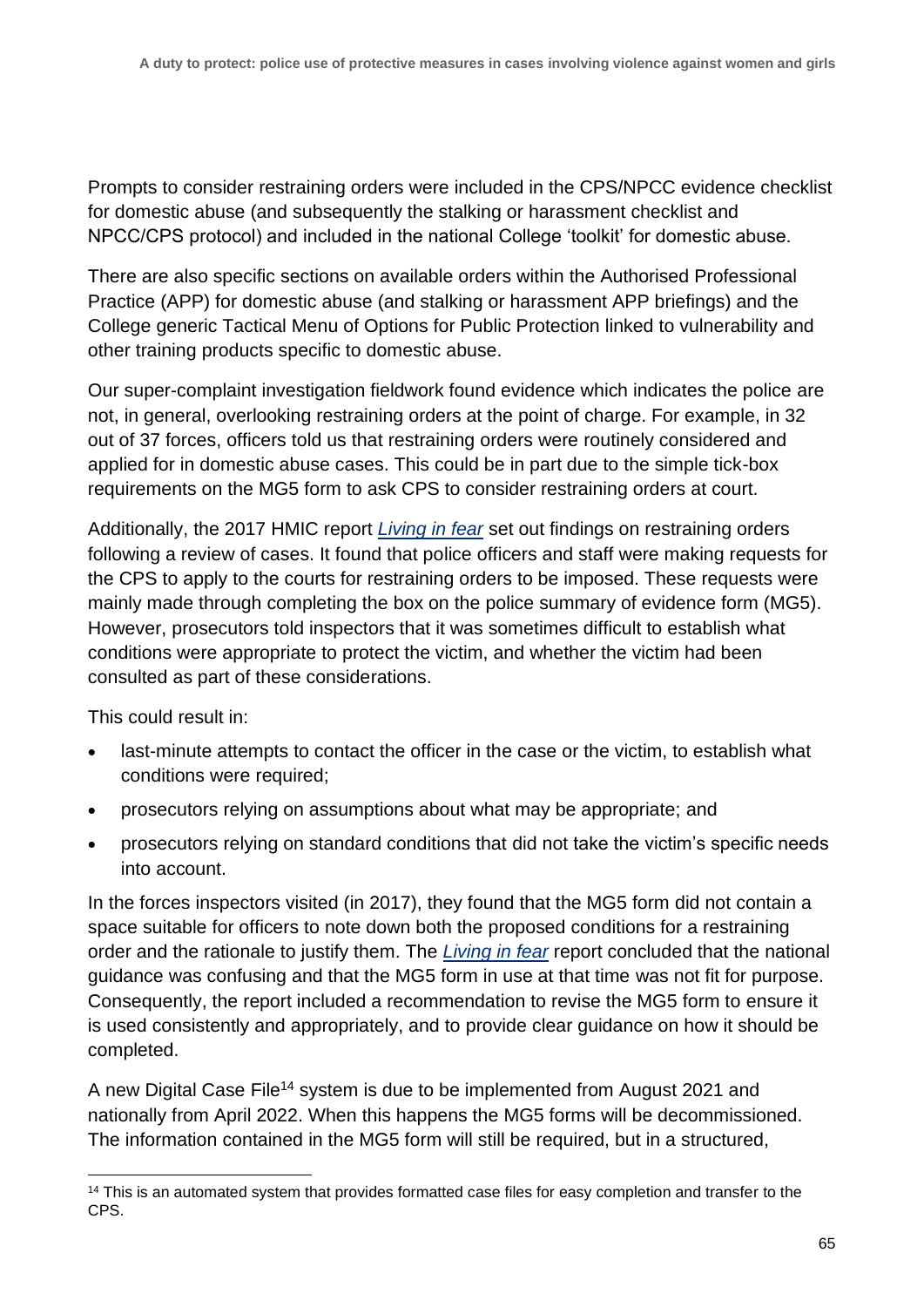Prompts to consider restraining orders were included in the CPS/NPCC evidence checklist for domestic abuse (and subsequently the stalking or harassment checklist and NPCC/CPS protocol) and included in the national College 'toolkit' for domestic abuse.

There are also specific sections on available orders within the Authorised Professional Practice (APP) for domestic abuse (and stalking or harassment APP briefings) and the College generic Tactical Menu of Options for Public Protection linked to vulnerability and other training products specific to domestic abuse.

Our super-complaint investigation fieldwork found evidence which indicates the police are not, in general, overlooking restraining orders at the point of charge. For example, in 32 out of 37 forces, officers told us that restraining orders were routinely considered and applied for in domestic abuse cases. This could be in part due to the simple tick-box requirements on the MG5 form to ask CPS to consider restraining orders at court.

Additionally, the 2017 HMIC report *Living in fear* set out findings on restraining orders following a review of cases. It found that police officers and staff were making requests for the CPS to apply to the courts for restraining orders to be imposed. These requests were mainly made through completing the box on the police summary of evidence form (MG5). However, prosecutors told inspectors that it was sometimes difficult to establish what conditions were appropriate to protect the victim, and whether the victim had been consulted as part of these considerations.

This could result in:

- last-minute attempts to contact the officer in the case or the victim, to establish what conditions were required;
- prosecutors relying on assumptions about what may be appropriate; and
- prosecutors relying on standard conditions that did not take the victim's specific needs into account.

In the forces inspectors visited (in 2017), they found that the MG5 form did not contain a space suitable for officers to note down both the proposed conditions for a restraining order and the rationale to justify them. The *Living in fear* report concluded that the national guidance was confusing and that the MG5 form in use at that time was not fit for purpose. Consequently, the report included a recommendation to revise the MG5 form to ensure it is used consistently and appropriately, and to provide clear guidance on how it should be completed.

A new Digital Case File[14] system is due to be implemented from August 2021 and nationally from April 2022. When this happens the MG5 forms will be decommissioned. The information contained in the MG5 form will still be required, but in a structured,

[14] This is an automated system that provides formatted case files for easy completion and transfer to the CPS.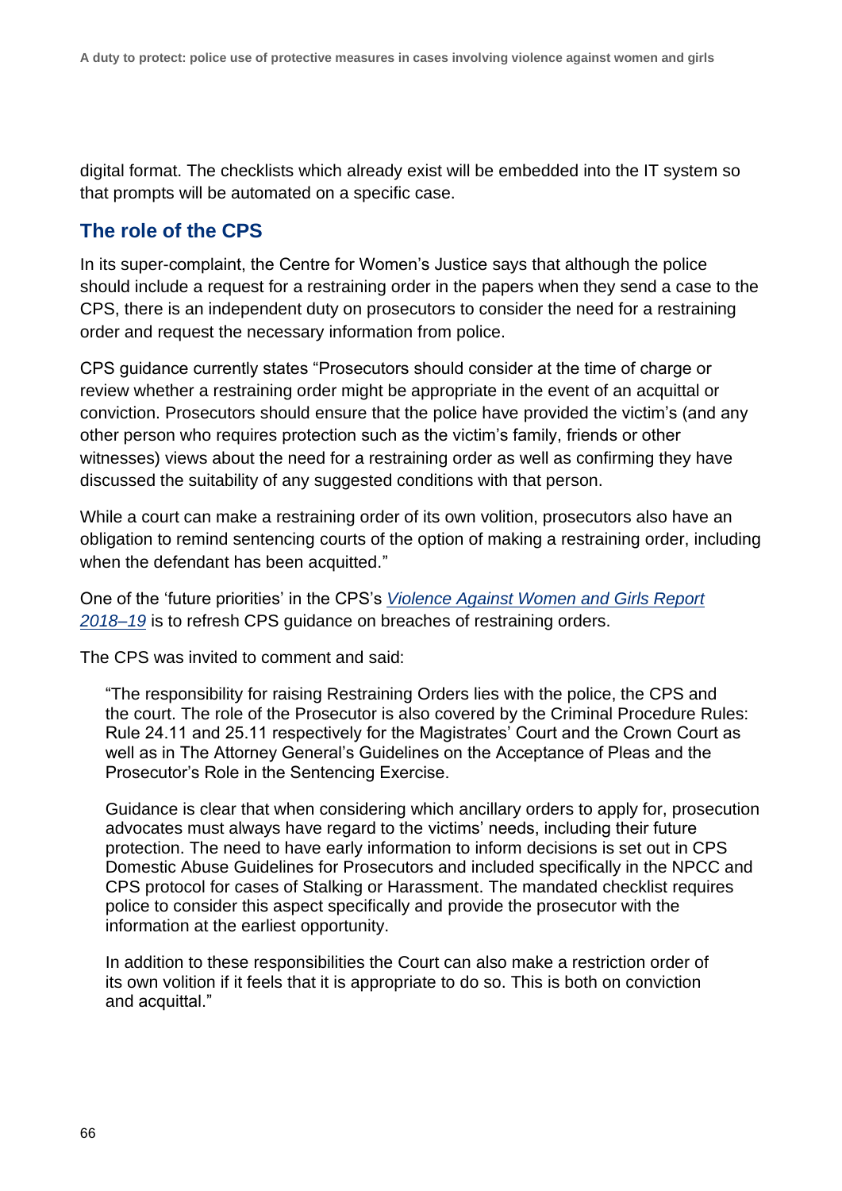digital format. The checklists which already exist will be embedded into the IT system so that prompts will be automated on a specific case.

## The role of the CPS

In its super-complaint, the Centre for Women's Justice says that although the police should include a request for a restraining order in the papers when they send a case to the CPS, there is an independent duty on prosecutors to consider the need for a restraining order and request the necessary information from police.

CPS guidance currently states "Prosecutors should consider at the time of charge or review whether a restraining order might be appropriate in the event of an acquittal or conviction. Prosecutors should ensure that the police have provided the victim's (and any other person who requires protection such as the victim's family, friends or other witnesses) views about the need for a restraining order as well as confirming they have discussed the suitability of any suggested conditions with that person.

While a court can make a restraining order of its own volition, prosecutors also have an obligation to remind sentencing courts of the option of making a restraining order, including when the defendant has been acquitted."

One of the 'future priorities' in the CPS's *Violence Against Women and Girls Report 2018–19* is to refresh CPS guidance on breaches of restraining orders.

The CPS was invited to comment and said:

> "The responsibility for raising Restraining Orders lies with the police, the CPS and the court. The role of the Prosecutor is also covered by the Criminal Procedure Rules: Rule 24.11 and 25.11 respectively for the Magistrates' Court and the Crown Court as well as in The Attorney General's Guidelines on the Acceptance of Pleas and the Prosecutor's Role in the Sentencing Exercise.
>
> Guidance is clear that when considering which ancillary orders to apply for, prosecution advocates must always have regard to the victims' needs, including their future protection. The need to have early information to inform decisions is set out in CPS Domestic Abuse Guidelines for Prosecutors and included specifically in the NPCC and CPS protocol for cases of Stalking or Harassment. The mandated checklist requires police to consider this aspect specifically and provide the prosecutor with the information at the earliest opportunity.
>
> In addition to these responsibilities the Court can also make a restriction order of its own volition if it feels that it is appropriate to do so. This is both on conviction and acquittal."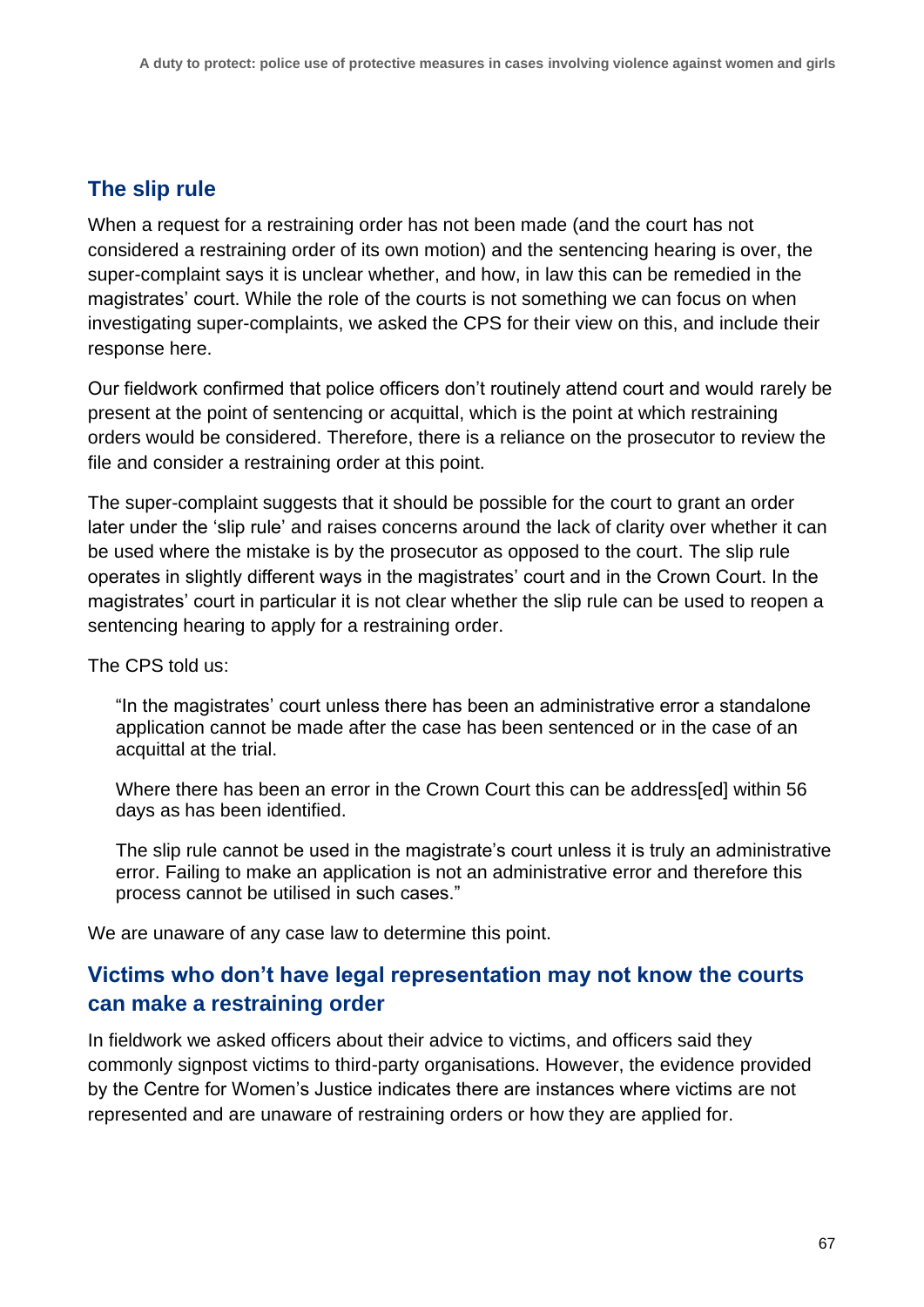## The slip rule

When a request for a restraining order has not been made (and the court has not considered a restraining order of its own motion) and the sentencing hearing is over, the super-complaint says it is unclear whether, and how, in law this can be remedied in the magistrates' court. While the role of the courts is not something we can focus on when investigating super-complaints, we asked the CPS for their view on this, and include their response here.

Our fieldwork confirmed that police officers don't routinely attend court and would rarely be present at the point of sentencing or acquittal, which is the point at which restraining orders would be considered. Therefore, there is a reliance on the prosecutor to review the file and consider a restraining order at this point.

The super-complaint suggests that it should be possible for the court to grant an order later under the 'slip rule' and raises concerns around the lack of clarity over whether it can be used where the mistake is by the prosecutor as opposed to the court. The slip rule operates in slightly different ways in the magistrates' court and in the Crown Court. In the magistrates' court in particular it is not clear whether the slip rule can be used to reopen a sentencing hearing to apply for a restraining order.

The CPS told us:

> "In the magistrates' court unless there has been an administrative error a standalone application cannot be made after the case has been sentenced or in the case of an acquittal at the trial.
>
> Where there has been an error in the Crown Court this can be address[ed] within 56 days as has been identified.
>
> The slip rule cannot be used in the magistrate's court unless it is truly an administrative error. Failing to make an application is not an administrative error and therefore this process cannot be utilised in such cases."

We are unaware of any case law to determine this point.

## Victims who don't have legal representation may not know the courts can make a restraining order

In fieldwork we asked officers about their advice to victims, and officers said they commonly signpost victims to third-party organisations. However, the evidence provided by the Centre for Women's Justice indicates there are instances where victims are not represented and are unaware of restraining orders or how they are applied for.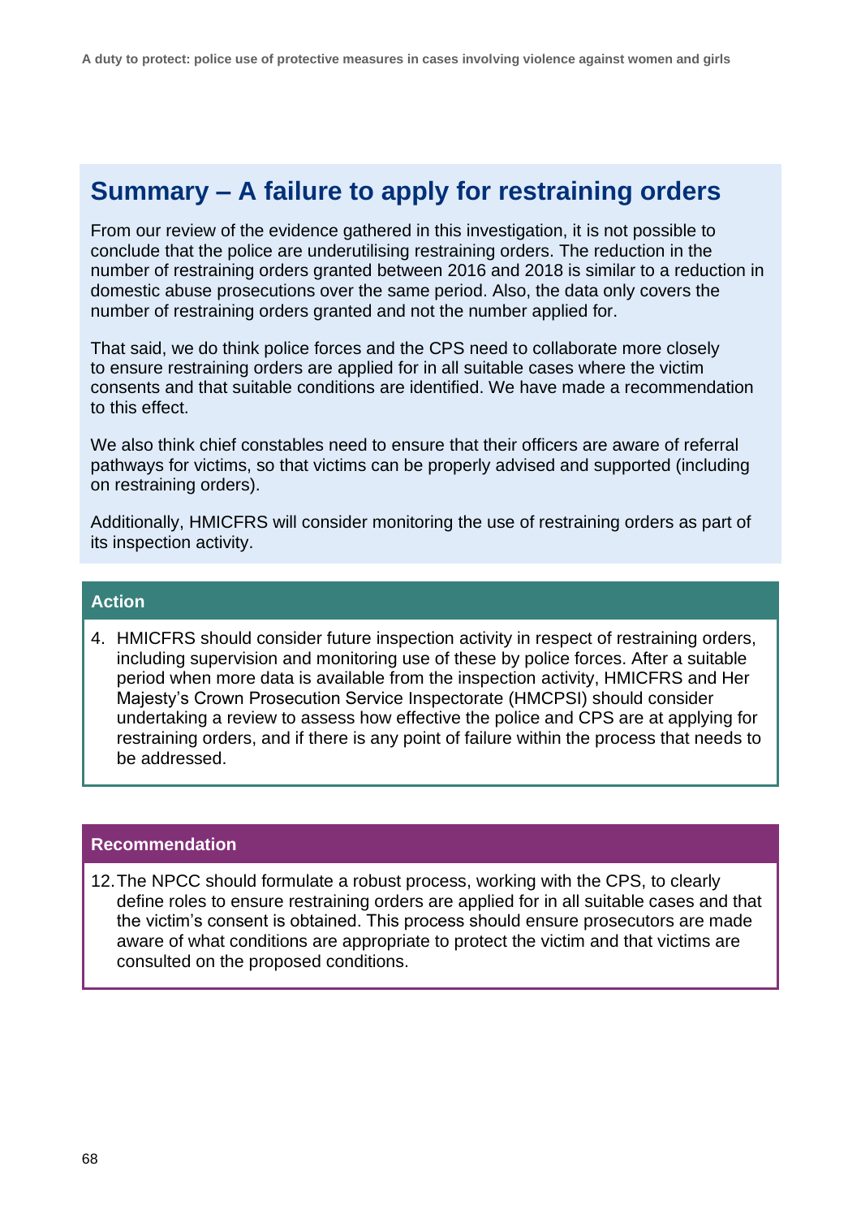## Summary – A failure to apply for restraining orders

From our review of the evidence gathered in this investigation, it is not possible to conclude that the police are underutilising restraining orders. The reduction in the number of restraining orders granted between 2016 and 2018 is similar to a reduction in domestic abuse prosecutions over the same period. Also, the data only covers the number of restraining orders granted and not the number applied for.

That said, we do think police forces and the CPS need to collaborate more closely to ensure restraining orders are applied for in all suitable cases where the victim consents and that suitable conditions are identified. We have made a recommendation to this effect.

We also think chief constables need to ensure that their officers are aware of referral pathways for victims, so that victims can be properly advised and supported (including on restraining orders).

Additionally, HMICFRS will consider monitoring the use of restraining orders as part of its inspection activity.

**Action**

4. HMICFRS should consider future inspection activity in respect of restraining orders, including supervision and monitoring use of these by police forces. After a suitable period when more data is available from the inspection activity, HMICFRS and Her Majesty's Crown Prosecution Service Inspectorate (HMCPSI) should consider undertaking a review to assess how effective the police and CPS are at applying for restraining orders, and if there is any point of failure within the process that needs to be addressed.

**Recommendation**

12. The NPCC should formulate a robust process, working with the CPS, to clearly define roles to ensure restraining orders are applied for in all suitable cases and that the victim's consent is obtained. This process should ensure prosecutors are made aware of what conditions are appropriate to protect the victim and that victims are consulted on the proposed conditions.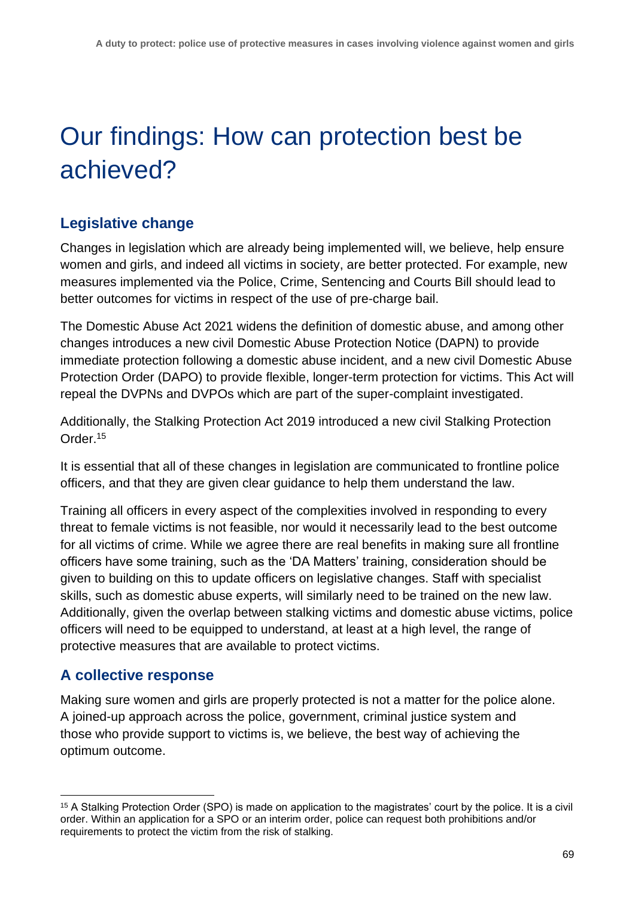# Our findings: How can protection best be achieved?

## Legislative change

Changes in legislation which are already being implemented will, we believe, help ensure women and girls, and indeed all victims in society, are better protected. For example, new measures implemented via the Police, Crime, Sentencing and Courts Bill should lead to better outcomes for victims in respect of the use of pre-charge bail.

The Domestic Abuse Act 2021 widens the definition of domestic abuse, and among other changes introduces a new civil Domestic Abuse Protection Notice (DAPN) to provide immediate protection following a domestic abuse incident, and a new civil Domestic Abuse Protection Order (DAPO) to provide flexible, longer-term protection for victims. This Act will repeal the DVPNs and DVPOs which are part of the super-complaint investigated.

Additionally, the Stalking Protection Act 2019 introduced a new civil Stalking Protection Order.[15]

It is essential that all of these changes in legislation are communicated to frontline police officers, and that they are given clear guidance to help them understand the law.

Training all officers in every aspect of the complexities involved in responding to every threat to female victims is not feasible, nor would it necessarily lead to the best outcome for all victims of crime. While we agree there are real benefits in making sure all frontline officers have some training, such as the 'DA Matters' training, consideration should be given to building on this to update officers on legislative changes. Staff with specialist skills, such as domestic abuse experts, will similarly need to be trained on the new law. Additionally, given the overlap between stalking victims and domestic abuse victims, police officers will need to be equipped to understand, at least at a high level, the range of protective measures that are available to protect victims.

## A collective response

Making sure women and girls are properly protected is not a matter for the police alone. A joined-up approach across the police, government, criminal justice system and those who provide support to victims is, we believe, the best way of achieving the optimum outcome.

---

[15] A Stalking Protection Order (SPO) is made on application to the magistrates' court by the police. It is a civil order. Within an application for a SPO or an interim order, police can request both prohibitions and/or requirements to protect the victim from the risk of stalking.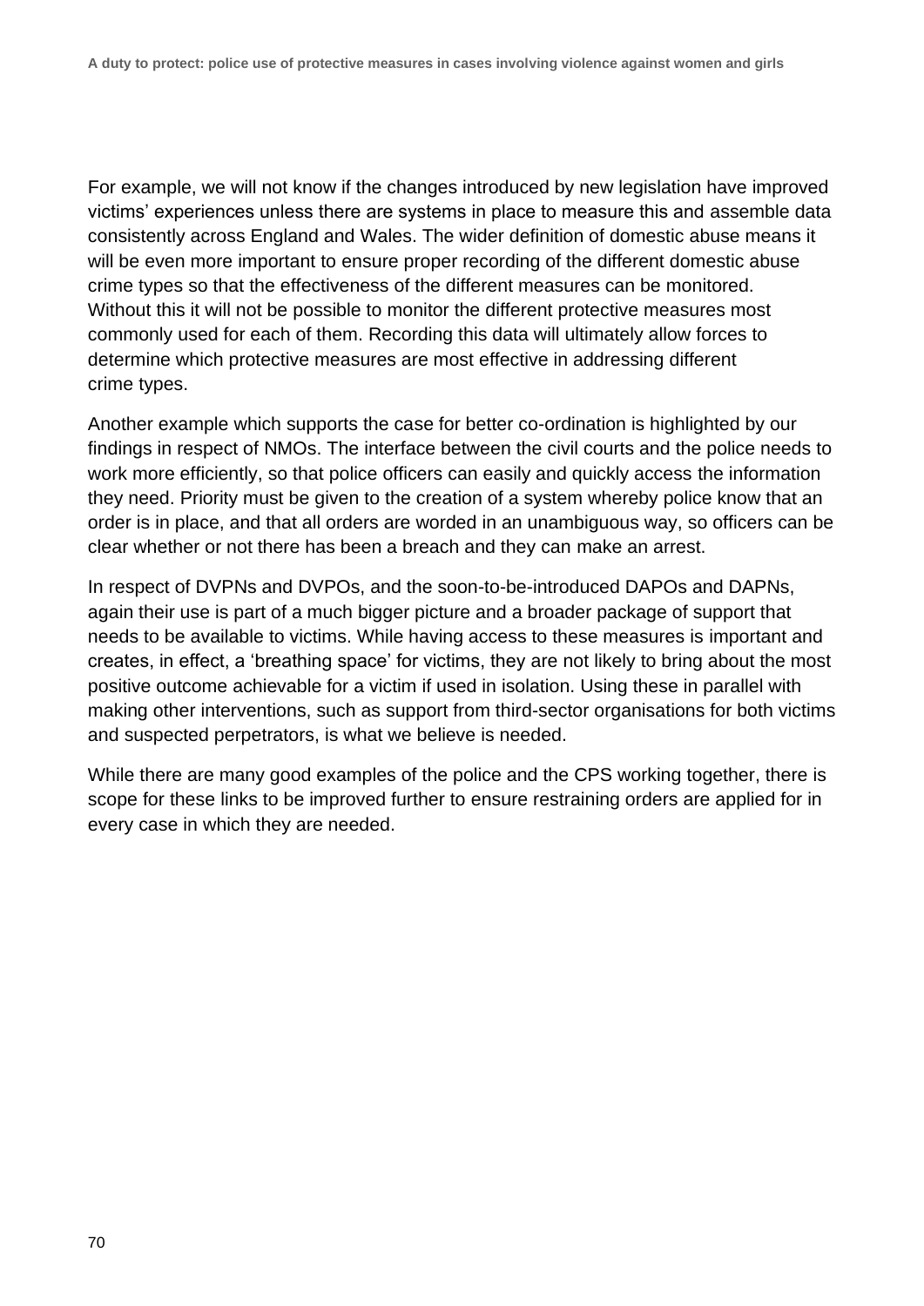For example, we will not know if the changes introduced by new legislation have improved victims' experiences unless there are systems in place to measure this and assemble data consistently across England and Wales. The wider definition of domestic abuse means it will be even more important to ensure proper recording of the different domestic abuse crime types so that the effectiveness of the different measures can be monitored. Without this it will not be possible to monitor the different protective measures most commonly used for each of them. Recording this data will ultimately allow forces to determine which protective measures are most effective in addressing different crime types.

Another example which supports the case for better co-ordination is highlighted by our findings in respect of NMOs. The interface between the civil courts and the police needs to work more efficiently, so that police officers can easily and quickly access the information they need. Priority must be given to the creation of a system whereby police know that an order is in place, and that all orders are worded in an unambiguous way, so officers can be clear whether or not there has been a breach and they can make an arrest.

In respect of DVPNs and DVPOs, and the soon-to-be-introduced DAPOs and DAPNs, again their use is part of a much bigger picture and a broader package of support that needs to be available to victims. While having access to these measures is important and creates, in effect, a 'breathing space' for victims, they are not likely to bring about the most positive outcome achievable for a victim if used in isolation. Using these in parallel with making other interventions, such as support from third-sector organisations for both victims and suspected perpetrators, is what we believe is needed.

While there are many good examples of the police and the CPS working together, there is scope for these links to be improved further to ensure restraining orders are applied for in every case in which they are needed.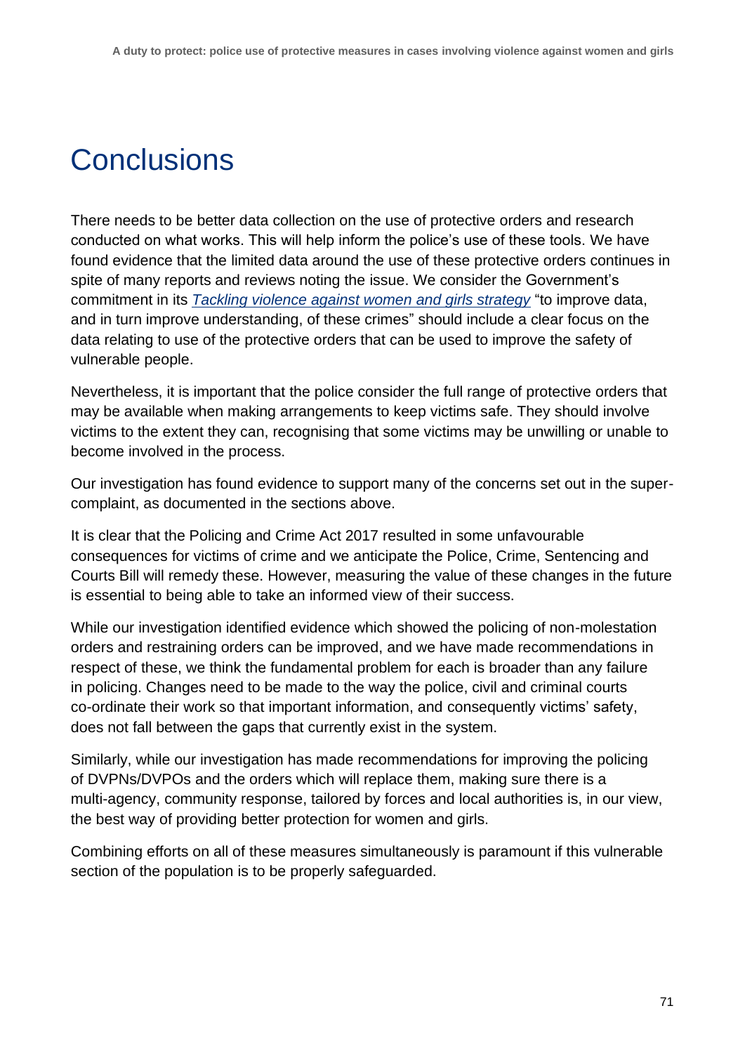# Conclusions

There needs to be better data collection on the use of protective orders and research conducted on what works. This will help inform the police's use of these tools. We have found evidence that the limited data around the use of these protective orders continues in spite of many reports and reviews noting the issue. We consider the Government's commitment in its *Tackling violence against women and girls strategy* "to improve data, and in turn improve understanding, of these crimes" should include a clear focus on the data relating to use of the protective orders that can be used to improve the safety of vulnerable people.

Nevertheless, it is important that the police consider the full range of protective orders that may be available when making arrangements to keep victims safe. They should involve victims to the extent they can, recognising that some victims may be unwilling or unable to become involved in the process.

Our investigation has found evidence to support many of the concerns set out in the super-complaint, as documented in the sections above.

It is clear that the Policing and Crime Act 2017 resulted in some unfavourable consequences for victims of crime and we anticipate the Police, Crime, Sentencing and Courts Bill will remedy these. However, measuring the value of these changes in the future is essential to being able to take an informed view of their success.

While our investigation identified evidence which showed the policing of non-molestation orders and restraining orders can be improved, and we have made recommendations in respect of these, we think the fundamental problem for each is broader than any failure in policing. Changes need to be made to the way the police, civil and criminal courts co-ordinate their work so that important information, and consequently victims' safety, does not fall between the gaps that currently exist in the system.

Similarly, while our investigation has made recommendations for improving the policing of DVPNs/DVPOs and the orders which will replace them, making sure there is a multi-agency, community response, tailored by forces and local authorities is, in our view, the best way of providing better protection for women and girls.

Combining efforts on all of these measures simultaneously is paramount if this vulnerable section of the population is to be properly safeguarded.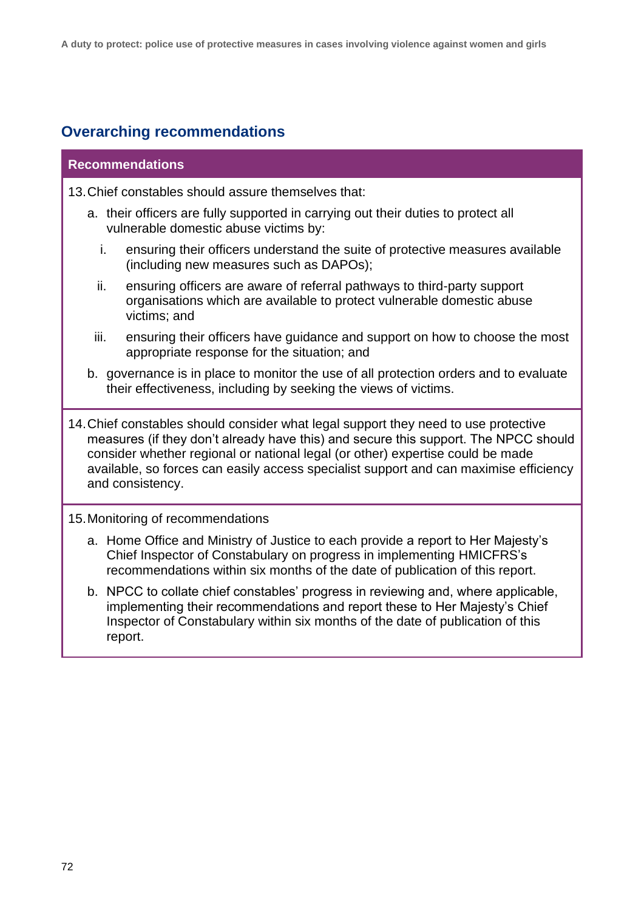## Overarching recommendations

**Recommendations**

13. Chief constables should assure themselves that:

    a. their officers are fully supported in carrying out their duties to protect all vulnerable domestic abuse victims by:

       i. ensuring their officers understand the suite of protective measures available (including new measures such as DAPOs);

       ii. ensuring officers are aware of referral pathways to third-party support organisations which are available to protect vulnerable domestic abuse victims; and

       iii. ensuring their officers have guidance and support on how to choose the most appropriate response for the situation; and

    b. governance is in place to monitor the use of all protection orders and to evaluate their effectiveness, including by seeking the views of victims.

14. Chief constables should consider what legal support they need to use protective measures (if they don't already have this) and secure this support. The NPCC should consider whether regional or national legal (or other) expertise could be made available, so forces can easily access specialist support and can maximise efficiency and consistency.

15. Monitoring of recommendations

    a. Home Office and Ministry of Justice to each provide a report to Her Majesty's Chief Inspector of Constabulary on progress in implementing HMICFRS's recommendations within six months of the date of publication of this report.

    b. NPCC to collate chief constables' progress in reviewing and, where applicable, implementing their recommendations and report these to Her Majesty's Chief Inspector of Constabulary within six months of the date of publication of this report.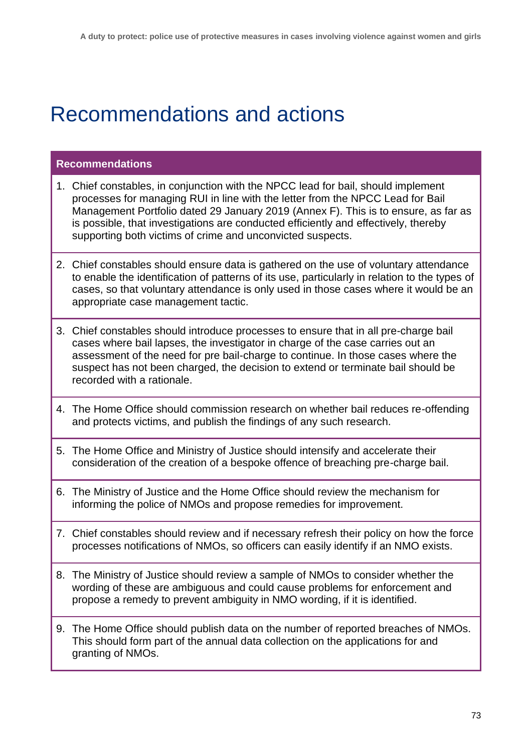# Recommendations and actions

**Recommendations**

1. Chief constables, in conjunction with the NPCC lead for bail, should implement processes for managing RUI in line with the letter from the NPCC Lead for Bail Management Portfolio dated 29 January 2019 (Annex F). This is to ensure, as far as is possible, that investigations are conducted efficiently and effectively, thereby supporting both victims of crime and unconvicted suspects.

2. Chief constables should ensure data is gathered on the use of voluntary attendance to enable the identification of patterns of its use, particularly in relation to the types of cases, so that voluntary attendance is only used in those cases where it would be an appropriate case management tactic.

3. Chief constables should introduce processes to ensure that in all pre-charge bail cases where bail lapses, the investigator in charge of the case carries out an assessment of the need for pre bail-charge to continue. In those cases where the suspect has not been charged, the decision to extend or terminate bail should be recorded with a rationale.

4. The Home Office should commission research on whether bail reduces re-offending and protects victims, and publish the findings of any such research.

5. The Home Office and Ministry of Justice should intensify and accelerate their consideration of the creation of a bespoke offence of breaching pre-charge bail.

6. The Ministry of Justice and the Home Office should review the mechanism for informing the police of NMOs and propose remedies for improvement.

7. Chief constables should review and if necessary refresh their policy on how the force processes notifications of NMOs, so officers can easily identify if an NMO exists.

8. The Ministry of Justice should review a sample of NMOs to consider whether the wording of these are ambiguous and could cause problems for enforcement and propose a remedy to prevent ambiguity in NMO wording, if it is identified.

9. The Home Office should publish data on the number of reported breaches of NMOs. This should form part of the annual data collection on the applications for and granting of NMOs.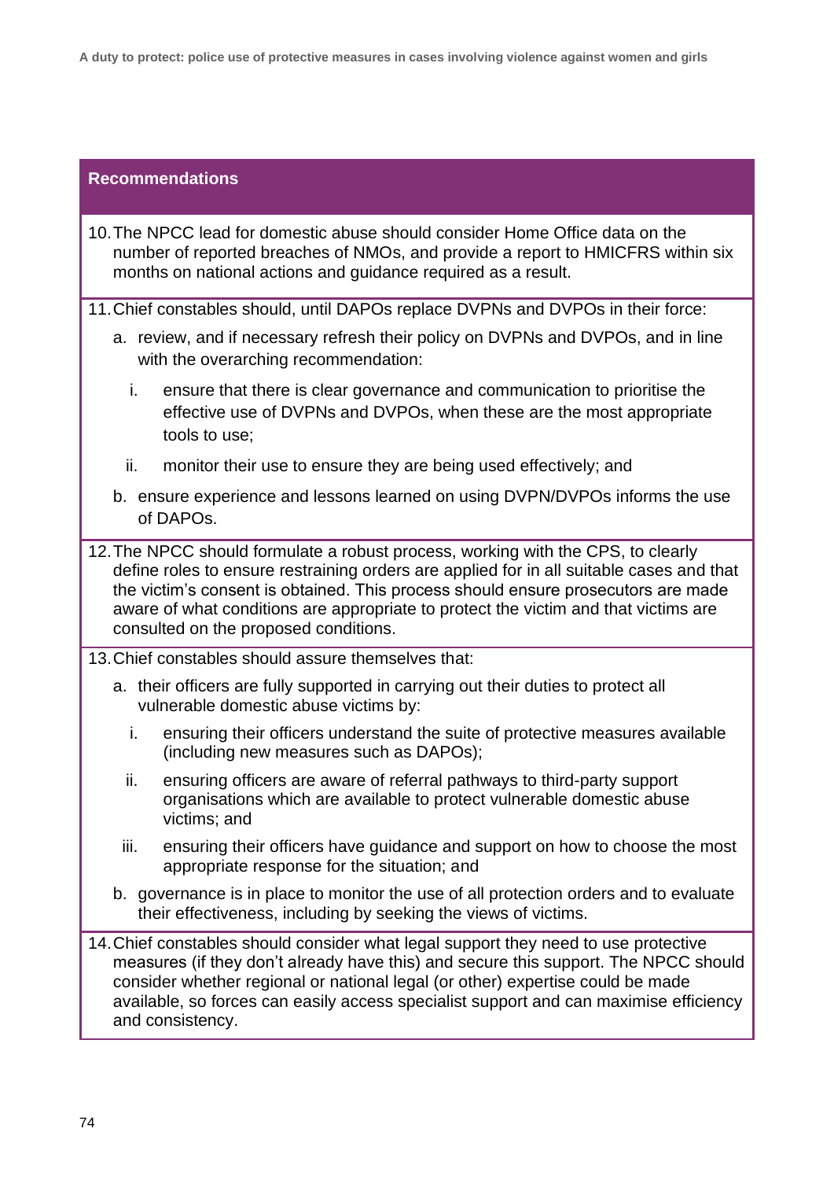## Recommendations

10. The NPCC lead for domestic abuse should consider Home Office data on the number of reported breaches of NMOs, and provide a report to HMICFRS within six months on national actions and guidance required as a result.

11. Chief constables should, until DAPOs replace DVPNs and DVPOs in their force:

    a. review, and if necessary refresh their policy on DVPNs and DVPOs, and in line with the overarching recommendation:

       i. ensure that there is clear governance and communication to prioritise the effective use of DVPNs and DVPOs, when these are the most appropriate tools to use;

       ii. monitor their use to ensure they are being used effectively; and

    b. ensure experience and lessons learned on using DVPN/DVPOs informs the use of DAPOs.

12. The NPCC should formulate a robust process, working with the CPS, to clearly define roles to ensure restraining orders are applied for in all suitable cases and that the victim's consent is obtained. This process should ensure prosecutors are made aware of what conditions are appropriate to protect the victim and that victims are consulted on the proposed conditions.

13. Chief constables should assure themselves that:

    a. their officers are fully supported in carrying out their duties to protect all vulnerable domestic abuse victims by:

       i. ensuring their officers understand the suite of protective measures available (including new measures such as DAPOs);

       ii. ensuring officers are aware of referral pathways to third-party support organisations which are available to protect vulnerable domestic abuse victims; and

       iii. ensuring their officers have guidance and support on how to choose the most appropriate response for the situation; and

    b. governance is in place to monitor the use of all protection orders and to evaluate their effectiveness, including by seeking the views of victims.

14. Chief constables should consider what legal support they need to use protective measures (if they don't already have this) and secure this support. The NPCC should consider whether regional or national legal (or other) expertise could be made available, so forces can easily access specialist support and can maximise efficiency and consistency.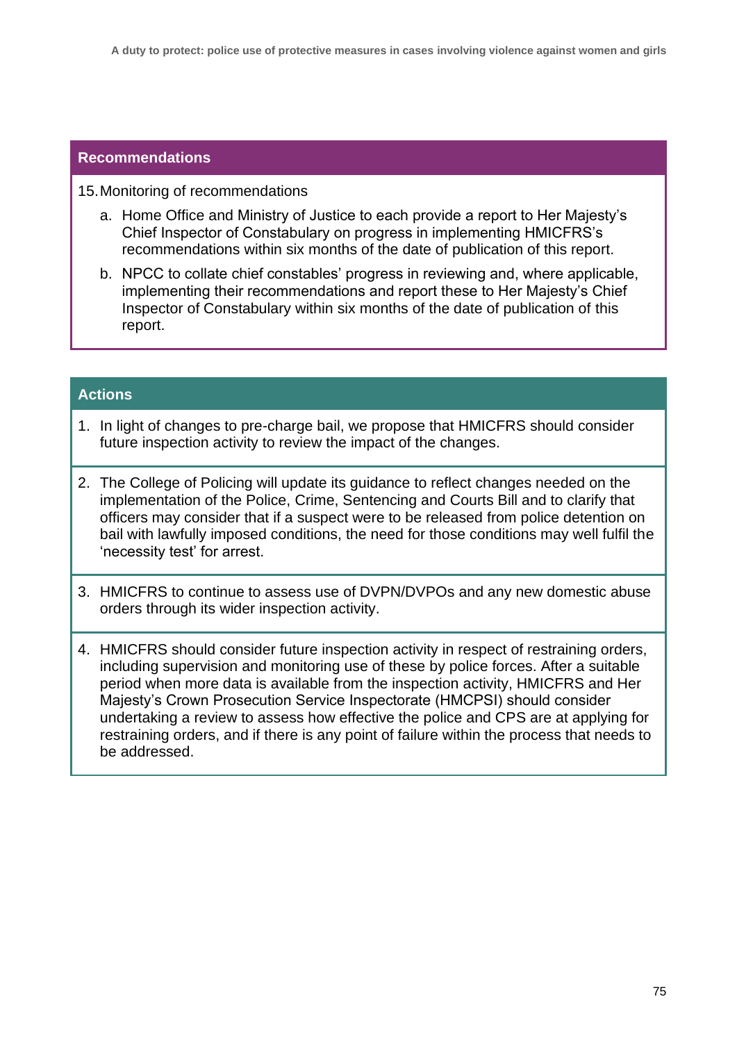### Recommendations

15. Monitoring of recommendations

    a. Home Office and Ministry of Justice to each provide a report to Her Majesty's Chief Inspector of Constabulary on progress in implementing HMICFRS's recommendations within six months of the date of publication of this report.

    b. NPCC to collate chief constables' progress in reviewing and, where applicable, implementing their recommendations and report these to Her Majesty's Chief Inspector of Constabulary within six months of the date of publication of this report.

### Actions

1. In light of changes to pre-charge bail, we propose that HMICFRS should consider future inspection activity to review the impact of the changes.

2. The College of Policing will update its guidance to reflect changes needed on the implementation of the Police, Crime, Sentencing and Courts Bill and to clarify that officers may consider that if a suspect were to be released from police detention on bail with lawfully imposed conditions, the need for those conditions may well fulfil the 'necessity test' for arrest.

3. HMICFRS to continue to assess use of DVPN/DVPOs and any new domestic abuse orders through its wider inspection activity.

4. HMICFRS should consider future inspection activity in respect of restraining orders, including supervision and monitoring use of these by police forces. After a suitable period when more data is available from the inspection activity, HMICFRS and Her Majesty's Crown Prosecution Service Inspectorate (HMCPSI) should consider undertaking a review to assess how effective the police and CPS are at applying for restraining orders, and if there is any point of failure within the process that needs to be addressed.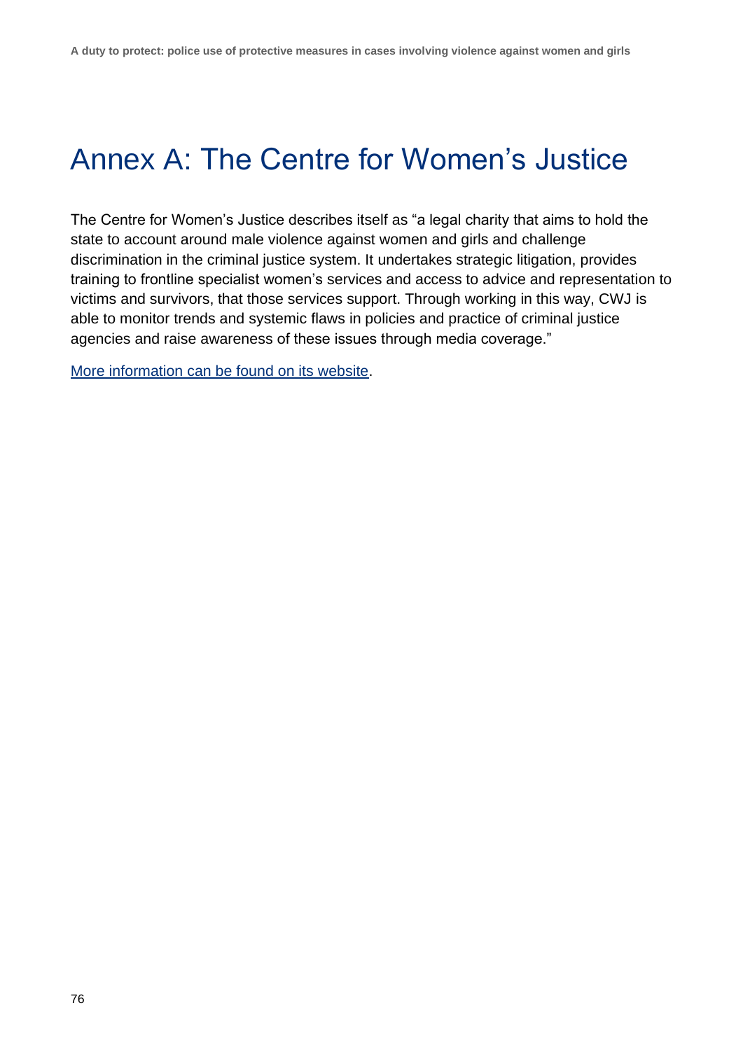# Annex A: The Centre for Women's Justice

The Centre for Women's Justice describes itself as "a legal charity that aims to hold the state to account around male violence against women and girls and challenge discrimination in the criminal justice system. It undertakes strategic litigation, provides training to frontline specialist women's services and access to advice and representation to victims and survivors, that those services support. Through working in this way, CWJ is able to monitor trends and systemic flaws in policies and practice of criminal justice agencies and raise awareness of these issues through media coverage."

More information can be found on its website.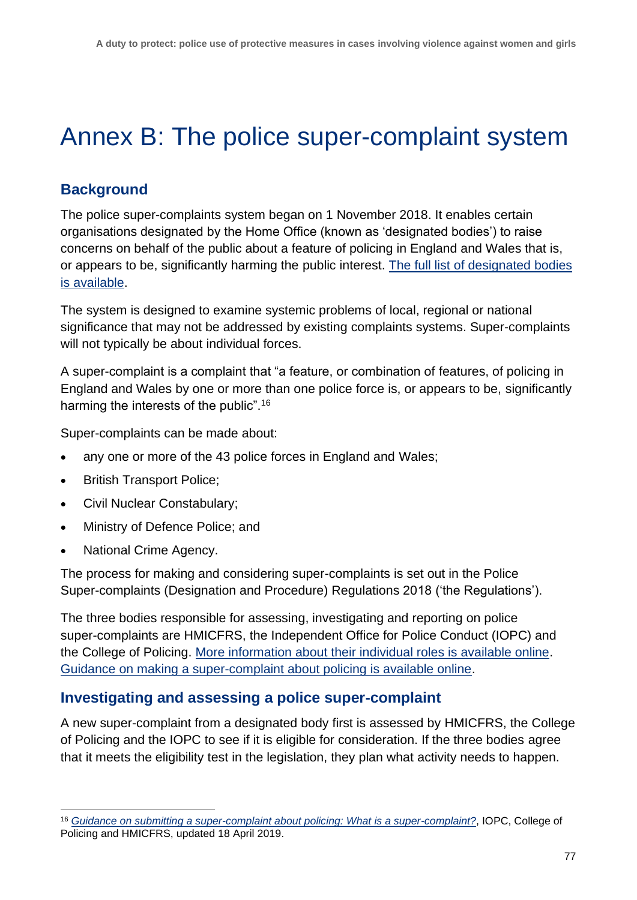# Annex B: The police super-complaint system

## Background

The police super-complaints system began on 1 November 2018. It enables certain organisations designated by the Home Office (known as 'designated bodies') to raise concerns on behalf of the public about a feature of policing in England and Wales that is, or appears to be, significantly harming the public interest. The full list of designated bodies is available.

The system is designed to examine systemic problems of local, regional or national significance that may not be addressed by existing complaints systems. Super-complaints will not typically be about individual forces.

A super-complaint is a complaint that "a feature, or combination of features, of policing in England and Wales by one or more than one police force is, or appears to be, significantly harming the interests of the public".[16]

Super-complaints can be made about:

- any one or more of the 43 police forces in England and Wales;
- British Transport Police;
- Civil Nuclear Constabulary;
- Ministry of Defence Police; and
- National Crime Agency.

The process for making and considering super-complaints is set out in the Police Super-complaints (Designation and Procedure) Regulations 2018 ('the Regulations').

The three bodies responsible for assessing, investigating and reporting on police super-complaints are HMICFRS, the Independent Office for Police Conduct (IOPC) and the College of Policing. More information about their individual roles is available online. Guidance on making a super-complaint about policing is available online.

## Investigating and assessing a police super-complaint

A new super-complaint from a designated body first is assessed by HMICFRS, the College of Policing and the IOPC to see if it is eligible for consideration. If the three bodies agree that it meets the eligibility test in the legislation, they plan what activity needs to happen.

[16] *Guidance on submitting a super-complaint about policing: What is a super-complaint?*, IOPC, College of Policing and HMICFRS, updated 18 April 2019.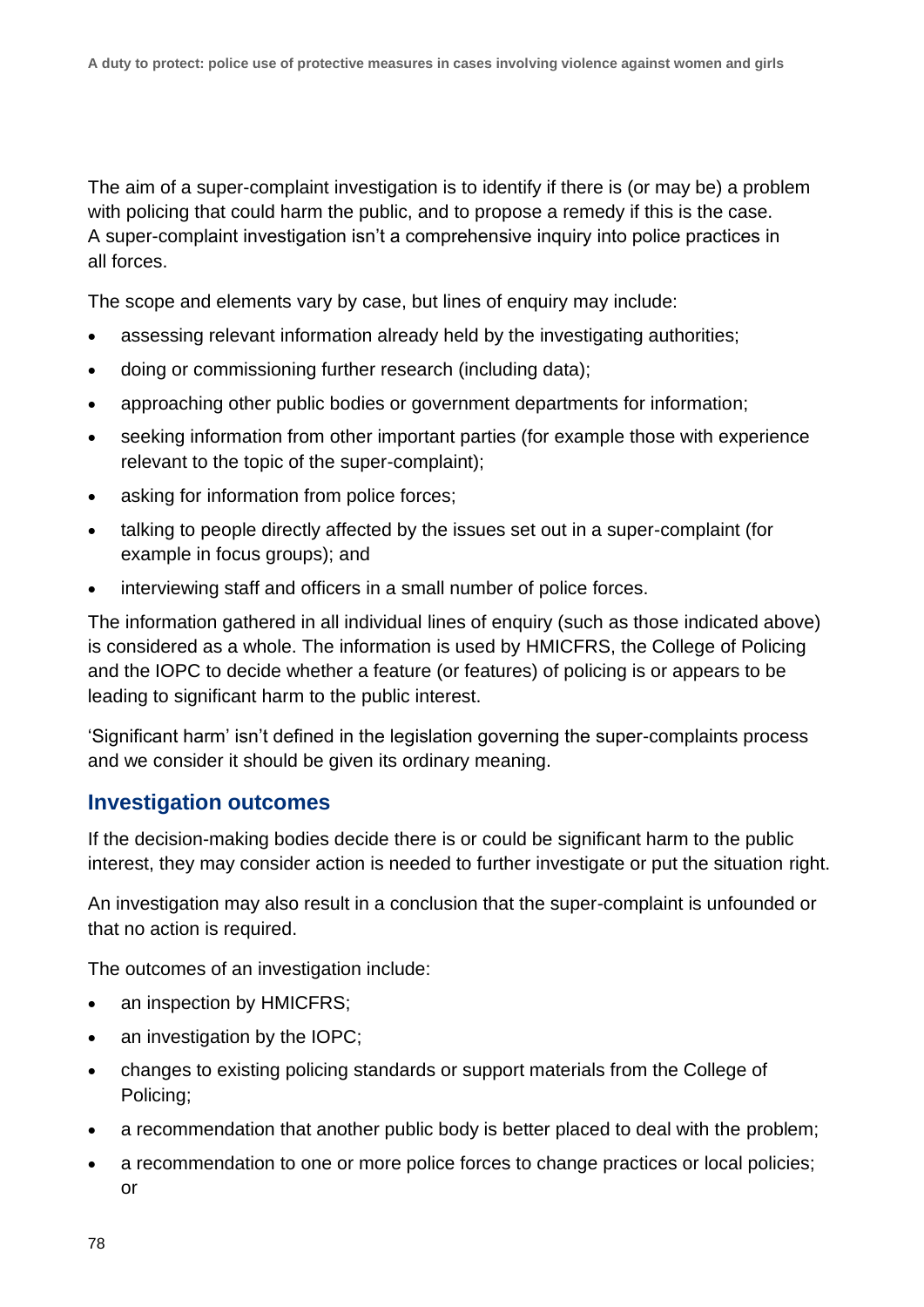The aim of a super-complaint investigation is to identify if there is (or may be) a problem with policing that could harm the public, and to propose a remedy if this is the case. A super-complaint investigation isn't a comprehensive inquiry into police practices in all forces.

The scope and elements vary by case, but lines of enquiry may include:

- assessing relevant information already held by the investigating authorities;
- doing or commissioning further research (including data);
- approaching other public bodies or government departments for information;
- seeking information from other important parties (for example those with experience relevant to the topic of the super-complaint);
- asking for information from police forces;
- talking to people directly affected by the issues set out in a super-complaint (for example in focus groups); and
- interviewing staff and officers in a small number of police forces.

The information gathered in all individual lines of enquiry (such as those indicated above) is considered as a whole. The information is used by HMICFRS, the College of Policing and the IOPC to decide whether a feature (or features) of policing is or appears to be leading to significant harm to the public interest.

'Significant harm' isn't defined in the legislation governing the super-complaints process and we consider it should be given its ordinary meaning.

## Investigation outcomes

If the decision-making bodies decide there is or could be significant harm to the public interest, they may consider action is needed to further investigate or put the situation right.

An investigation may also result in a conclusion that the super-complaint is unfounded or that no action is required.

The outcomes of an investigation include:

- an inspection by HMICFRS;
- an investigation by the IOPC;
- changes to existing policing standards or support materials from the College of Policing;
- a recommendation that another public body is better placed to deal with the problem;
- a recommendation to one or more police forces to change practices or local policies; or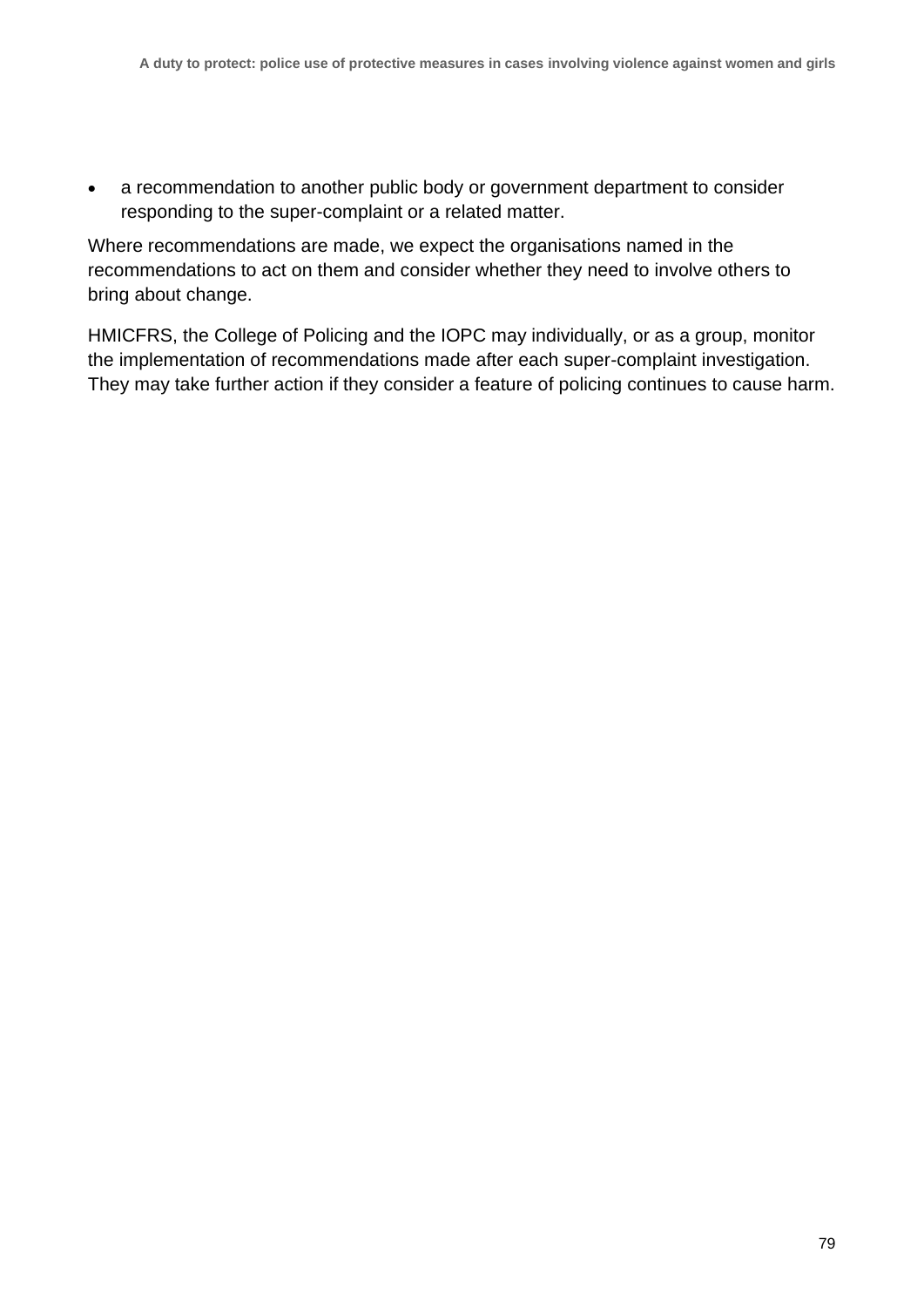- a recommendation to another public body or government department to consider responding to the super-complaint or a related matter.

Where recommendations are made, we expect the organisations named in the recommendations to act on them and consider whether they need to involve others to bring about change.

HMICFRS, the College of Policing and the IOPC may individually, or as a group, monitor the implementation of recommendations made after each super-complaint investigation. They may take further action if they consider a feature of policing continues to cause harm.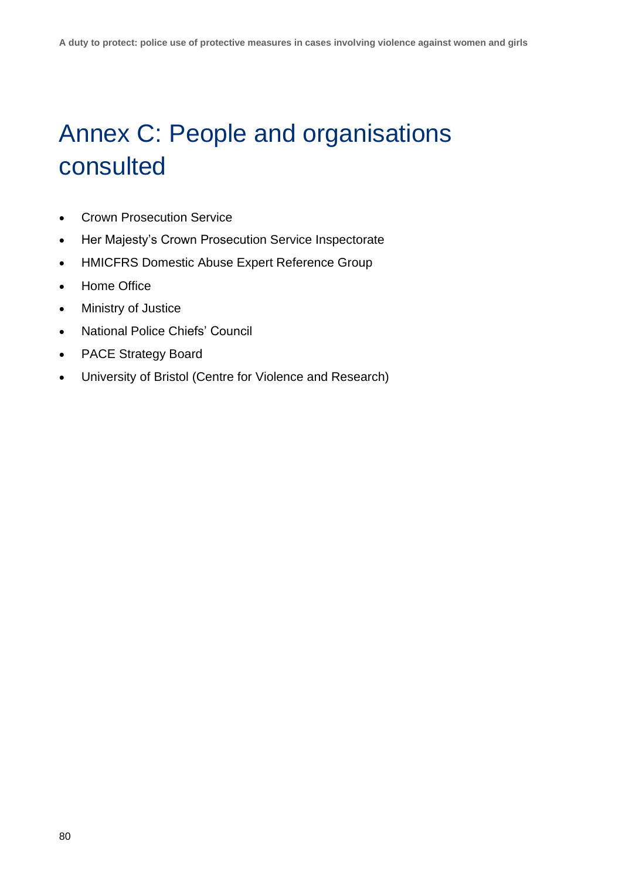# Annex C: People and organisations consulted

- Crown Prosecution Service
- Her Majesty's Crown Prosecution Service Inspectorate
- HMICFRS Domestic Abuse Expert Reference Group
- Home Office
- Ministry of Justice
- National Police Chiefs' Council
- PACE Strategy Board
- University of Bristol (Centre for Violence and Research)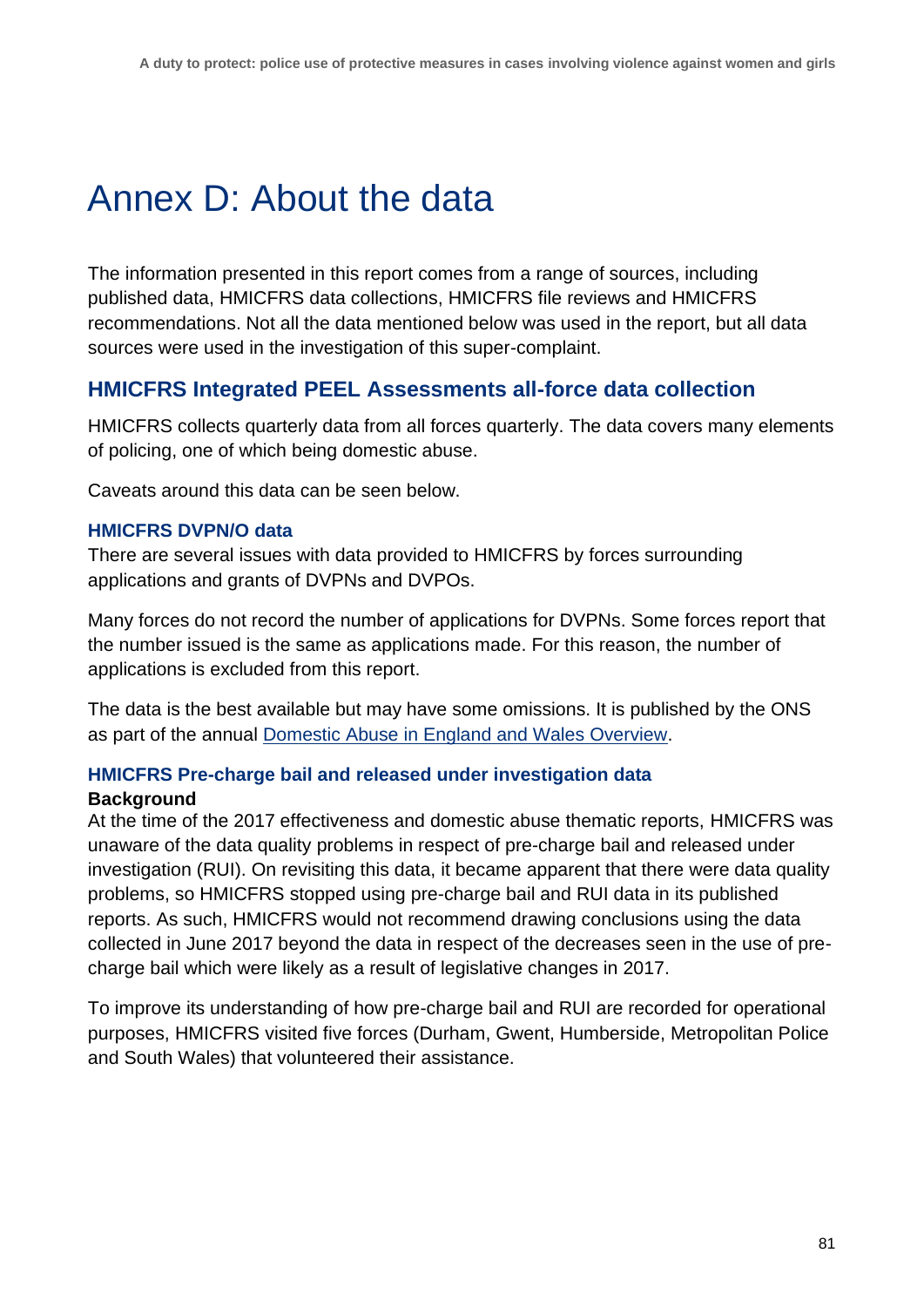# Annex D: About the data

The information presented in this report comes from a range of sources, including published data, HMICFRS data collections, HMICFRS file reviews and HMICFRS recommendations. Not all the data mentioned below was used in the report, but all data sources were used in the investigation of this super-complaint.

## HMICFRS Integrated PEEL Assessments all-force data collection

HMICFRS collects quarterly data from all forces quarterly. The data covers many elements of policing, one of which being domestic abuse.

Caveats around this data can be seen below.

### HMICFRS DVPN/O data

There are several issues with data provided to HMICFRS by forces surrounding applications and grants of DVPNs and DVPOs.

Many forces do not record the number of applications for DVPNs. Some forces report that the number issued is the same as applications made. For this reason, the number of applications is excluded from this report.

The data is the best available but may have some omissions. It is published by the ONS as part of the annual Domestic Abuse in England and Wales Overview.

### HMICFRS Pre-charge bail and released under investigation data

**Background**

At the time of the 2017 effectiveness and domestic abuse thematic reports, HMICFRS was unaware of the data quality problems in respect of pre-charge bail and released under investigation (RUI). On revisiting this data, it became apparent that there were data quality problems, so HMICFRS stopped using pre-charge bail and RUI data in its published reports. As such, HMICFRS would not recommend drawing conclusions using the data collected in June 2017 beyond the data in respect of the decreases seen in the use of pre-charge bail which were likely as a result of legislative changes in 2017.

To improve its understanding of how pre-charge bail and RUI are recorded for operational purposes, HMICFRS visited five forces (Durham, Gwent, Humberside, Metropolitan Police and South Wales) that volunteered their assistance.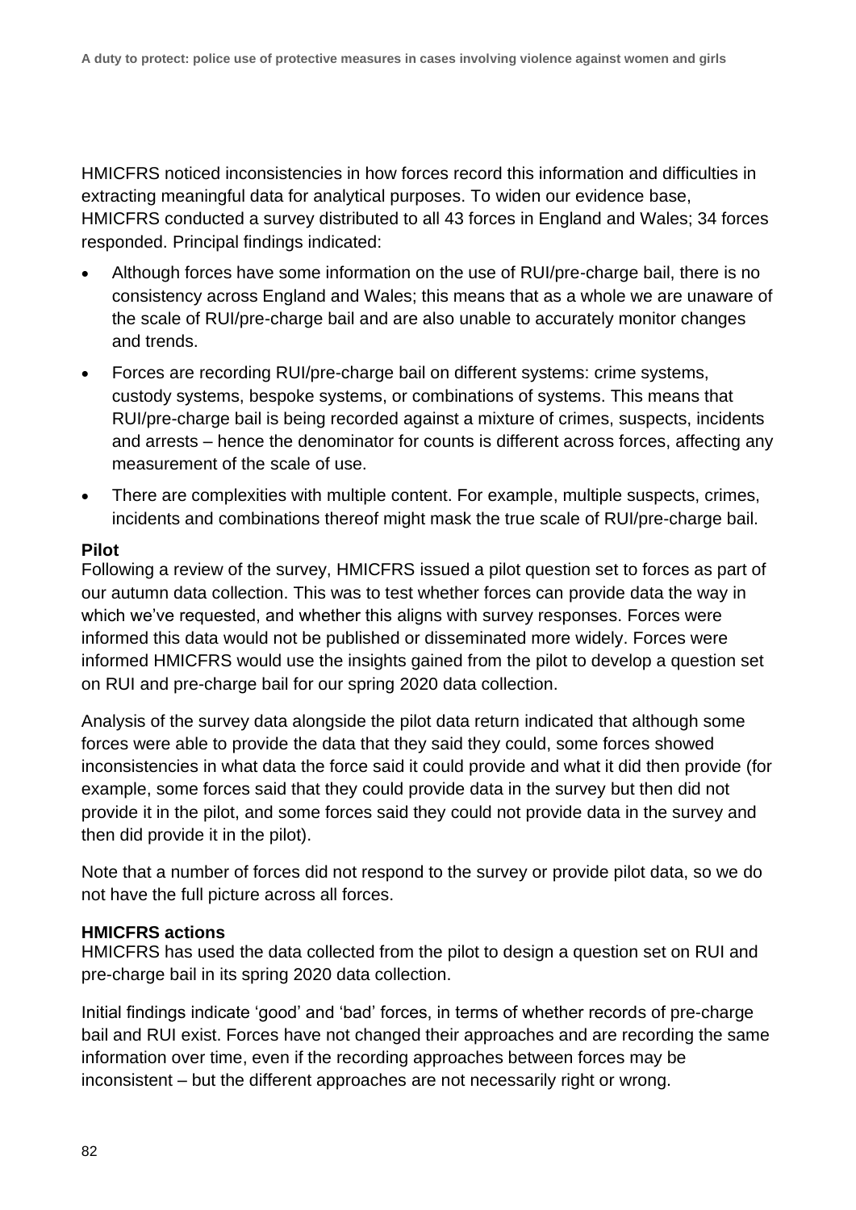HMICFRS noticed inconsistencies in how forces record this information and difficulties in extracting meaningful data for analytical purposes. To widen our evidence base, HMICFRS conducted a survey distributed to all 43 forces in England and Wales; 34 forces responded. Principal findings indicated:

- Although forces have some information on the use of RUI/pre-charge bail, there is no consistency across England and Wales; this means that as a whole we are unaware of the scale of RUI/pre-charge bail and are also unable to accurately monitor changes and trends.
- Forces are recording RUI/pre-charge bail on different systems: crime systems, custody systems, bespoke systems, or combinations of systems. This means that RUI/pre-charge bail is being recorded against a mixture of crimes, suspects, incidents and arrests – hence the denominator for counts is different across forces, affecting any measurement of the scale of use.
- There are complexities with multiple content. For example, multiple suspects, crimes, incidents and combinations thereof might mask the true scale of RUI/pre-charge bail.

**Pilot**

Following a review of the survey, HMICFRS issued a pilot question set to forces as part of our autumn data collection. This was to test whether forces can provide data the way in which we've requested, and whether this aligns with survey responses. Forces were informed this data would not be published or disseminated more widely. Forces were informed HMICFRS would use the insights gained from the pilot to develop a question set on RUI and pre-charge bail for our spring 2020 data collection.

Analysis of the survey data alongside the pilot data return indicated that although some forces were able to provide the data that they said they could, some forces showed inconsistencies in what data the force said it could provide and what it did then provide (for example, some forces said that they could provide data in the survey but then did not provide it in the pilot, and some forces said they could not provide data in the survey and then did provide it in the pilot).

Note that a number of forces did not respond to the survey or provide pilot data, so we do not have the full picture across all forces.

**HMICFRS actions**

HMICFRS has used the data collected from the pilot to design a question set on RUI and pre-charge bail in its spring 2020 data collection.

Initial findings indicate 'good' and 'bad' forces, in terms of whether records of pre-charge bail and RUI exist. Forces have not changed their approaches and are recording the same information over time, even if the recording approaches between forces may be inconsistent – but the different approaches are not necessarily right or wrong.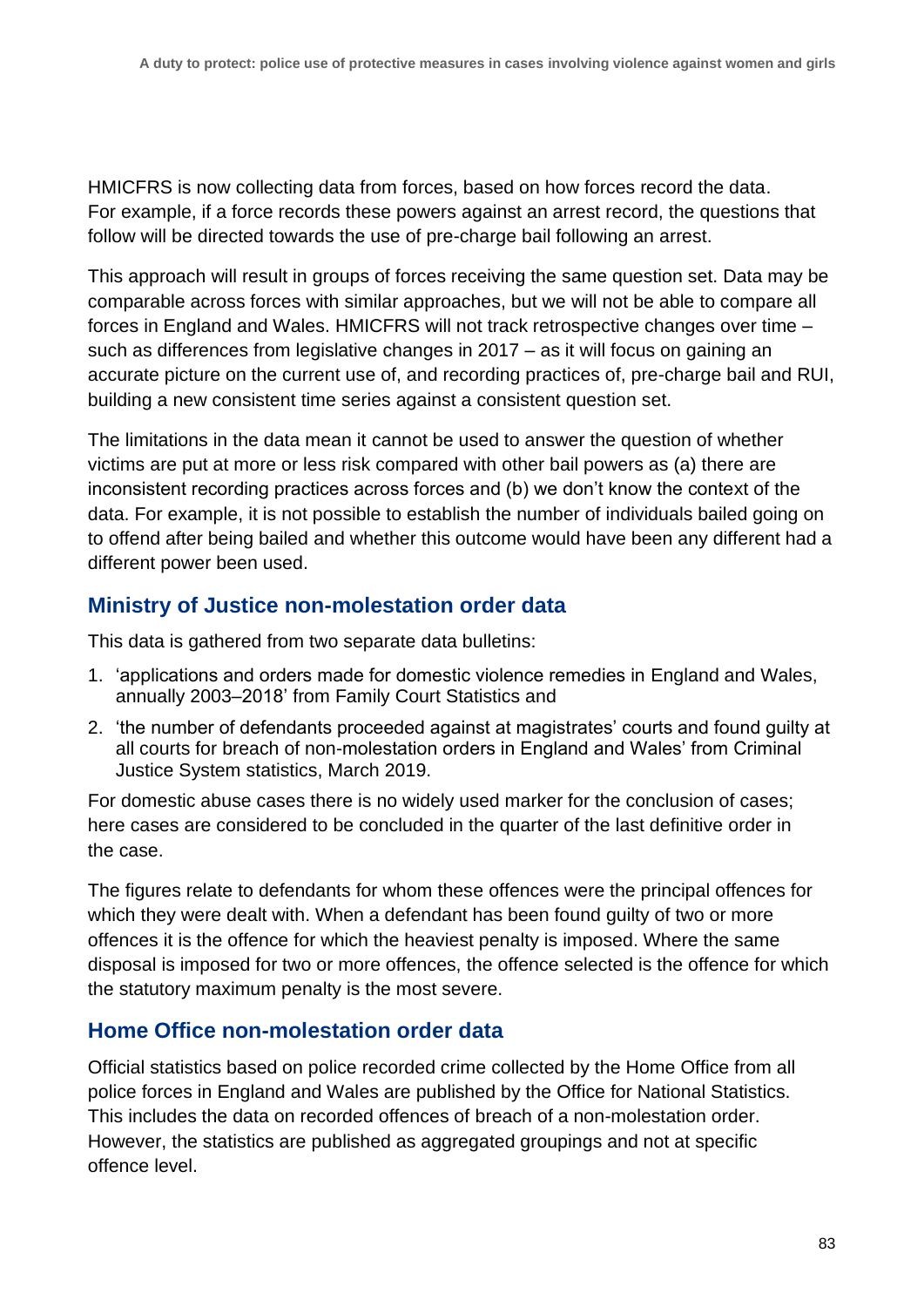HMICFRS is now collecting data from forces, based on how forces record the data. For example, if a force records these powers against an arrest record, the questions that follow will be directed towards the use of pre-charge bail following an arrest.

This approach will result in groups of forces receiving the same question set. Data may be comparable across forces with similar approaches, but we will not be able to compare all forces in England and Wales. HMICFRS will not track retrospective changes over time – such as differences from legislative changes in 2017 – as it will focus on gaining an accurate picture on the current use of, and recording practices of, pre-charge bail and RUI, building a new consistent time series against a consistent question set.

The limitations in the data mean it cannot be used to answer the question of whether victims are put at more or less risk compared with other bail powers as (a) there are inconsistent recording practices across forces and (b) we don't know the context of the data. For example, it is not possible to establish the number of individuals bailed going on to offend after being bailed and whether this outcome would have been any different had a different power been used.

## Ministry of Justice non-molestation order data

This data is gathered from two separate data bulletins:

1. 'applications and orders made for domestic violence remedies in England and Wales, annually 2003–2018' from Family Court Statistics and
2. 'the number of defendants proceeded against at magistrates' courts and found guilty at all courts for breach of non-molestation orders in England and Wales' from Criminal Justice System statistics, March 2019.

For domestic abuse cases there is no widely used marker for the conclusion of cases; here cases are considered to be concluded in the quarter of the last definitive order in the case.

The figures relate to defendants for whom these offences were the principal offences for which they were dealt with. When a defendant has been found guilty of two or more offences it is the offence for which the heaviest penalty is imposed. Where the same disposal is imposed for two or more offences, the offence selected is the offence for which the statutory maximum penalty is the most severe.

## Home Office non-molestation order data

Official statistics based on police recorded crime collected by the Home Office from all police forces in England and Wales are published by the Office for National Statistics. This includes the data on recorded offences of breach of a non-molestation order. However, the statistics are published as aggregated groupings and not at specific offence level.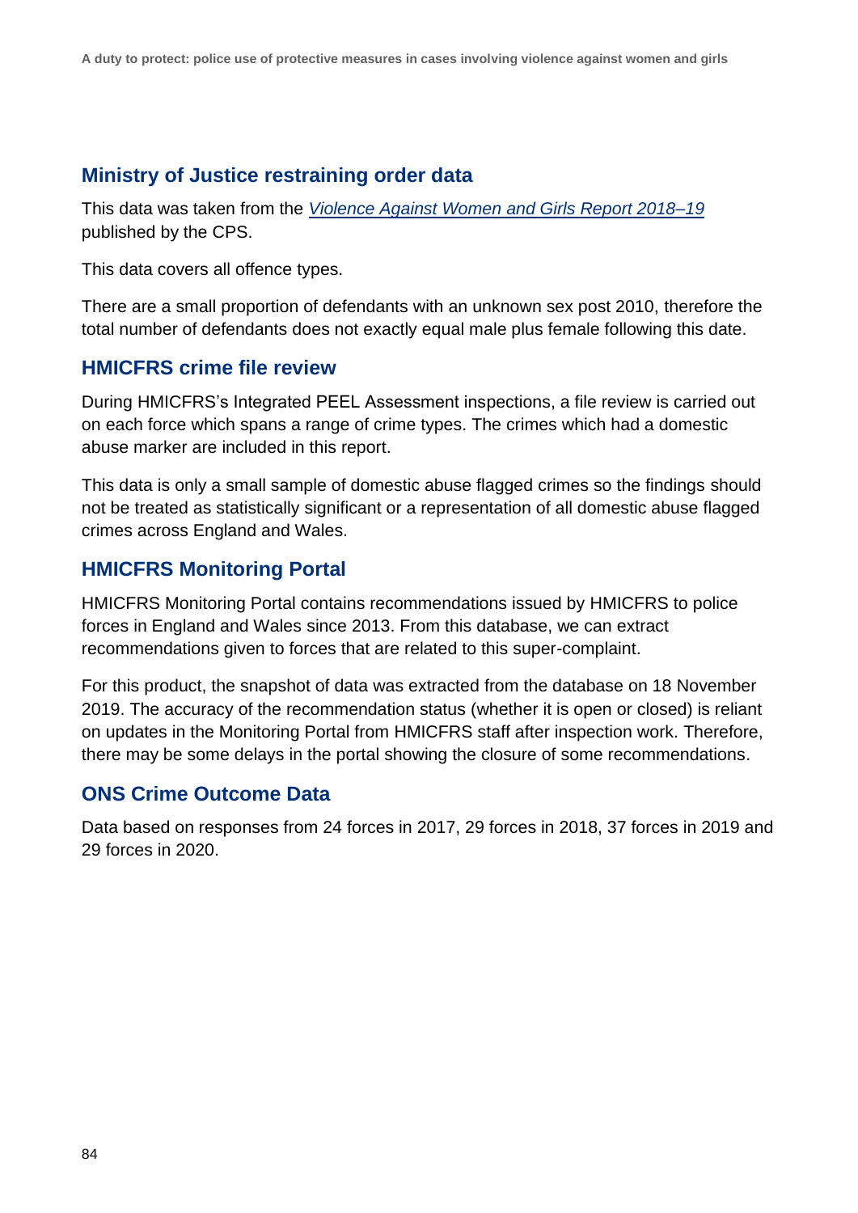## Ministry of Justice restraining order data

This data was taken from the *Violence Against Women and Girls Report 2018–19* published by the CPS.

This data covers all offence types.

There are a small proportion of defendants with an unknown sex post 2010, therefore the total number of defendants does not exactly equal male plus female following this date.

## HMICFRS crime file review

During HMICFRS's Integrated PEEL Assessment inspections, a file review is carried out on each force which spans a range of crime types. The crimes which had a domestic abuse marker are included in this report.

This data is only a small sample of domestic abuse flagged crimes so the findings should not be treated as statistically significant or a representation of all domestic abuse flagged crimes across England and Wales.

## HMICFRS Monitoring Portal

HMICFRS Monitoring Portal contains recommendations issued by HMICFRS to police forces in England and Wales since 2013. From this database, we can extract recommendations given to forces that are related to this super-complaint.

For this product, the snapshot of data was extracted from the database on 18 November 2019. The accuracy of the recommendation status (whether it is open or closed) is reliant on updates in the Monitoring Portal from HMICFRS staff after inspection work. Therefore, there may be some delays in the portal showing the closure of some recommendations.

## ONS Crime Outcome Data

Data based on responses from 24 forces in 2017, 29 forces in 2018, 37 forces in 2019 and 29 forces in 2020.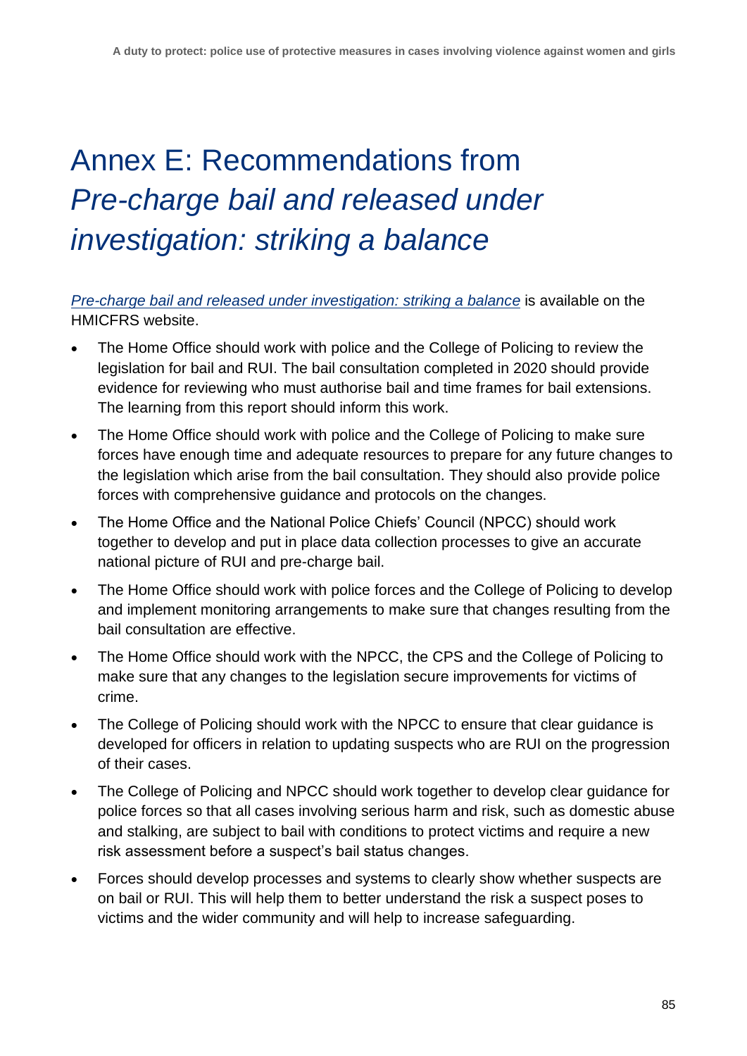# Annex E: Recommendations from *Pre-charge bail and released under investigation: striking a balance*

*Pre-charge bail and released under investigation: striking a balance* is available on the HMICFRS website.

- The Home Office should work with police and the College of Policing to review the legislation for bail and RUI. The bail consultation completed in 2020 should provide evidence for reviewing who must authorise bail and time frames for bail extensions. The learning from this report should inform this work.
- The Home Office should work with police and the College of Policing to make sure forces have enough time and adequate resources to prepare for any future changes to the legislation which arise from the bail consultation. They should also provide police forces with comprehensive guidance and protocols on the changes.
- The Home Office and the National Police Chiefs' Council (NPCC) should work together to develop and put in place data collection processes to give an accurate national picture of RUI and pre-charge bail.
- The Home Office should work with police forces and the College of Policing to develop and implement monitoring arrangements to make sure that changes resulting from the bail consultation are effective.
- The Home Office should work with the NPCC, the CPS and the College of Policing to make sure that any changes to the legislation secure improvements for victims of crime.
- The College of Policing should work with the NPCC to ensure that clear guidance is developed for officers in relation to updating suspects who are RUI on the progression of their cases.
- The College of Policing and NPCC should work together to develop clear guidance for police forces so that all cases involving serious harm and risk, such as domestic abuse and stalking, are subject to bail with conditions to protect victims and require a new risk assessment before a suspect's bail status changes.
- Forces should develop processes and systems to clearly show whether suspects are on bail or RUI. This will help them to better understand the risk a suspect poses to victims and the wider community and will help to increase safeguarding.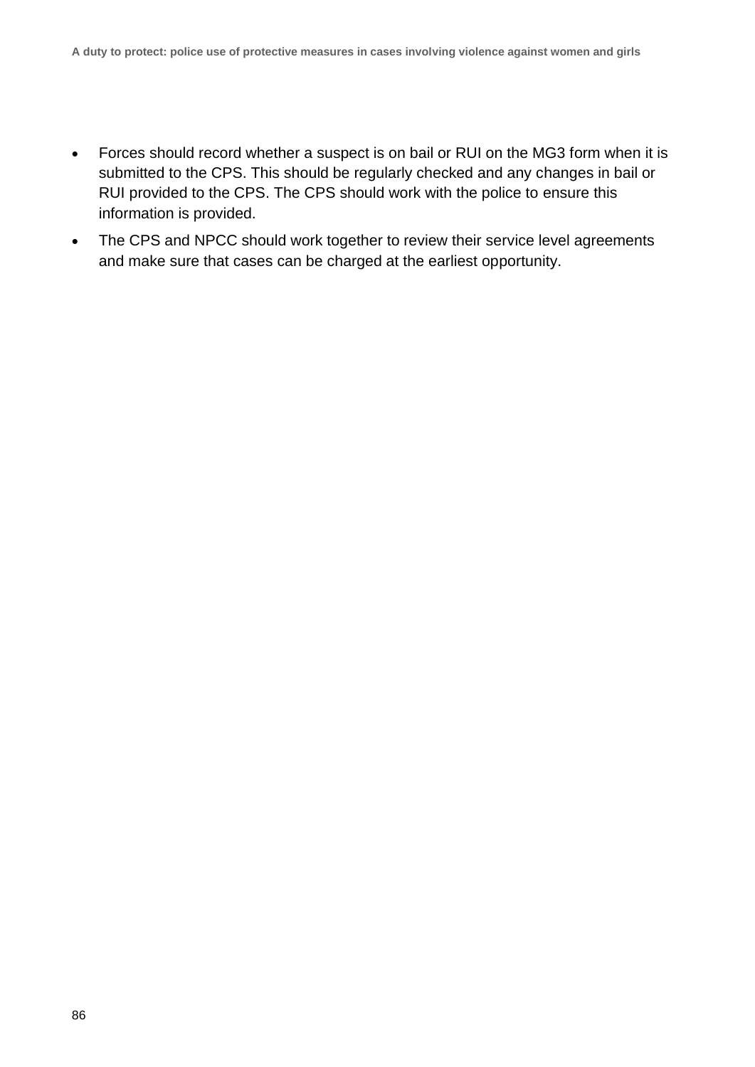- Forces should record whether a suspect is on bail or RUI on the MG3 form when it is submitted to the CPS. This should be regularly checked and any changes in bail or RUI provided to the CPS. The CPS should work with the police to ensure this information is provided.
- The CPS and NPCC should work together to review their service level agreements and make sure that cases can be charged at the earliest opportunity.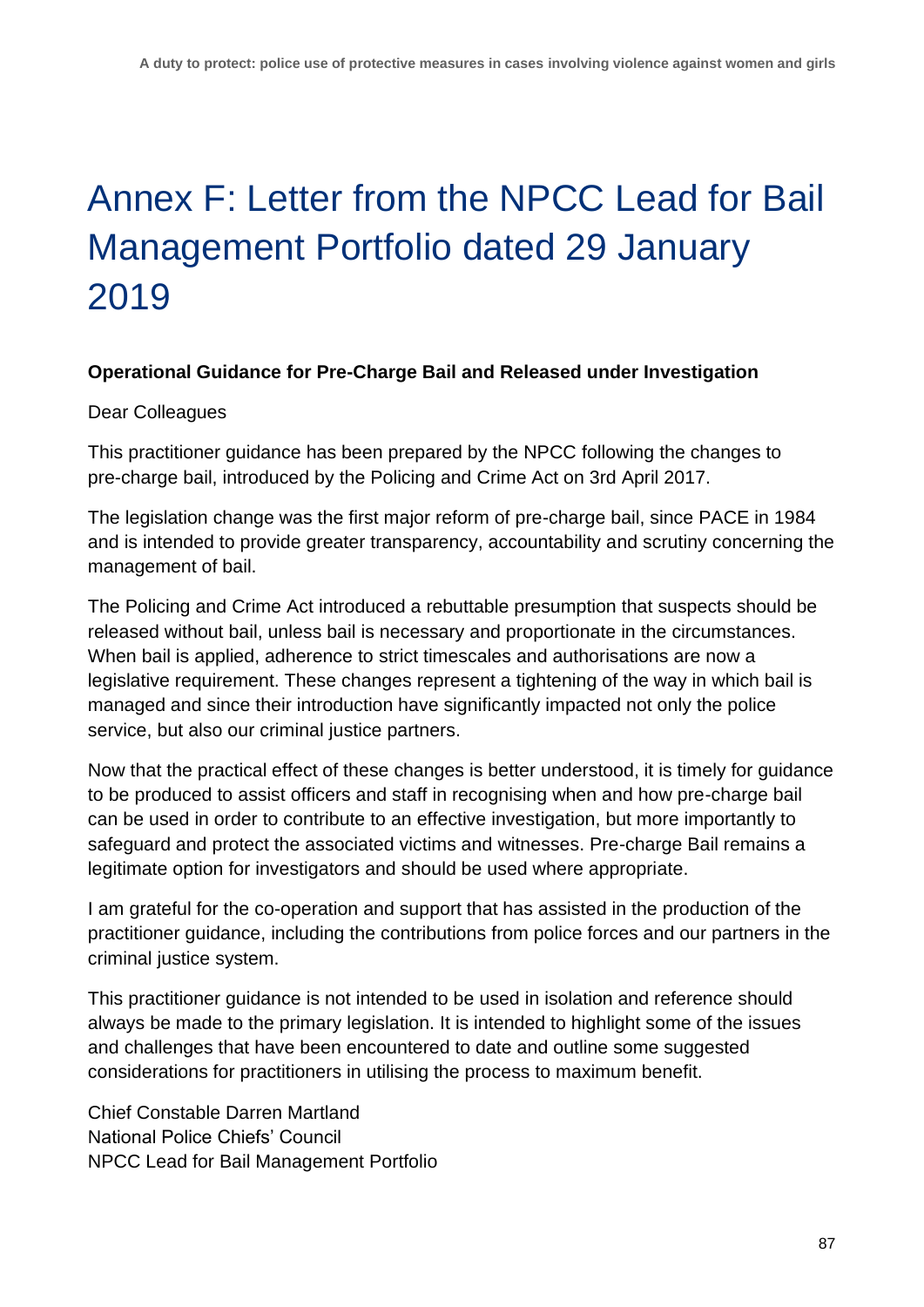# Annex F: Letter from the NPCC Lead for Bail Management Portfolio dated 29 January 2019

**Operational Guidance for Pre-Charge Bail and Released under Investigation**

Dear Colleagues

This practitioner guidance has been prepared by the NPCC following the changes to pre-charge bail, introduced by the Policing and Crime Act on 3rd April 2017.

The legislation change was the first major reform of pre-charge bail, since PACE in 1984 and is intended to provide greater transparency, accountability and scrutiny concerning the management of bail.

The Policing and Crime Act introduced a rebuttable presumption that suspects should be released without bail, unless bail is necessary and proportionate in the circumstances. When bail is applied, adherence to strict timescales and authorisations are now a legislative requirement. These changes represent a tightening of the way in which bail is managed and since their introduction have significantly impacted not only the police service, but also our criminal justice partners.

Now that the practical effect of these changes is better understood, it is timely for guidance to be produced to assist officers and staff in recognising when and how pre-charge bail can be used in order to contribute to an effective investigation, but more importantly to safeguard and protect the associated victims and witnesses. Pre-charge Bail remains a legitimate option for investigators and should be used where appropriate.

I am grateful for the co-operation and support that has assisted in the production of the practitioner guidance, including the contributions from police forces and our partners in the criminal justice system.

This practitioner guidance is not intended to be used in isolation and reference should always be made to the primary legislation. It is intended to highlight some of the issues and challenges that have been encountered to date and outline some suggested considerations for practitioners in utilising the process to maximum benefit.

Chief Constable Darren Martland
National Police Chiefs' Council
NPCC Lead for Bail Management Portfolio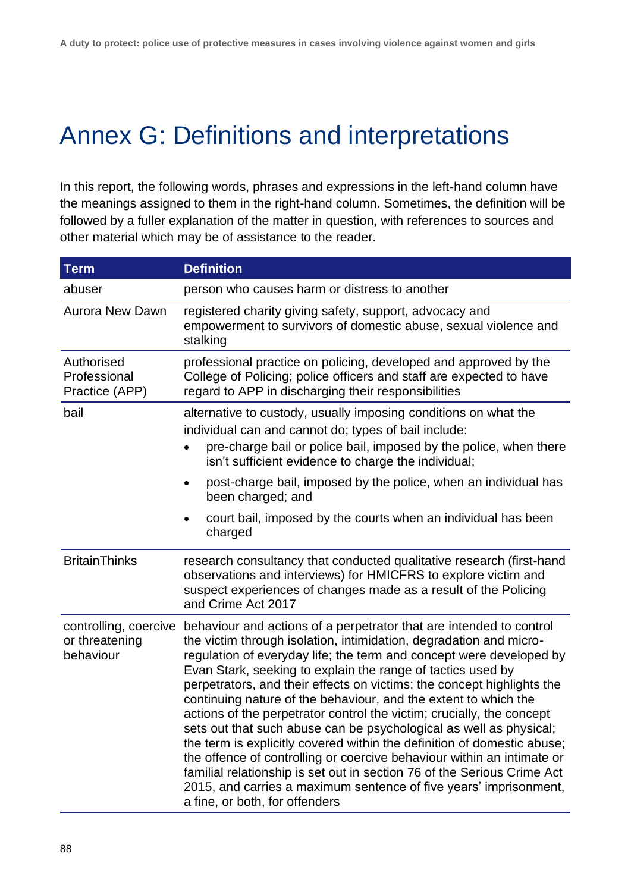# Annex G: Definitions and interpretations

In this report, the following words, phrases and expressions in the left-hand column have the meanings assigned to them in the right-hand column. Sometimes, the definition will be followed by a fuller explanation of the matter in question, with references to sources and other material which may be of assistance to the reader.

| Term | Definition |
|---|---|
| abuser | person who causes harm or distress to another |
| Aurora New Dawn | registered charity giving safety, support, advocacy and empowerment to survivors of domestic abuse, sexual violence and stalking |
| Authorised Professional Practice (APP) | professional practice on policing, developed and approved by the College of Policing; police officers and staff are expected to have regard to APP in discharging their responsibilities |
| bail | alternative to custody, usually imposing conditions on what the individual can and cannot do; types of bail include:<br>• pre-charge bail or police bail, imposed by the police, when there isn't sufficient evidence to charge the individual;<br>• post-charge bail, imposed by the police, when an individual has been charged; and<br>• court bail, imposed by the courts when an individual has been charged |
| BritainThinks | research consultancy that conducted qualitative research (first-hand observations and interviews) for HMICFRS to explore victim and suspect experiences of changes made as a result of the Policing and Crime Act 2017 |
| controlling, coercive or threatening behaviour | behaviour and actions of a perpetrator that are intended to control the victim through isolation, intimidation, degradation and micro-regulation of everyday life; the term and concept were developed by Evan Stark, seeking to explain the range of tactics used by perpetrators, and their effects on victims; the concept highlights the continuing nature of the behaviour, and the extent to which the actions of the perpetrator control the victim; crucially, the concept sets out that such abuse can be psychological as well as physical; the term is explicitly covered within the definition of domestic abuse; the offence of controlling or coercive behaviour within an intimate or familial relationship is set out in section 76 of the Serious Crime Act 2015, and carries a maximum sentence of five years' imprisonment, a fine, or both, for offenders |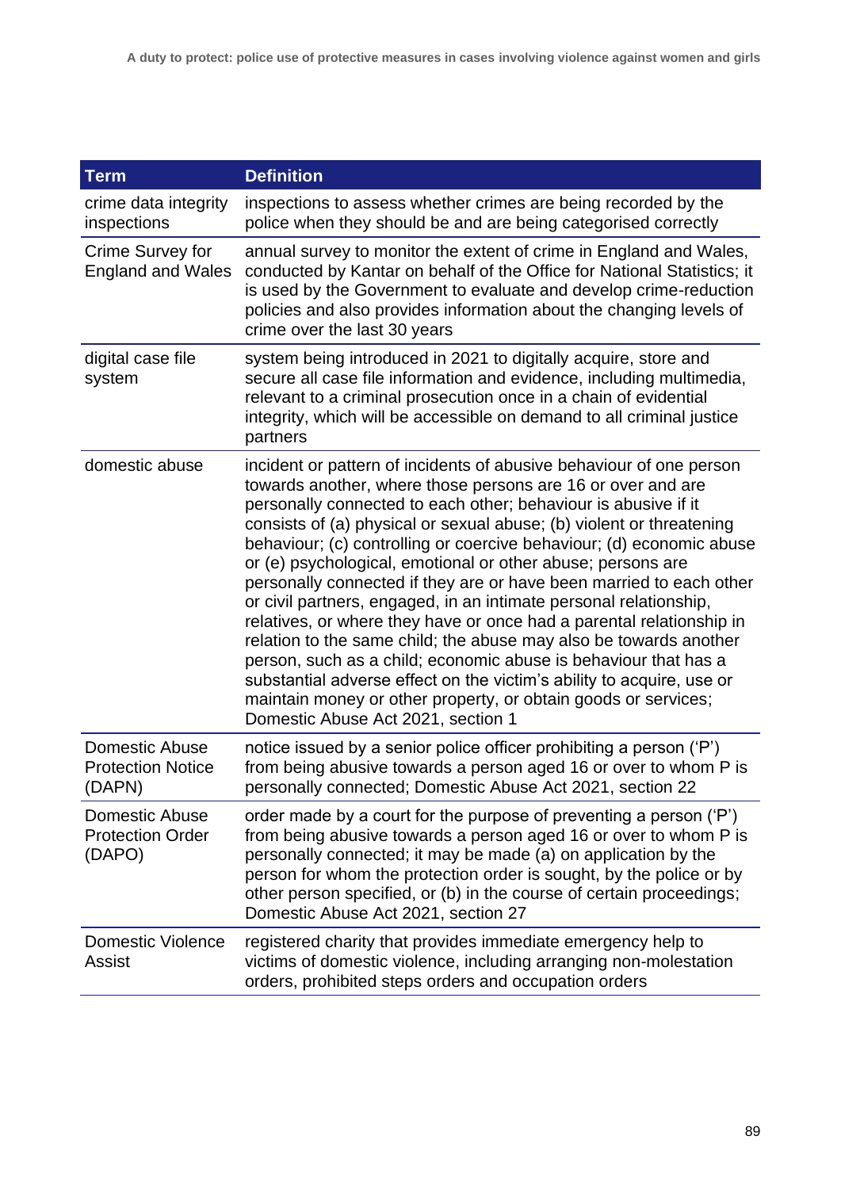| Term | Definition |
|---|---|
| crime data integrity inspections | inspections to assess whether crimes are being recorded by the police when they should be and are being categorised correctly |
| Crime Survey for England and Wales | annual survey to monitor the extent of crime in England and Wales, conducted by Kantar on behalf of the Office for National Statistics; it is used by the Government to evaluate and develop crime-reduction policies and also provides information about the changing levels of crime over the last 30 years |
| digital case file system | system being introduced in 2021 to digitally acquire, store and secure all case file information and evidence, including multimedia, relevant to a criminal prosecution once in a chain of evidential integrity, which will be accessible on demand to all criminal justice partners |
| domestic abuse | incident or pattern of incidents of abusive behaviour of one person towards another, where those persons are 16 or over and are personally connected to each other; behaviour is abusive if it consists of (a) physical or sexual abuse; (b) violent or threatening behaviour; (c) controlling or coercive behaviour; (d) economic abuse or (e) psychological, emotional or other abuse; persons are personally connected if they are or have been married to each other or civil partners, engaged, in an intimate personal relationship, relatives, or where they have or once had a parental relationship in relation to the same child; the abuse may also be towards another person, such as a child; economic abuse is behaviour that has a substantial adverse effect on the victim's ability to acquire, use or maintain money or other property, or obtain goods or services; Domestic Abuse Act 2021, section 1 |
| Domestic Abuse Protection Notice (DAPN) | notice issued by a senior police officer prohibiting a person ('P') from being abusive towards a person aged 16 or over to whom P is personally connected; Domestic Abuse Act 2021, section 22 |
| Domestic Abuse Protection Order (DAPO) | order made by a court for the purpose of preventing a person ('P') from being abusive towards a person aged 16 or over to whom P is personally connected; it may be made (a) on application by the person for whom the protection order is sought, by the police or by other person specified, or (b) in the course of certain proceedings; Domestic Abuse Act 2021, section 27 |
| Domestic Violence Assist | registered charity that provides immediate emergency help to victims of domestic violence, including arranging non-molestation orders, prohibited steps orders and occupation orders |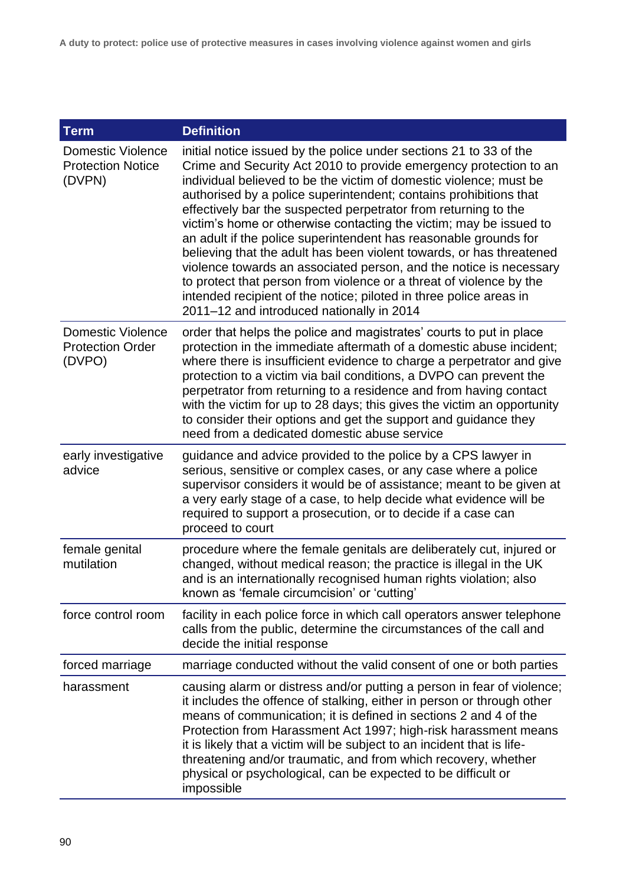| Term | Definition |
|---|---|
| Domestic Violence Protection Notice (DVPN) | initial notice issued by the police under sections 21 to 33 of the Crime and Security Act 2010 to provide emergency protection to an individual believed to be the victim of domestic violence; must be authorised by a police superintendent; contains prohibitions that effectively bar the suspected perpetrator from returning to the victim's home or otherwise contacting the victim; may be issued to an adult if the police superintendent has reasonable grounds for believing that the adult has been violent towards, or has threatened violence towards an associated person, and the notice is necessary to protect that person from violence or a threat of violence by the intended recipient of the notice; piloted in three police areas in 2011–12 and introduced nationally in 2014 |
| Domestic Violence Protection Order (DVPO) | order that helps the police and magistrates' courts to put in place protection in the immediate aftermath of a domestic abuse incident; where there is insufficient evidence to charge a perpetrator and give protection to a victim via bail conditions, a DVPO can prevent the perpetrator from returning to a residence and from having contact with the victim for up to 28 days; this gives the victim an opportunity to consider their options and get the support and guidance they need from a dedicated domestic abuse service |
| early investigative advice | guidance and advice provided to the police by a CPS lawyer in serious, sensitive or complex cases, or any case where a police supervisor considers it would be of assistance; meant to be given at a very early stage of a case, to help decide what evidence will be required to support a prosecution, or to decide if a case can proceed to court |
| female genital mutilation | procedure where the female genitals are deliberately cut, injured or changed, without medical reason; the practice is illegal in the UK and is an internationally recognised human rights violation; also known as 'female circumcision' or 'cutting' |
| force control room | facility in each police force in which call operators answer telephone calls from the public, determine the circumstances of the call and decide the initial response |
| forced marriage | marriage conducted without the valid consent of one or both parties |
| harassment | causing alarm or distress and/or putting a person in fear of violence; it includes the offence of stalking, either in person or through other means of communication; it is defined in sections 2 and 4 of the Protection from Harassment Act 1997; high-risk harassment means it is likely that a victim will be subject to an incident that is life-threatening and/or traumatic, and from which recovery, whether physical or psychological, can be expected to be difficult or impossible |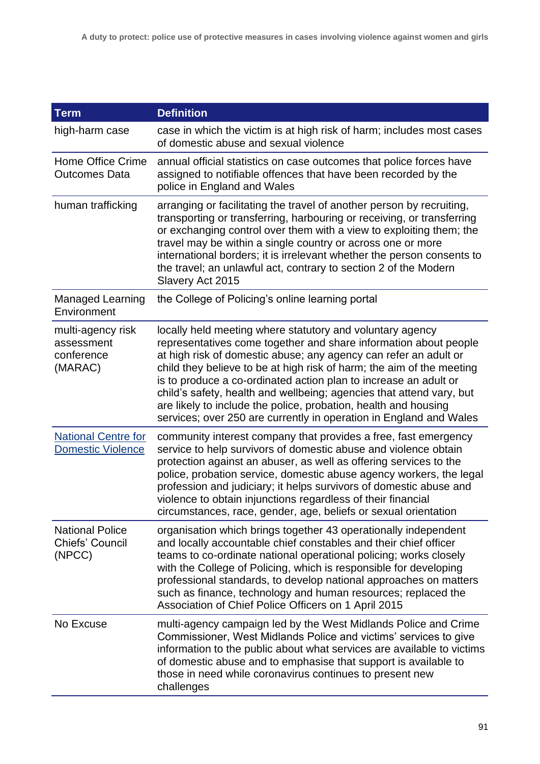| Term | Definition |
|---|---|
| high-harm case | case in which the victim is at high risk of harm; includes most cases of domestic abuse and sexual violence |
| Home Office Crime Outcomes Data | annual official statistics on case outcomes that police forces have assigned to notifiable offences that have been recorded by the police in England and Wales |
| human trafficking | arranging or facilitating the travel of another person by recruiting, transporting or transferring, harbouring or receiving, or transferring or exchanging control over them with a view to exploiting them; the travel may be within a single country or across one or more international borders; it is irrelevant whether the person consents to the travel; an unlawful act, contrary to section 2 of the Modern Slavery Act 2015 |
| Managed Learning Environment | the College of Policing's online learning portal |
| multi-agency risk assessment conference (MARAC) | locally held meeting where statutory and voluntary agency representatives come together and share information about people at high risk of domestic abuse; any agency can refer an adult or child they believe to be at high risk of harm; the aim of the meeting is to produce a co-ordinated action plan to increase an adult or child's safety, health and wellbeing; agencies that attend vary, but are likely to include the police, probation, health and housing services; over 250 are currently in operation in England and Wales |
| National Centre for Domestic Violence | community interest company that provides a free, fast emergency service to help survivors of domestic abuse and violence obtain protection against an abuser, as well as offering services to the police, probation service, domestic abuse agency workers, the legal profession and judiciary; it helps survivors of domestic abuse and violence to obtain injunctions regardless of their financial circumstances, race, gender, age, beliefs or sexual orientation |
| National Police Chiefs' Council (NPCC) | organisation which brings together 43 operationally independent and locally accountable chief constables and their chief officer teams to co-ordinate national operational policing; works closely with the College of Policing, which is responsible for developing professional standards, to develop national approaches on matters such as finance, technology and human resources; replaced the Association of Chief Police Officers on 1 April 2015 |
| No Excuse | multi-agency campaign led by the West Midlands Police and Crime Commissioner, West Midlands Police and victims' services to give information to the public about what services are available to victims of domestic abuse and to emphasise that support is available to those in need while coronavirus continues to present new challenges |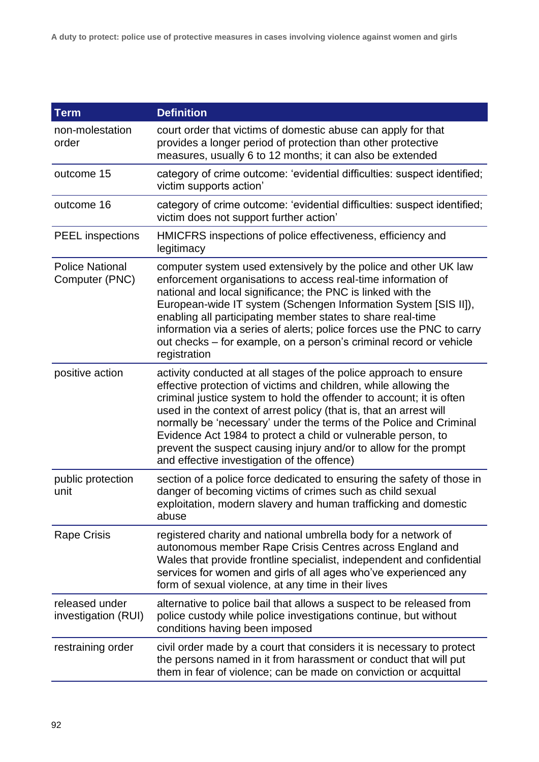| Term | Definition |
|---|---|
| non-molestation order | court order that victims of domestic abuse can apply for that provides a longer period of protection than other protective measures, usually 6 to 12 months; it can also be extended |
| outcome 15 | category of crime outcome: 'evidential difficulties: suspect identified; victim supports action' |
| outcome 16 | category of crime outcome: 'evidential difficulties: suspect identified; victim does not support further action' |
| PEEL inspections | HMICFRS inspections of police effectiveness, efficiency and legitimacy |
| Police National Computer (PNC) | computer system used extensively by the police and other UK law enforcement organisations to access real-time information of national and local significance; the PNC is linked with the European-wide IT system (Schengen Information System [SIS II]), enabling all participating member states to share real-time information via a series of alerts; police forces use the PNC to carry out checks – for example, on a person's criminal record or vehicle registration |
| positive action | activity conducted at all stages of the police approach to ensure effective protection of victims and children, while allowing the criminal justice system to hold the offender to account; it is often used in the context of arrest policy (that is, that an arrest will normally be 'necessary' under the terms of the Police and Criminal Evidence Act 1984 to protect a child or vulnerable person, to prevent the suspect causing injury and/or to allow for the prompt and effective investigation of the offence) |
| public protection unit | section of a police force dedicated to ensuring the safety of those in danger of becoming victims of crimes such as child sexual exploitation, modern slavery and human trafficking and domestic abuse |
| Rape Crisis | registered charity and national umbrella body for a network of autonomous member Rape Crisis Centres across England and Wales that provide frontline specialist, independent and confidential services for women and girls of all ages who've experienced any form of sexual violence, at any time in their lives |
| released under investigation (RUI) | alternative to police bail that allows a suspect to be released from police custody while police investigations continue, but without conditions having been imposed |
| restraining order | civil order made by a court that considers it is necessary to protect the persons named in it from harassment or conduct that will put them in fear of violence; can be made on conviction or acquittal |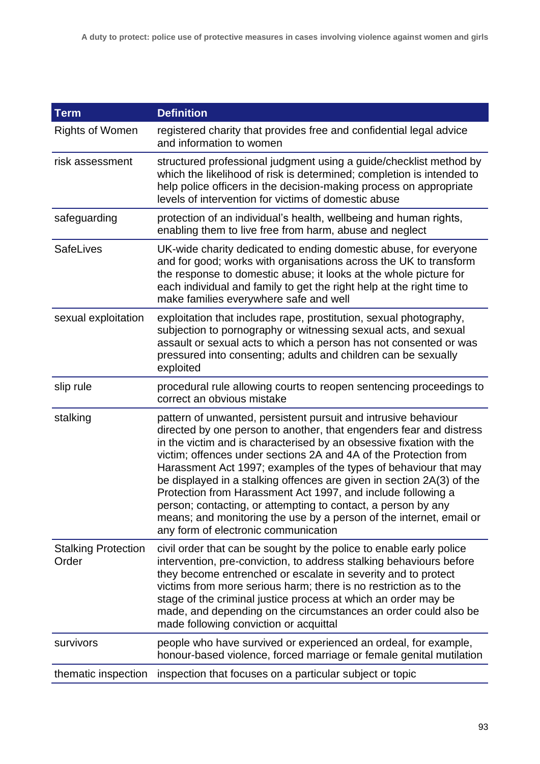| Term | Definition |
|---|---|
| Rights of Women | registered charity that provides free and confidential legal advice and information to women |
| risk assessment | structured professional judgment using a guide/checklist method by which the likelihood of risk is determined; completion is intended to help police officers in the decision-making process on appropriate levels of intervention for victims of domestic abuse |
| safeguarding | protection of an individual's health, wellbeing and human rights, enabling them to live free from harm, abuse and neglect |
| SafeLives | UK-wide charity dedicated to ending domestic abuse, for everyone and for good; works with organisations across the UK to transform the response to domestic abuse; it looks at the whole picture for each individual and family to get the right help at the right time to make families everywhere safe and well |
| sexual exploitation | exploitation that includes rape, prostitution, sexual photography, subjection to pornography or witnessing sexual acts, and sexual assault or sexual acts to which a person has not consented or was pressured into consenting; adults and children can be sexually exploited |
| slip rule | procedural rule allowing courts to reopen sentencing proceedings to correct an obvious mistake |
| stalking | pattern of unwanted, persistent pursuit and intrusive behaviour directed by one person to another, that engenders fear and distress in the victim and is characterised by an obsessive fixation with the victim; offences under sections 2A and 4A of the Protection from Harassment Act 1997; examples of the types of behaviour that may be displayed in a stalking offences are given in section 2A(3) of the Protection from Harassment Act 1997, and include following a person; contacting, or attempting to contact, a person by any means; and monitoring the use by a person of the internet, email or any form of electronic communication |
| Stalking Protection Order | civil order that can be sought by the police to enable early police intervention, pre-conviction, to address stalking behaviours before they become entrenched or escalate in severity and to protect victims from more serious harm; there is no restriction as to the stage of the criminal justice process at which an order may be made, and depending on the circumstances an order could also be made following conviction or acquittal |
| survivors | people who have survived or experienced an ordeal, for example, honour-based violence, forced marriage or female genital mutilation |
| thematic inspection | inspection that focuses on a particular subject or topic |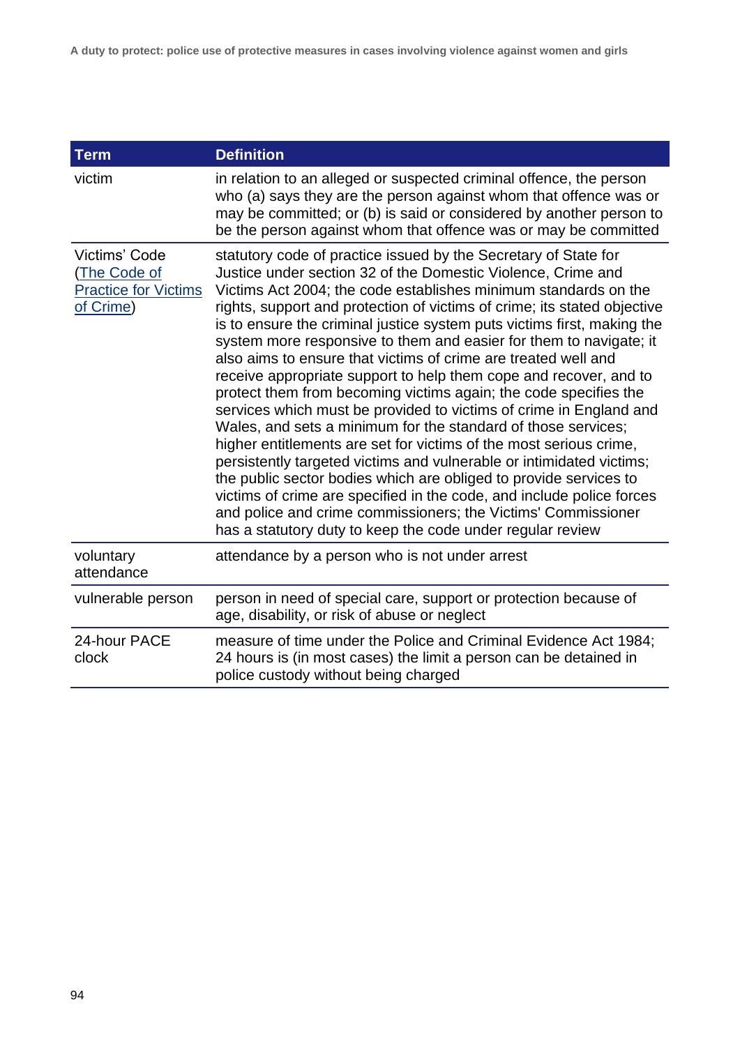| Term | Definition |
|---|---|
| victim | in relation to an alleged or suspected criminal offence, the person who (a) says they are the person against whom that offence was or may be committed; or (b) is said or considered by another person to be the person against whom that offence was or may be committed |
| Victims' Code (The Code of Practice for Victims of Crime) | statutory code of practice issued by the Secretary of State for Justice under section 32 of the Domestic Violence, Crime and Victims Act 2004; the code establishes minimum standards on the rights, support and protection of victims of crime; its stated objective is to ensure the criminal justice system puts victims first, making the system more responsive to them and easier for them to navigate; it also aims to ensure that victims of crime are treated well and receive appropriate support to help them cope and recover, and to protect them from becoming victims again; the code specifies the services which must be provided to victims of crime in England and Wales, and sets a minimum for the standard of those services; higher entitlements are set for victims of the most serious crime, persistently targeted victims and vulnerable or intimidated victims; the public sector bodies which are obliged to provide services to victims of crime are specified in the code, and include police forces and police and crime commissioners; the Victims' Commissioner has a statutory duty to keep the code under regular review |
| voluntary attendance | attendance by a person who is not under arrest |
| vulnerable person | person in need of special care, support or protection because of age, disability, or risk of abuse or neglect |
| 24-hour PACE clock | measure of time under the Police and Criminal Evidence Act 1984; 24 hours is (in most cases) the limit a person can be detained in police custody without being charged |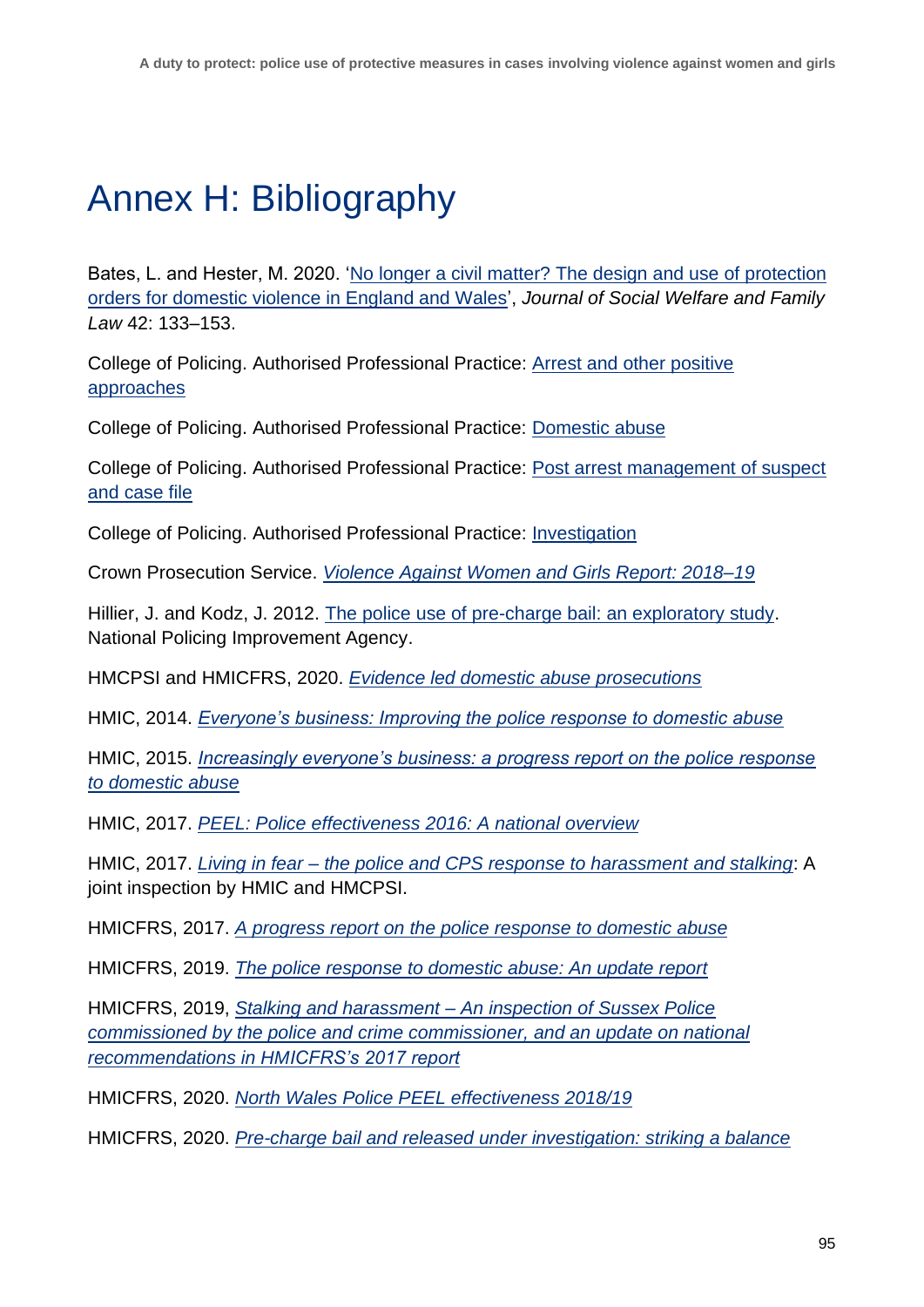# Annex H: Bibliography

Bates, L. and Hester, M. 2020. 'No longer a civil matter? The design and use of protection orders for domestic violence in England and Wales', *Journal of Social Welfare and Family Law* 42: 133–153.

College of Policing. Authorised Professional Practice: Arrest and other positive approaches

College of Policing. Authorised Professional Practice: Domestic abuse

College of Policing. Authorised Professional Practice: Post arrest management of suspect and case file

College of Policing. Authorised Professional Practice: Investigation

Crown Prosecution Service. *Violence Against Women and Girls Report: 2018–19*

Hillier, J. and Kodz, J. 2012. The police use of pre-charge bail: an exploratory study. National Policing Improvement Agency.

HMCPSI and HMICFRS, 2020. *Evidence led domestic abuse prosecutions*

HMIC, 2014. *Everyone's business: Improving the police response to domestic abuse*

HMIC, 2015. *Increasingly everyone's business: a progress report on the police response to domestic abuse*

HMIC, 2017. *PEEL: Police effectiveness 2016: A national overview*

HMIC, 2017. *Living in fear – the police and CPS response to harassment and stalking*: A joint inspection by HMIC and HMCPSI.

HMICFRS, 2017. *A progress report on the police response to domestic abuse*

HMICFRS, 2019. *The police response to domestic abuse: An update report*

HMICFRS, 2019, *Stalking and harassment – An inspection of Sussex Police commissioned by the police and crime commissioner, and an update on national recommendations in HMICFRS's 2017 report*

HMICFRS, 2020. *North Wales Police PEEL effectiveness 2018/19*

HMICFRS, 2020. *Pre-charge bail and released under investigation: striking a balance*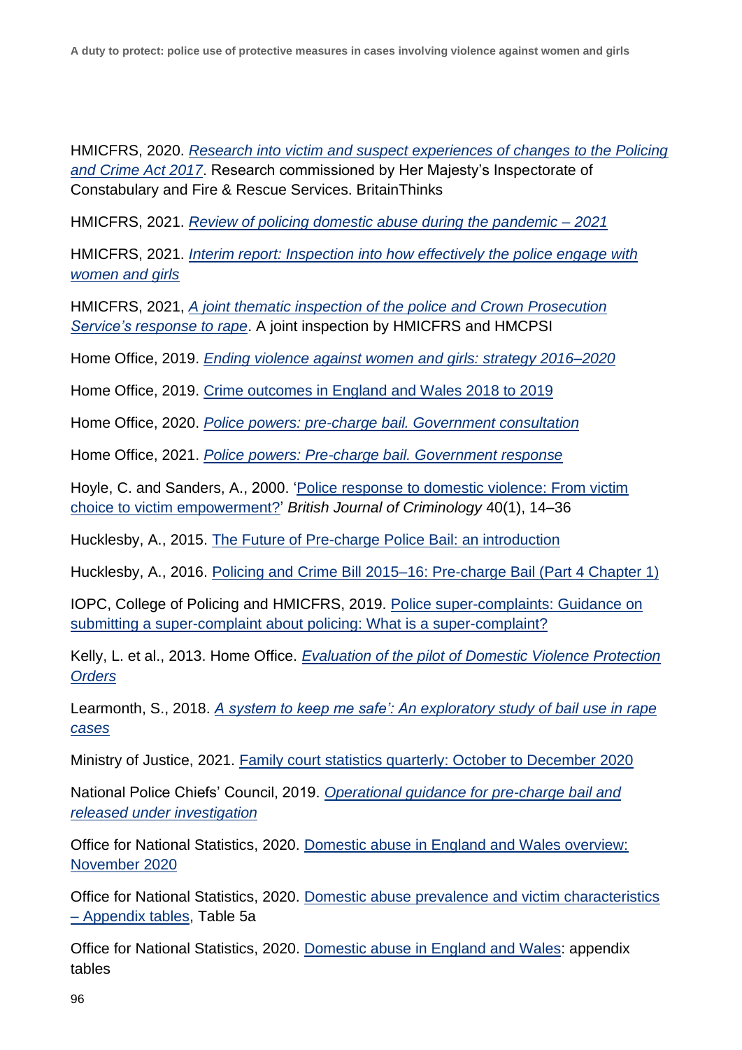HMICFRS, 2020. *Research into victim and suspect experiences of changes to the Policing and Crime Act 2017*. Research commissioned by Her Majesty's Inspectorate of Constabulary and Fire & Rescue Services. BritainThinks

HMICFRS, 2021. *Review of policing domestic abuse during the pandemic – 2021*

HMICFRS, 2021. *Interim report: Inspection into how effectively the police engage with women and girls*

HMICFRS, 2021, *A joint thematic inspection of the police and Crown Prosecution Service's response to rape*. A joint inspection by HMICFRS and HMCPSI

Home Office, 2019. *Ending violence against women and girls: strategy 2016–2020*

Home Office, 2019. Crime outcomes in England and Wales 2018 to 2019

Home Office, 2020. *Police powers: pre-charge bail. Government consultation*

Home Office, 2021. *Police powers: Pre-charge bail. Government response*

Hoyle, C. and Sanders, A., 2000. 'Police response to domestic violence: From victim choice to victim empowerment?' *British Journal of Criminology* 40(1), 14–36

Hucklesby, A., 2015. The Future of Pre-charge Police Bail: an introduction

Hucklesby, A., 2016. Policing and Crime Bill 2015–16: Pre-charge Bail (Part 4 Chapter 1)

IOPC, College of Policing and HMICFRS, 2019. Police super-complaints: Guidance on submitting a super-complaint about policing: What is a super-complaint?

Kelly, L. et al., 2013. Home Office. *Evaluation of the pilot of Domestic Violence Protection Orders*

Learmonth, S., 2018. *A system to keep me safe': An exploratory study of bail use in rape cases*

Ministry of Justice, 2021. Family court statistics quarterly: October to December 2020

National Police Chiefs' Council, 2019. *Operational guidance for pre-charge bail and released under investigation*

Office for National Statistics, 2020. Domestic abuse in England and Wales overview: November 2020

Office for National Statistics, 2020. Domestic abuse prevalence and victim characteristics – Appendix tables, Table 5a

Office for National Statistics, 2020. Domestic abuse in England and Wales: appendix tables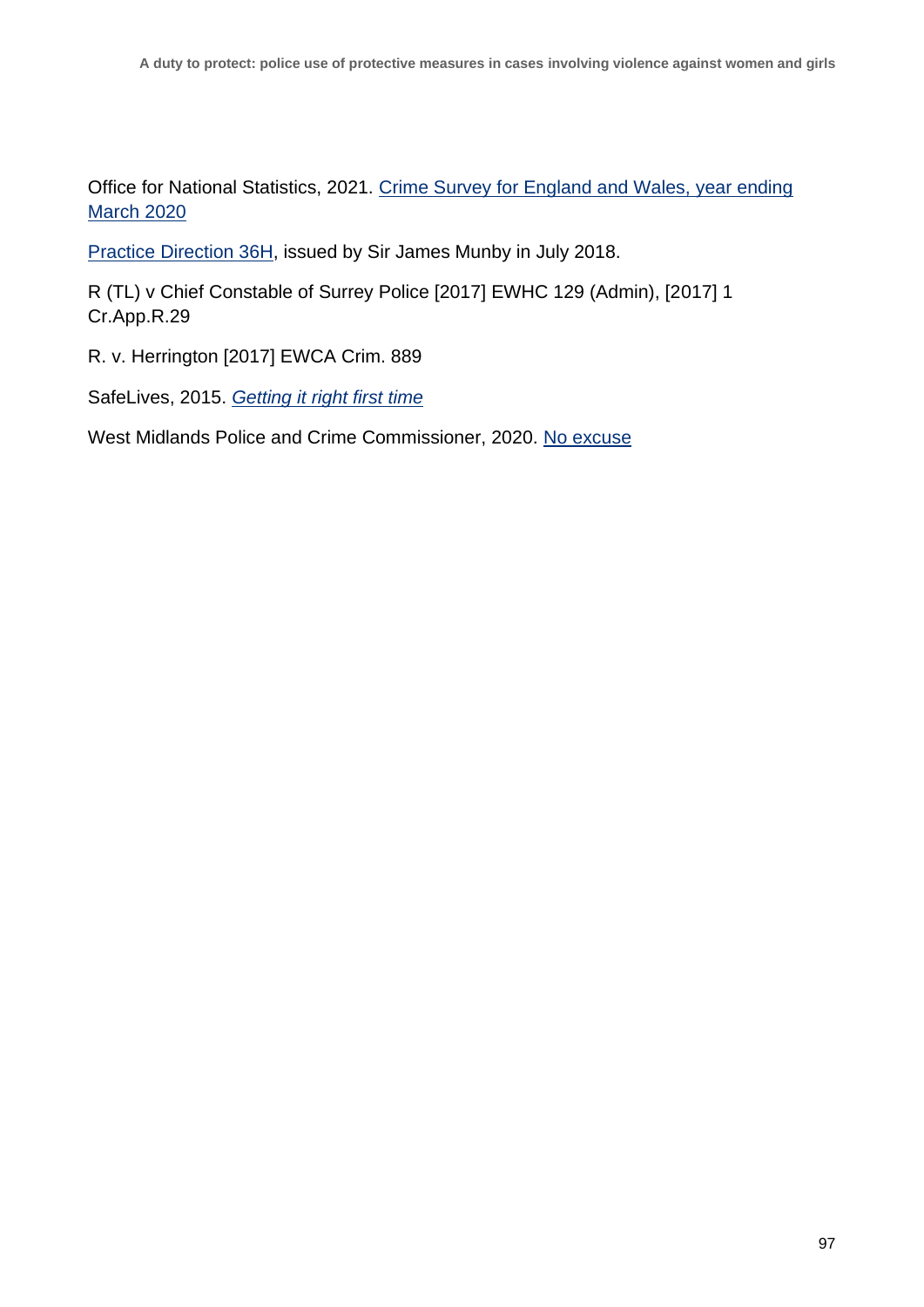Office for National Statistics, 2021. Crime Survey for England and Wales, year ending March 2020

Practice Direction 36H, issued by Sir James Munby in July 2018.

R (TL) v Chief Constable of Surrey Police [2017] EWHC 129 (Admin), [2017] 1 Cr.App.R.29

R. v. Herrington [2017] EWCA Crim. 889

SafeLives, 2015. *Getting it right first time*

West Midlands Police and Crime Commissioner, 2020. No excuse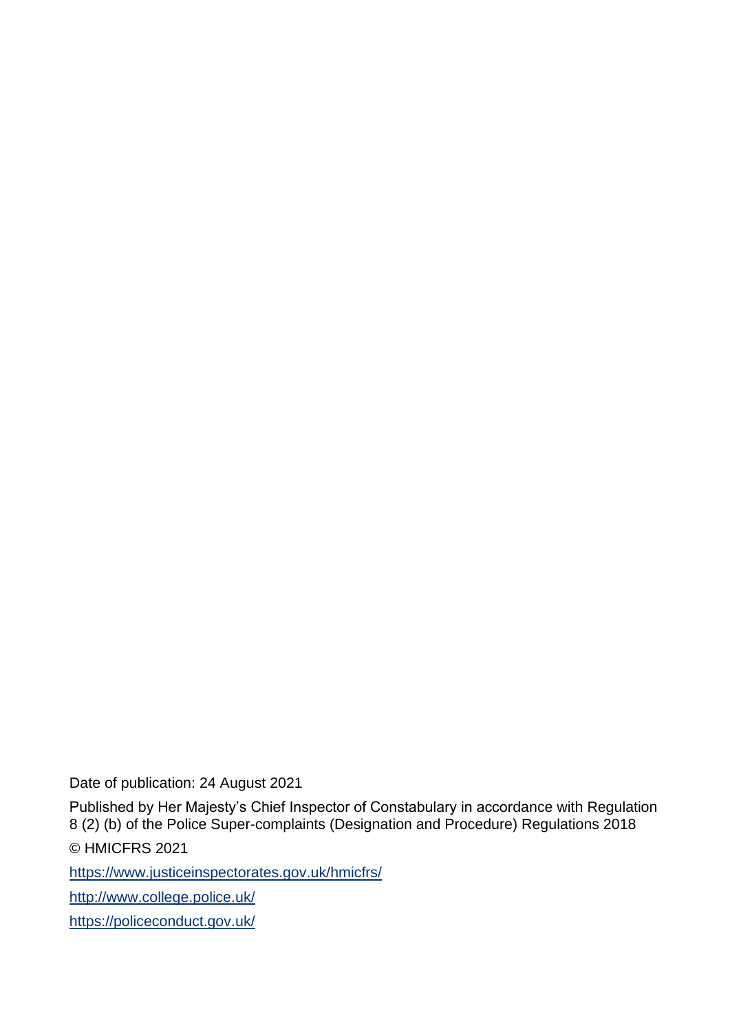Date of publication: 24 August 2021

Published by Her Majesty's Chief Inspector of Constabulary in accordance with Regulation 8 (2) (b) of the Police Super-complaints (Designation and Procedure) Regulations 2018

© HMICFRS 2021

https://www.justiceinspectorates.gov.uk/hmicfrs/

http://www.college.police.uk/

https://policeconduct.gov.uk/